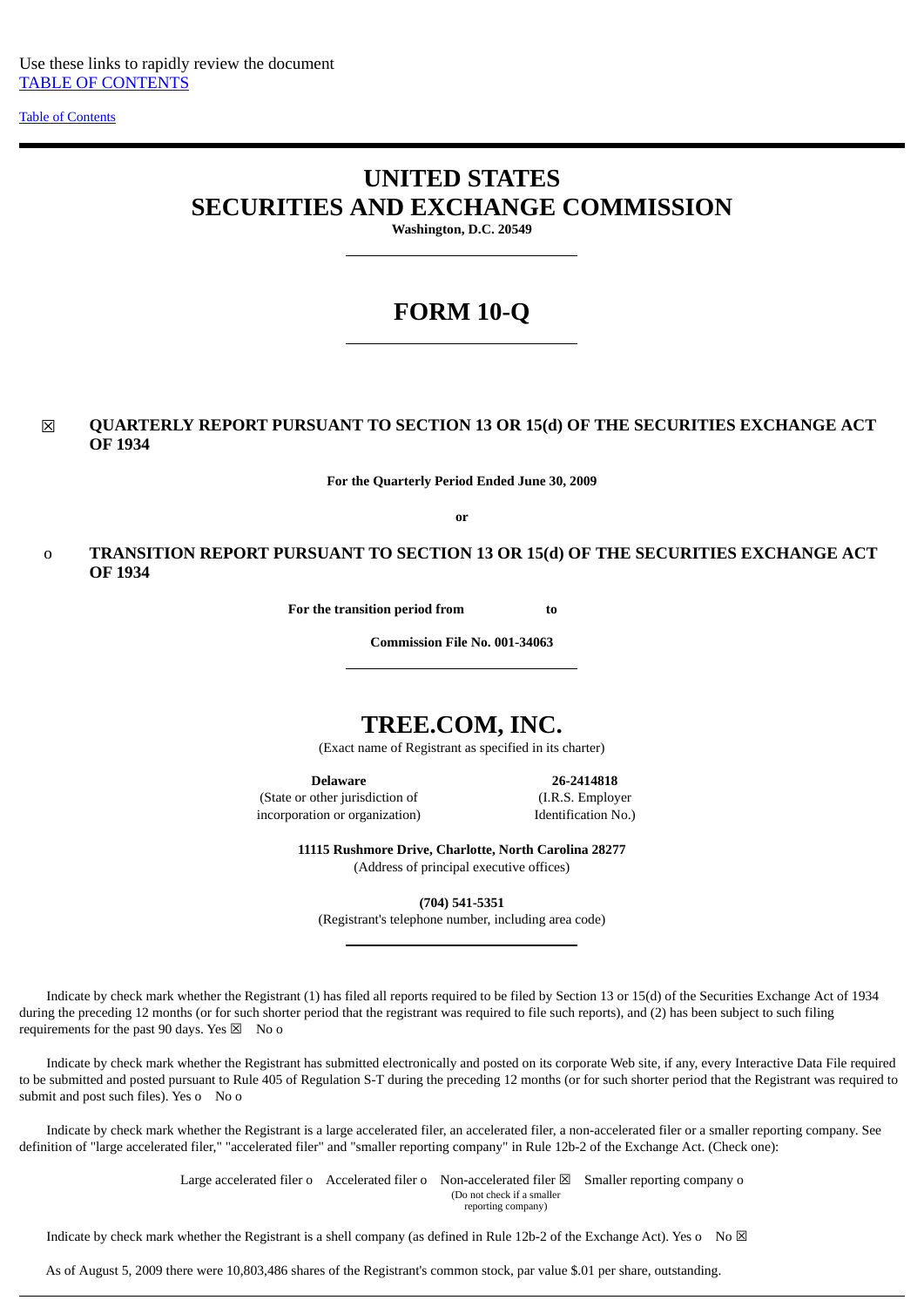Use these links to rapidly review the document
TABLE OF CONTENTS

Table of Contents

# UNITED STATES
# SECURITIES AND EXCHANGE COMMISSION

**Washington, D.C. 20549**

# FORM 10-Q

☒ **QUARTERLY REPORT PURSUANT TO SECTION 13 OR 15(d) OF THE SECURITIES EXCHANGE ACT OF 1934**

**For the Quarterly Period Ended June 30, 2009**

**or**

o **TRANSITION REPORT PURSUANT TO SECTION 13 OR 15(d) OF THE SECURITIES EXCHANGE ACT OF 1934**

**For the transition period from to**

**Commission File No. 001-34063**

# TREE.COM, INC.

(Exact name of Registrant as specified in its charter)

| **Delaware** | **26-2414818** |
|---|---|
| (State or other jurisdiction of incorporation or organization) | (I.R.S. Employer Identification No.) |

**11115 Rushmore Drive, Charlotte, North Carolina 28277**
(Address of principal executive offices)

**(704) 541-5351**
(Registrant's telephone number, including area code)

Indicate by check mark whether the Registrant (1) has filed all reports required to be filed by Section 13 or 15(d) of the Securities Exchange Act of 1934 during the preceding 12 months (or for such shorter period that the registrant was required to file such reports), and (2) has been subject to such filing requirements for the past 90 days. Yes ☒ No o

Indicate by check mark whether the Registrant has submitted electronically and posted on its corporate Web site, if any, every Interactive Data File required to be submitted and posted pursuant to Rule 405 of Regulation S-T during the preceding 12 months (or for such shorter period that the Registrant was required to submit and post such files). Yes o No o

Indicate by check mark whether the Registrant is a large accelerated filer, an accelerated filer, a non-accelerated filer or a smaller reporting company. See definition of "large accelerated filer," "accelerated filer" and "smaller reporting company" in Rule 12b-2 of the Exchange Act. (Check one):

Large accelerated filer o Accelerated filer o Non-accelerated filer ☒ (Do not check if a smaller reporting company) Smaller reporting company o

Indicate by check mark whether the Registrant is a shell company (as defined in Rule 12b-2 of the Exchange Act). Yes o No ☒

As of August 5, 2009 there were 10,803,486 shares of the Registrant's common stock, par value $.01 per share, outstanding.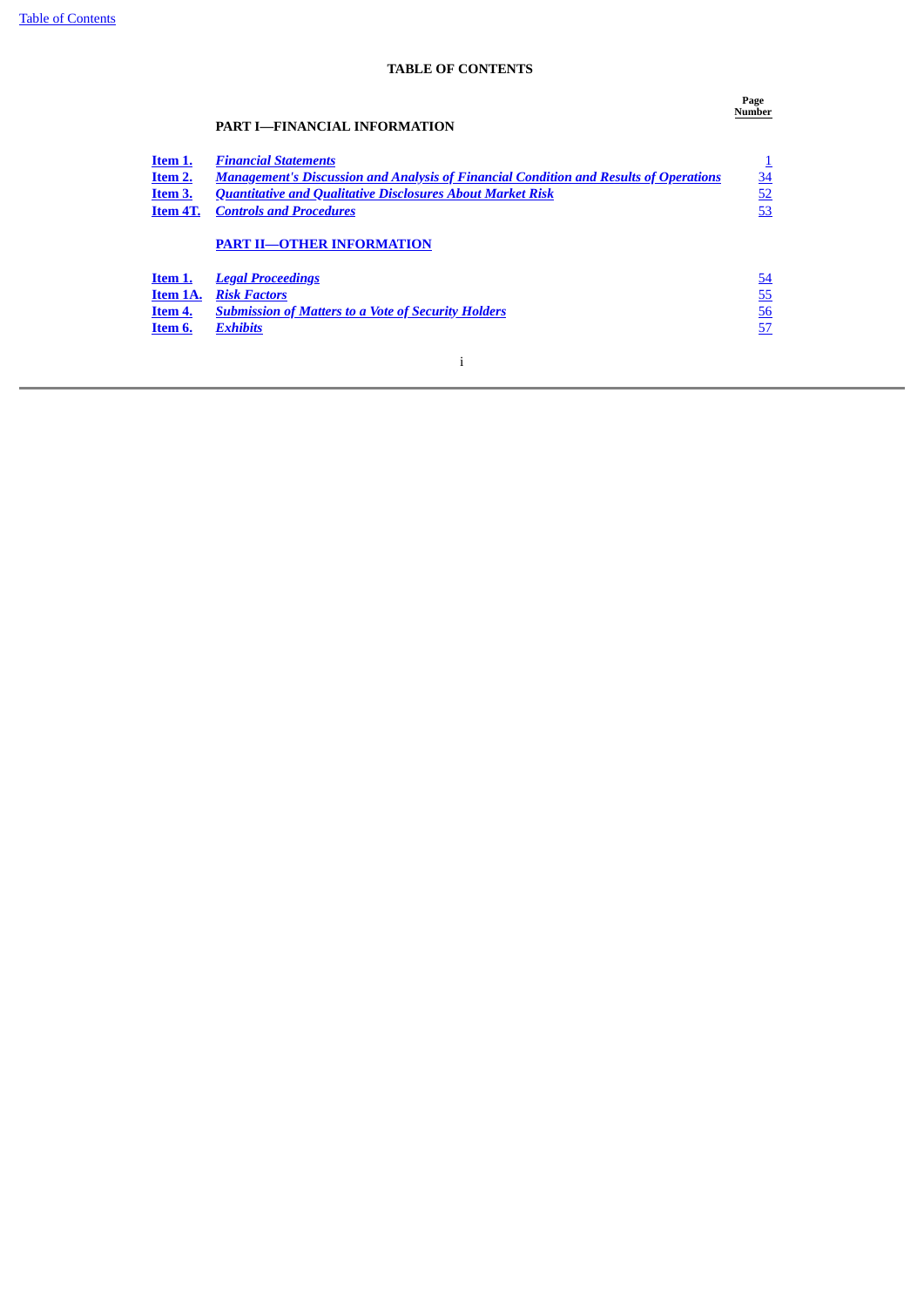# TABLE OF CONTENTS

| | | Page Number |
|---|---|---|
| | **PART I—FINANCIAL INFORMATION** | |
| **Item 1.** | ***Financial Statements*** | 1 |
| **Item 2.** | ***Management's Discussion and Analysis of Financial Condition and Results of Operations*** | 34 |
| **Item 3.** | ***Quantitative and Qualitative Disclosures About Market Risk*** | 52 |
| **Item 4T.** | ***Controls and Procedures*** | 53 |
| | **PART II—OTHER INFORMATION** | |
| **Item 1.** | ***Legal Proceedings*** | 54 |
| **Item 1A.** | ***Risk Factors*** | 55 |
| **Item 4.** | ***Submission of Matters to a Vote of Security Holders*** | 56 |
| **Item 6.** | ***Exhibits*** | 57 |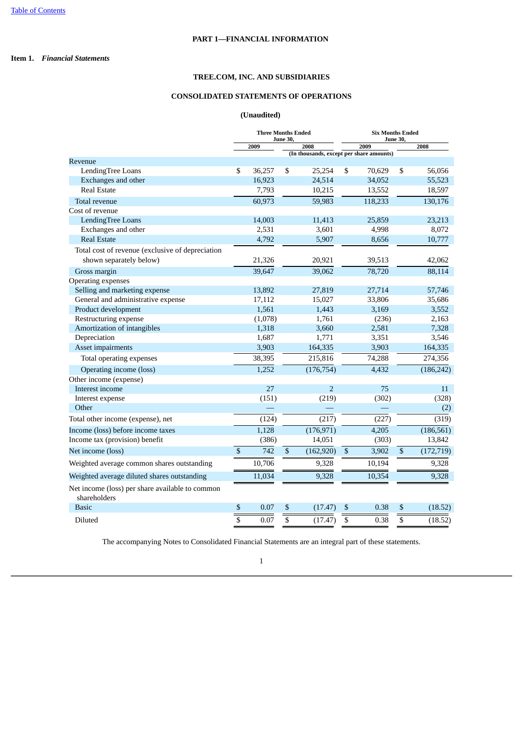# PART 1—FINANCIAL INFORMATION

## Item 1. *Financial Statements*

### TREE.COM, INC. AND SUBSIDIARIES

### CONSOLIDATED STATEMENTS OF OPERATIONS

**(Unaudited)**

| | Three Months Ended June 30, | | Six Months Ended June 30, | |
|---|---|---|---|---|
| | 2009 | 2008 | 2009 | 2008 |
| | (In thousands, except per share amounts) | | | |
| Revenue | | | | |
| LendingTree Loans | $ 36,257 | $ 25,254 | $ 70,629 | $ 56,056 |
| Exchanges and other | 16,923 | 24,514 | 34,052 | 55,523 |
| Real Estate | 7,793 | 10,215 | 13,552 | 18,597 |
| Total revenue | 60,973 | 59,983 | 118,233 | 130,176 |
| Cost of revenue | | | | |
| LendingTree Loans | 14,003 | 11,413 | 25,859 | 23,213 |
| Exchanges and other | 2,531 | 3,601 | 4,998 | 8,072 |
| Real Estate | 4,792 | 5,907 | 8,656 | 10,777 |
| Total cost of revenue (exclusive of depreciation shown separately below) | 21,326 | 20,921 | 39,513 | 42,062 |
| Gross margin | 39,647 | 39,062 | 78,720 | 88,114 |
| Operating expenses | | | | |
| Selling and marketing expense | 13,892 | 27,819 | 27,714 | 57,746 |
| General and administrative expense | 17,112 | 15,027 | 33,806 | 35,686 |
| Product development | 1,561 | 1,443 | 3,169 | 3,552 |
| Restructuring expense | (1,078) | 1,761 | (236) | 2,163 |
| Amortization of intangibles | 1,318 | 3,660 | 2,581 | 7,328 |
| Depreciation | 1,687 | 1,771 | 3,351 | 3,546 |
| Asset impairments | 3,903 | 164,335 | 3,903 | 164,335 |
| Total operating expenses | 38,395 | 215,816 | 74,288 | 274,356 |
| Operating income (loss) | 1,252 | (176,754) | 4,432 | (186,242) |
| Other income (expense) | | | | |
| Interest income | 27 | 2 | 75 | 11 |
| Interest expense | (151) | (219) | (302) | (328) |
| Other | — | — | — | (2) |
| Total other income (expense), net | (124) | (217) | (227) | (319) |
| Income (loss) before income taxes | 1,128 | (176,971) | 4,205 | (186,561) |
| Income tax (provision) benefit | (386) | 14,051 | (303) | 13,842 |
| Net income (loss) | $ 742 | $ (162,920) | $ 3,902 | $ (172,719) |
| Weighted average common shares outstanding | 10,706 | 9,328 | 10,194 | 9,328 |
| Weighted average diluted shares outstanding | 11,034 | 9,328 | 10,354 | 9,328 |
| Net income (loss) per share available to common shareholders | | | | |
| Basic | $ 0.07 | $ (17.47) | $ 0.38 | $ (18.52) |
| Diluted | $ 0.07 | $ (17.47) | $ 0.38 | $ (18.52) |

The accompanying Notes to Consolidated Financial Statements are an integral part of these statements.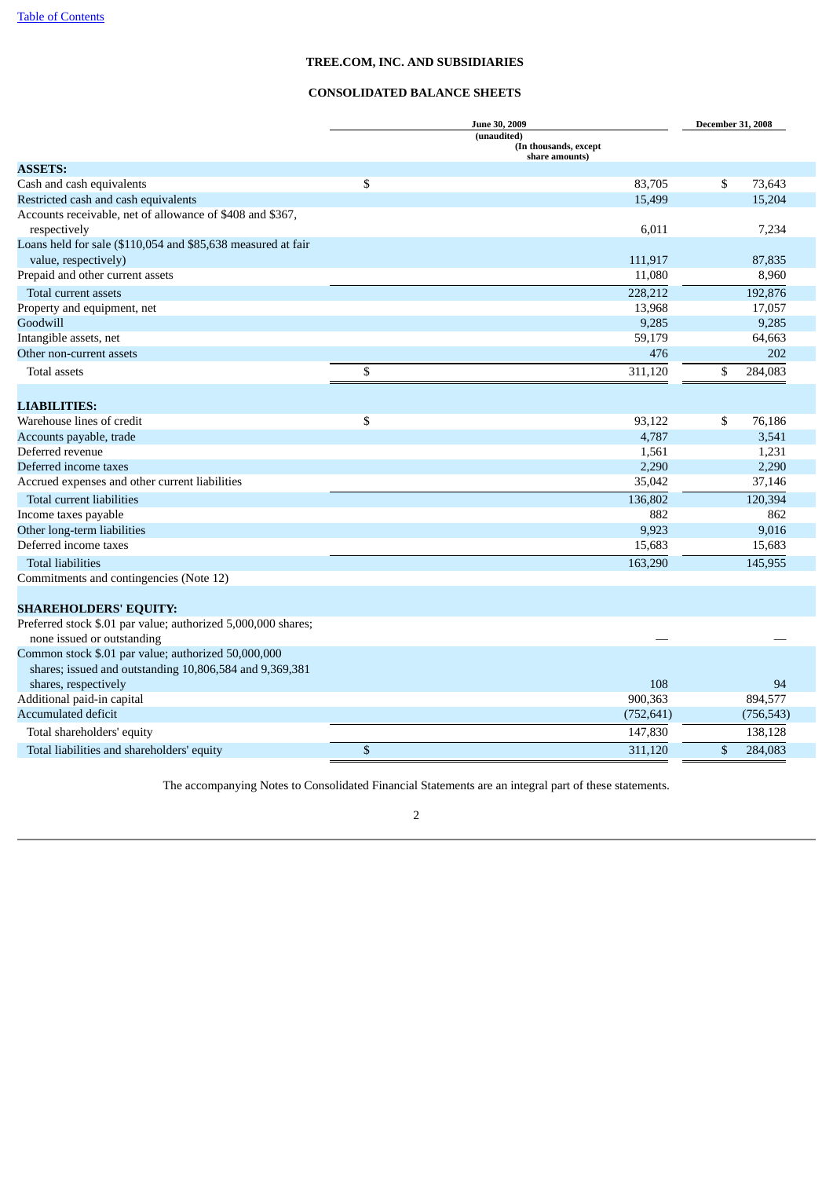# TREE.COM, INC. AND SUBSIDIARIES

## CONSOLIDATED BALANCE SHEETS

| | June 30, 2009 (unaudited) | December 31, 2008 |
|---|---|---|
| | (In thousands, except share amounts) | |
| **ASSETS:** | | |
| Cash and cash equivalents | $ 83,705 | $ 73,643 |
| Restricted cash and cash equivalents | 15,499 | 15,204 |
| Accounts receivable, net of allowance of $408 and $367, respectively | 6,011 | 7,234 |
| Loans held for sale ($110,054 and $85,638 measured at fair value, respectively) | 111,917 | 87,835 |
| Prepaid and other current assets | 11,080 | 8,960 |
| Total current assets | 228,212 | 192,876 |
| Property and equipment, net | 13,968 | 17,057 |
| Goodwill | 9,285 | 9,285 |
| Intangible assets, net | 59,179 | 64,663 |
| Other non-current assets | 476 | 202 |
| Total assets | $ 311,120 | $ 284,083 |
| **LIABILITIES:** | | |
| Warehouse lines of credit | $ 93,122 | $ 76,186 |
| Accounts payable, trade | 4,787 | 3,541 |
| Deferred revenue | 1,561 | 1,231 |
| Deferred income taxes | 2,290 | 2,290 |
| Accrued expenses and other current liabilities | 35,042 | 37,146 |
| Total current liabilities | 136,802 | 120,394 |
| Income taxes payable | 882 | 862 |
| Other long-term liabilities | 9,923 | 9,016 |
| Deferred income taxes | 15,683 | 15,683 |
| Total liabilities | 163,290 | 145,955 |
| Commitments and contingencies (Note 12) | | |
| **SHAREHOLDERS' EQUITY:** | | |
| Preferred stock $.01 par value; authorized 5,000,000 shares; none issued or outstanding | — | — |
| Common stock $.01 par value; authorized 50,000,000 shares; issued and outstanding 10,806,584 and 9,369,381 shares, respectively | 108 | 94 |
| Additional paid-in capital | 900,363 | 894,577 |
| Accumulated deficit | (752,641) | (756,543) |
| Total shareholders' equity | 147,830 | 138,128 |
| Total liabilities and shareholders' equity | $ 311,120 | $ 284,083 |

The accompanying Notes to Consolidated Financial Statements are an integral part of these statements.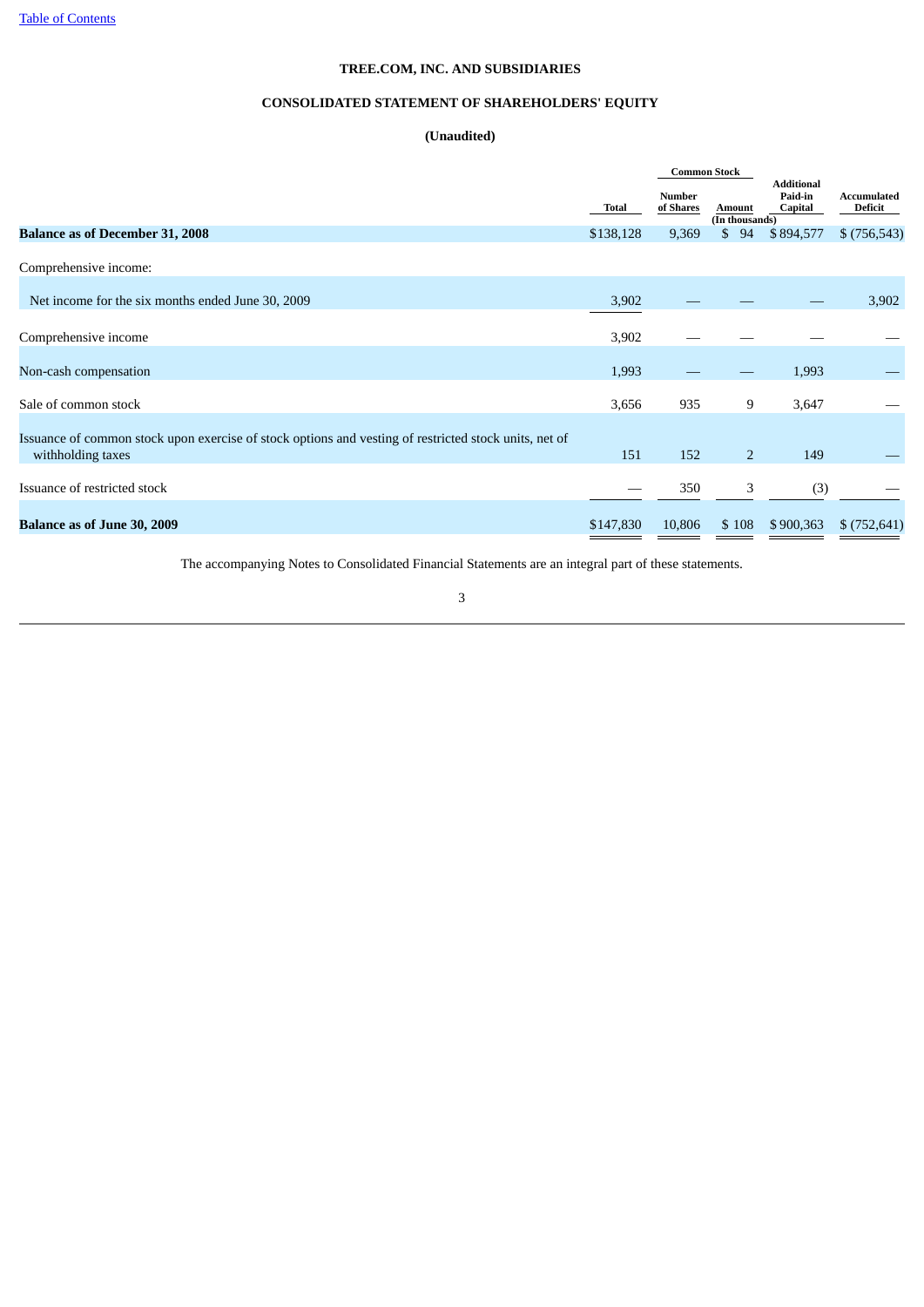**TREE.COM, INC. AND SUBSIDIARIES**

**CONSOLIDATED STATEMENT OF SHAREHOLDERS' EQUITY**

**(Unaudited)**

| | Total | Common Stock | | Additional Paid-in Capital | Accumulated Deficit |
|---|---|---|---|---|---|
| | | Number of Shares | Amount | | |
| | | (In thousands) | | | |
| **Balance as of December 31, 2008** | $138,128 | 9,369 | $ 94 | $ 894,577 | $ (756,543) |
| Comprehensive income: | | | | | |
| Net income for the six months ended June 30, 2009 | 3,902 | — | — | — | 3,902 |
| Comprehensive income | 3,902 | — | — | — | — |
| Non-cash compensation | 1,993 | — | — | 1,993 | — |
| Sale of common stock | 3,656 | 935 | 9 | 3,647 | — |
| Issuance of common stock upon exercise of stock options and vesting of restricted stock units, net of withholding taxes | 151 | 152 | 2 | 149 | — |
| Issuance of restricted stock | — | 350 | 3 | (3) | — |
| **Balance as of June 30, 2009** | $147,830 | 10,806 | $ 108 | $ 900,363 | $ (752,641) |

The accompanying Notes to Consolidated Financial Statements are an integral part of these statements.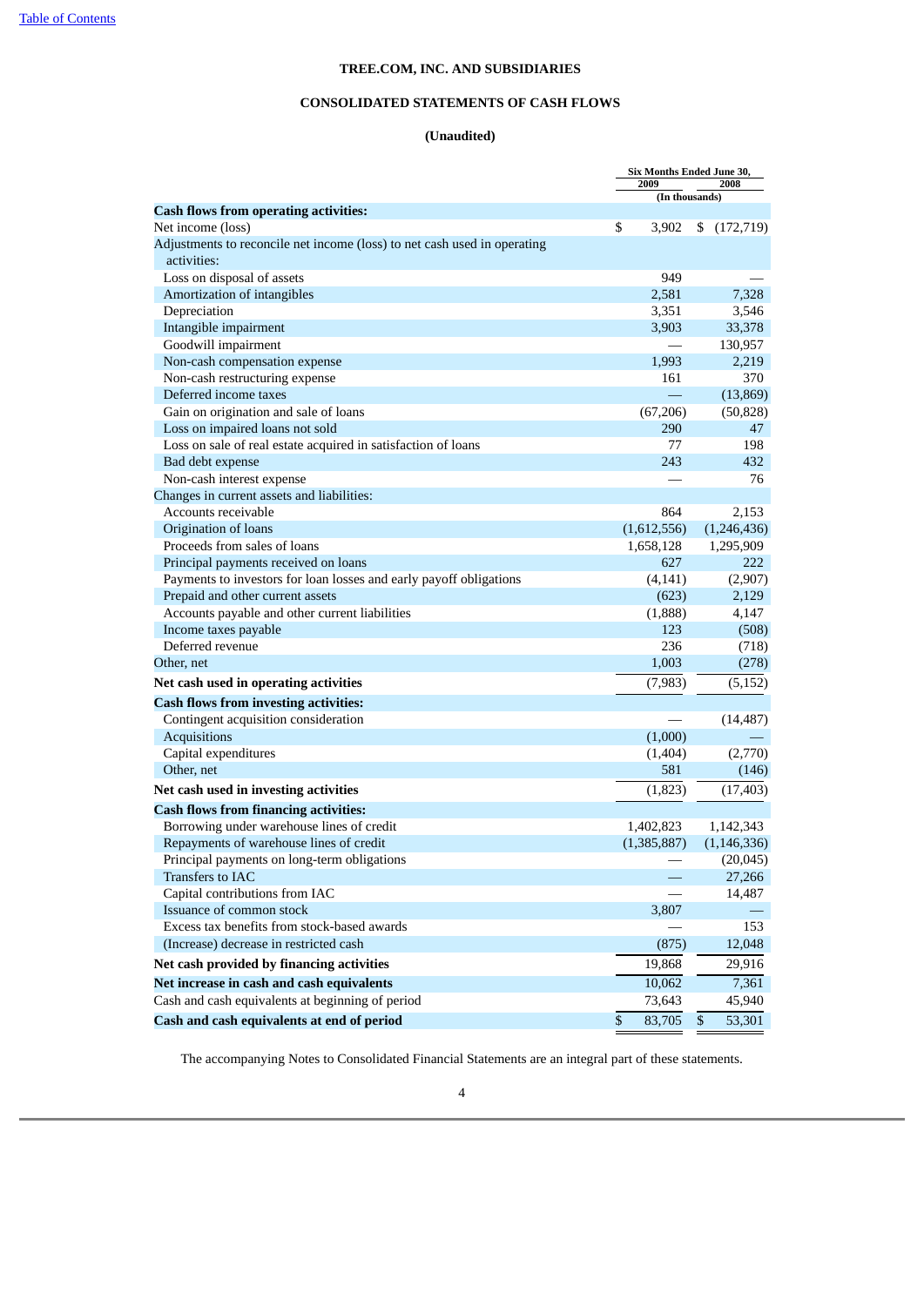[Table of Contents](#)

**TREE.COM, INC. AND SUBSIDIARIES**

**CONSOLIDATED STATEMENTS OF CASH FLOWS**

**(Unaudited)**

| | Six Months Ended June 30, | |
|---|---|---|
| | 2009 | 2008 |
| | (In thousands) | |
| **Cash flows from operating activities:** | | |
| Net income (loss) | $ 3,902 | $ (172,719) |
| Adjustments to reconcile net income (loss) to net cash used in operating activities: | | |
| Loss on disposal of assets | 949 | — |
| Amortization of intangibles | 2,581 | 7,328 |
| Depreciation | 3,351 | 3,546 |
| Intangible impairment | 3,903 | 33,378 |
| Goodwill impairment | — | 130,957 |
| Non-cash compensation expense | 1,993 | 2,219 |
| Non-cash restructuring expense | 161 | 370 |
| Deferred income taxes | — | (13,869) |
| Gain on origination and sale of loans | (67,206) | (50,828) |
| Loss on impaired loans not sold | 290 | 47 |
| Loss on sale of real estate acquired in satisfaction of loans | 77 | 198 |
| Bad debt expense | 243 | 432 |
| Non-cash interest expense | — | 76 |
| Changes in current assets and liabilities: | | |
| Accounts receivable | 864 | 2,153 |
| Origination of loans | (1,612,556) | (1,246,436) |
| Proceeds from sales of loans | 1,658,128 | 1,295,909 |
| Principal payments received on loans | 627 | 222 |
| Payments to investors for loan losses and early payoff obligations | (4,141) | (2,907) |
| Prepaid and other current assets | (623) | 2,129 |
| Accounts payable and other current liabilities | (1,888) | 4,147 |
| Income taxes payable | 123 | (508) |
| Deferred revenue | 236 | (718) |
| Other, net | 1,003 | (278) |
| **Net cash used in operating activities** | (7,983) | (5,152) |
| **Cash flows from investing activities:** | | |
| Contingent acquisition consideration | — | (14,487) |
| Acquisitions | (1,000) | — |
| Capital expenditures | (1,404) | (2,770) |
| Other, net | 581 | (146) |
| **Net cash used in investing activities** | (1,823) | (17,403) |
| **Cash flows from financing activities:** | | |
| Borrowing under warehouse lines of credit | 1,402,823 | 1,142,343 |
| Repayments of warehouse lines of credit | (1,385,887) | (1,146,336) |
| Principal payments on long-term obligations | — | (20,045) |
| Transfers to IAC | — | 27,266 |
| Capital contributions from IAC | — | 14,487 |
| Issuance of common stock | 3,807 | — |
| Excess tax benefits from stock-based awards | — | 153 |
| (Increase) decrease in restricted cash | (875) | 12,048 |
| **Net cash provided by financing activities** | 19,868 | 29,916 |
| **Net increase in cash and cash equivalents** | 10,062 | 7,361 |
| Cash and cash equivalents at beginning of period | 73,643 | 45,940 |
| **Cash and cash equivalents at end of period** | $ 83,705 | $ 53,301 |

The accompanying Notes to Consolidated Financial Statements are an integral part of these statements.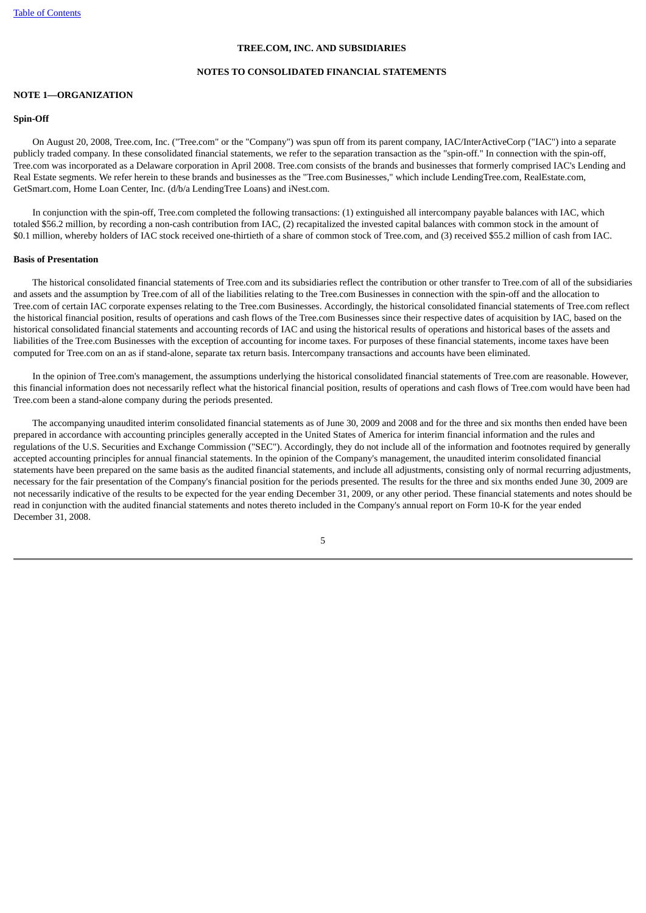# TREE.COM, INC. AND SUBSIDIARIES

## NOTES TO CONSOLIDATED FINANCIAL STATEMENTS

### NOTE 1—ORGANIZATION

**Spin-Off**

On August 20, 2008, Tree.com, Inc. ("Tree.com" or the "Company") was spun off from its parent company, IAC/InterActiveCorp ("IAC") into a separate publicly traded company. In these consolidated financial statements, we refer to the separation transaction as the "spin-off." In connection with the spin-off, Tree.com was incorporated as a Delaware corporation in April 2008. Tree.com consists of the brands and businesses that formerly comprised IAC's Lending and Real Estate segments. We refer herein to these brands and businesses as the "Tree.com Businesses," which include LendingTree.com, RealEstate.com, GetSmart.com, Home Loan Center, Inc. (d/b/a LendingTree Loans) and iNest.com.

In conjunction with the spin-off, Tree.com completed the following transactions: (1) extinguished all intercompany payable balances with IAC, which totaled $56.2 million, by recording a non-cash contribution from IAC, (2) recapitalized the invested capital balances with common stock in the amount of $0.1 million, whereby holders of IAC stock received one-thirtieth of a share of common stock of Tree.com, and (3) received $55.2 million of cash from IAC.

**Basis of Presentation**

The historical consolidated financial statements of Tree.com and its subsidiaries reflect the contribution or other transfer to Tree.com of all of the subsidiaries and assets and the assumption by Tree.com of all of the liabilities relating to the Tree.com Businesses in connection with the spin-off and the allocation to Tree.com of certain IAC corporate expenses relating to the Tree.com Businesses. Accordingly, the historical consolidated financial statements of Tree.com reflect the historical financial position, results of operations and cash flows of the Tree.com Businesses since their respective dates of acquisition by IAC, based on the historical consolidated financial statements and accounting records of IAC and using the historical results of operations and historical bases of the assets and liabilities of the Tree.com Businesses with the exception of accounting for income taxes. For purposes of these financial statements, income taxes have been computed for Tree.com on an as if stand-alone, separate tax return basis. Intercompany transactions and accounts have been eliminated.

In the opinion of Tree.com's management, the assumptions underlying the historical consolidated financial statements of Tree.com are reasonable. However, this financial information does not necessarily reflect what the historical financial position, results of operations and cash flows of Tree.com would have been had Tree.com been a stand-alone company during the periods presented.

The accompanying unaudited interim consolidated financial statements as of June 30, 2009 and 2008 and for the three and six months then ended have been prepared in accordance with accounting principles generally accepted in the United States of America for interim financial information and the rules and regulations of the U.S. Securities and Exchange Commission ("SEC"). Accordingly, they do not include all of the information and footnotes required by generally accepted accounting principles for annual financial statements. In the opinion of the Company's management, the unaudited interim consolidated financial statements have been prepared on the same basis as the audited financial statements, and include all adjustments, consisting only of normal recurring adjustments, necessary for the fair presentation of the Company's financial position for the periods presented. The results for the three and six months ended June 30, 2009 are not necessarily indicative of the results to be expected for the year ending December 31, 2009, or any other period. These financial statements and notes should be read in conjunction with the audited financial statements and notes thereto included in the Company's annual report on Form 10-K for the year ended December 31, 2008.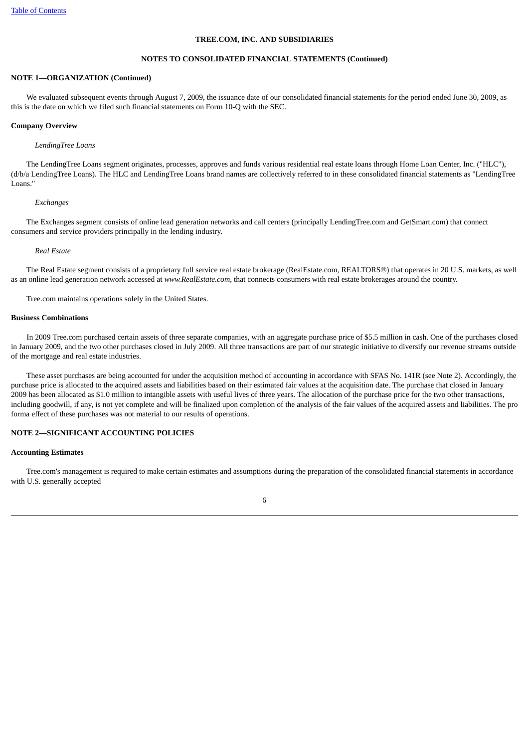**TREE.COM, INC. AND SUBSIDIARIES**

**NOTES TO CONSOLIDATED FINANCIAL STATEMENTS (Continued)**

**NOTE 1—ORGANIZATION (Continued)**

We evaluated subsequent events through August 7, 2009, the issuance date of our consolidated financial statements for the period ended June 30, 2009, as this is the date on which we filed such financial statements on Form 10-Q with the SEC.

**Company Overview**

*LendingTree Loans*

The LendingTree Loans segment originates, processes, approves and funds various residential real estate loans through Home Loan Center, Inc. ("HLC"), (d/b/a LendingTree Loans). The HLC and LendingTree Loans brand names are collectively referred to in these consolidated financial statements as "LendingTree Loans."

*Exchanges*

The Exchanges segment consists of online lead generation networks and call centers (principally LendingTree.com and GetSmart.com) that connect consumers and service providers principally in the lending industry.

*Real Estate*

The Real Estate segment consists of a proprietary full service real estate brokerage (RealEstate.com, REALTORS®) that operates in 20 U.S. markets, as well as an online lead generation network accessed at *www.RealEstate.com*, that connects consumers with real estate brokerages around the country.

Tree.com maintains operations solely in the United States.

**Business Combinations**

In 2009 Tree.com purchased certain assets of three separate companies, with an aggregate purchase price of $5.5 million in cash. One of the purchases closed in January 2009, and the two other purchases closed in July 2009. All three transactions are part of our strategic initiative to diversify our revenue streams outside of the mortgage and real estate industries.

These asset purchases are being accounted for under the acquisition method of accounting in accordance with SFAS No. 141R (see Note 2). Accordingly, the purchase price is allocated to the acquired assets and liabilities based on their estimated fair values at the acquisition date. The purchase that closed in January 2009 has been allocated as $1.0 million to intangible assets with useful lives of three years. The allocation of the purchase price for the two other transactions, including goodwill, if any, is not yet complete and will be finalized upon completion of the analysis of the fair values of the acquired assets and liabilities. The pro forma effect of these purchases was not material to our results of operations.

**NOTE 2—SIGNIFICANT ACCOUNTING POLICIES**

**Accounting Estimates**

Tree.com's management is required to make certain estimates and assumptions during the preparation of the consolidated financial statements in accordance with U.S. generally accepted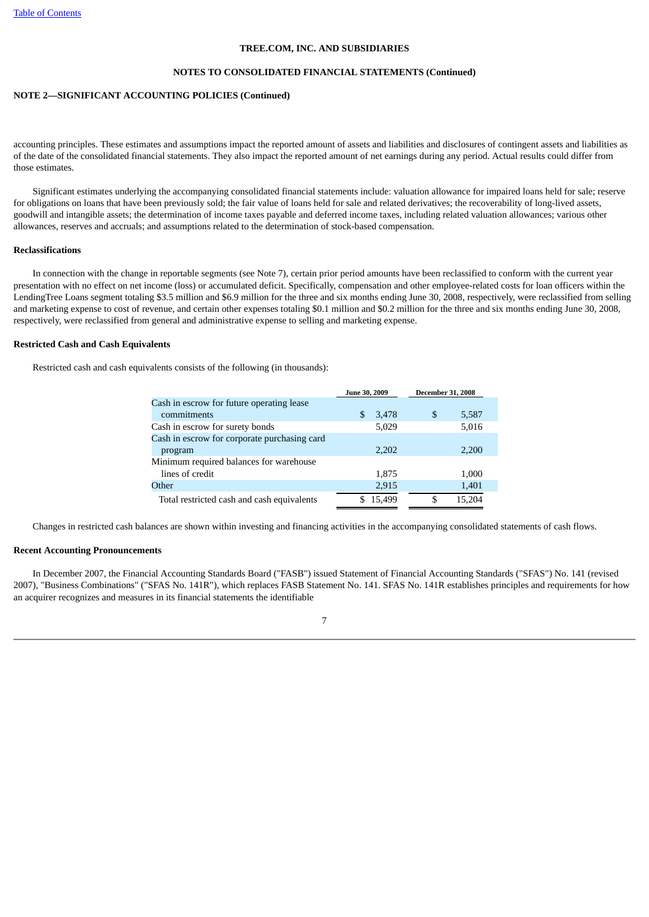**TREE.COM, INC. AND SUBSIDIARIES**

**NOTES TO CONSOLIDATED FINANCIAL STATEMENTS (Continued)**

**NOTE 2—SIGNIFICANT ACCOUNTING POLICIES (Continued)**

accounting principles. These estimates and assumptions impact the reported amount of assets and liabilities and disclosures of contingent assets and liabilities as of the date of the consolidated financial statements. They also impact the reported amount of net earnings during any period. Actual results could differ from those estimates.

Significant estimates underlying the accompanying consolidated financial statements include: valuation allowance for impaired loans held for sale; reserve for obligations on loans that have been previously sold; the fair value of loans held for sale and related derivatives; the recoverability of long-lived assets, goodwill and intangible assets; the determination of income taxes payable and deferred income taxes, including related valuation allowances; various other allowances, reserves and accruals; and assumptions related to the determination of stock-based compensation.

**Reclassifications**

In connection with the change in reportable segments (see Note 7), certain prior period amounts have been reclassified to conform with the current year presentation with no effect on net income (loss) or accumulated deficit. Specifically, compensation and other employee-related costs for loan officers within the LendingTree Loans segment totaling $3.5 million and $6.9 million for the three and six months ending June 30, 2008, respectively, were reclassified from selling and marketing expense to cost of revenue, and certain other expenses totaling $0.1 million and $0.2 million for the three and six months ending June 30, 2008, respectively, were reclassified from general and administrative expense to selling and marketing expense.

**Restricted Cash and Cash Equivalents**

Restricted cash and cash equivalents consists of the following (in thousands):

| | June 30, 2009 | December 31, 2008 |
|---|---|---|
| Cash in escrow for future operating lease commitments | $ 3,478 | $ 5,587 |
| Cash in escrow for surety bonds | 5,029 | 5,016 |
| Cash in escrow for corporate purchasing card program | 2,202 | 2,200 |
| Minimum required balances for warehouse lines of credit | 1,875 | 1,000 |
| Other | 2,915 | 1,401 |
| Total restricted cash and cash equivalents | $ 15,499 | $ 15,204 |

Changes in restricted cash balances are shown within investing and financing activities in the accompanying consolidated statements of cash flows.

**Recent Accounting Pronouncements**

In December 2007, the Financial Accounting Standards Board ("FASB") issued Statement of Financial Accounting Standards ("SFAS") No. 141 (revised 2007), "Business Combinations" ("SFAS No. 141R"), which replaces FASB Statement No. 141. SFAS No. 141R establishes principles and requirements for how an acquirer recognizes and measures in its financial statements the identifiable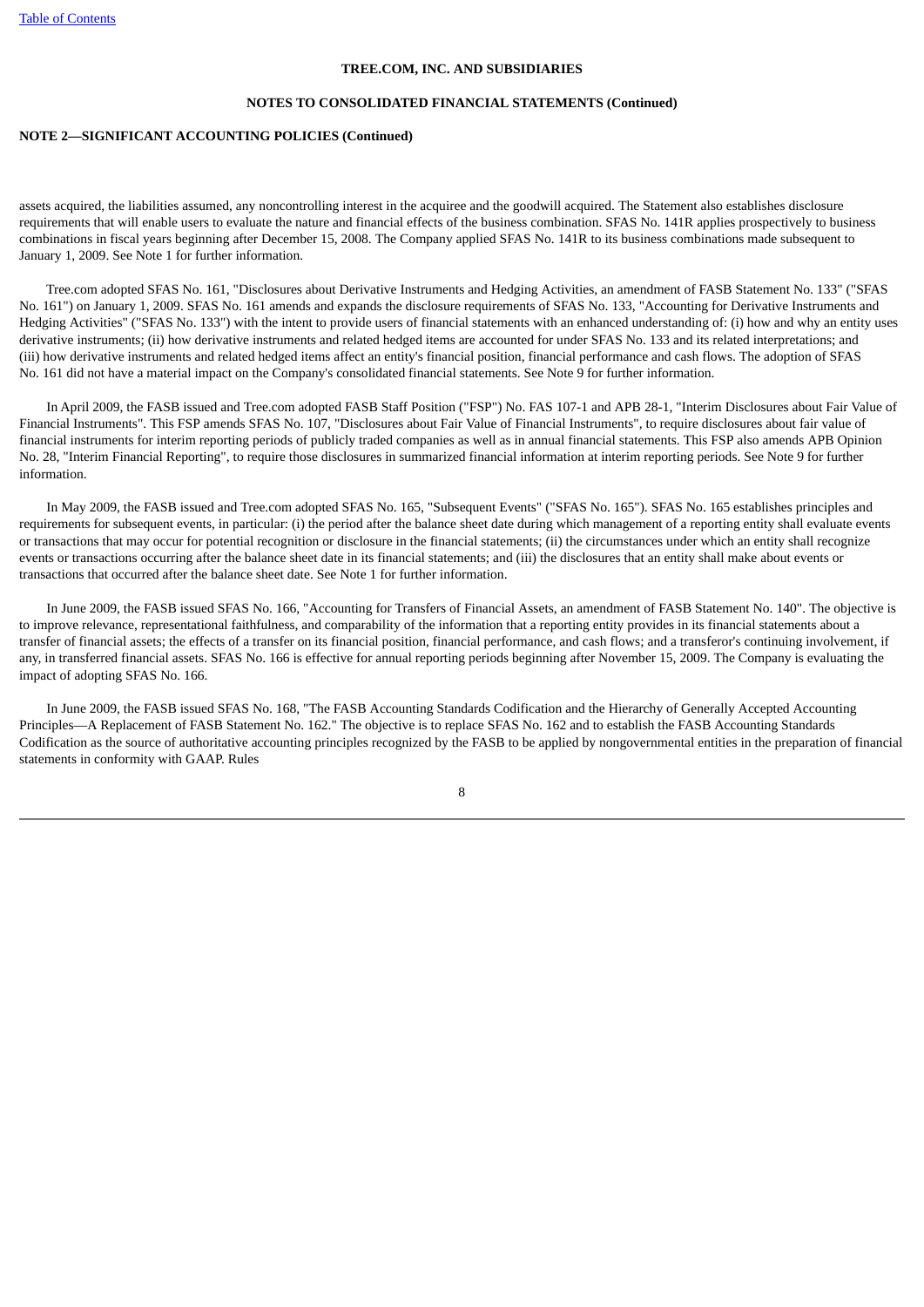**NOTE 2—SIGNIFICANT ACCOUNTING POLICIES (Continued)**

assets acquired, the liabilities assumed, any noncontrolling interest in the acquiree and the goodwill acquired. The Statement also establishes disclosure requirements that will enable users to evaluate the nature and financial effects of the business combination. SFAS No. 141R applies prospectively to business combinations in fiscal years beginning after December 15, 2008. The Company applied SFAS No. 141R to its business combinations made subsequent to January 1, 2009. See Note 1 for further information.

Tree.com adopted SFAS No. 161, "Disclosures about Derivative Instruments and Hedging Activities, an amendment of FASB Statement No. 133" ("SFAS No. 161") on January 1, 2009. SFAS No. 161 amends and expands the disclosure requirements of SFAS No. 133, "Accounting for Derivative Instruments and Hedging Activities" ("SFAS No. 133") with the intent to provide users of financial statements with an enhanced understanding of: (i) how and why an entity uses derivative instruments; (ii) how derivative instruments and related hedged items are accounted for under SFAS No. 133 and its related interpretations; and (iii) how derivative instruments and related hedged items affect an entity's financial position, financial performance and cash flows. The adoption of SFAS No. 161 did not have a material impact on the Company's consolidated financial statements. See Note 9 for further information.

In April 2009, the FASB issued and Tree.com adopted FASB Staff Position ("FSP") No. FAS 107-1 and APB 28-1, "Interim Disclosures about Fair Value of Financial Instruments". This FSP amends SFAS No. 107, "Disclosures about Fair Value of Financial Instruments", to require disclosures about fair value of financial instruments for interim reporting periods of publicly traded companies as well as in annual financial statements. This FSP also amends APB Opinion No. 28, "Interim Financial Reporting", to require those disclosures in summarized financial information at interim reporting periods. See Note 9 for further information.

In May 2009, the FASB issued and Tree.com adopted SFAS No. 165, "Subsequent Events" ("SFAS No. 165"). SFAS No. 165 establishes principles and requirements for subsequent events, in particular: (i) the period after the balance sheet date during which management of a reporting entity shall evaluate events or transactions that may occur for potential recognition or disclosure in the financial statements; (ii) the circumstances under which an entity shall recognize events or transactions occurring after the balance sheet date in its financial statements; and (iii) the disclosures that an entity shall make about events or transactions that occurred after the balance sheet date. See Note 1 for further information.

In June 2009, the FASB issued SFAS No. 166, "Accounting for Transfers of Financial Assets, an amendment of FASB Statement No. 140". The objective is to improve relevance, representational faithfulness, and comparability of the information that a reporting entity provides in its financial statements about a transfer of financial assets; the effects of a transfer on its financial position, financial performance, and cash flows; and a transferor's continuing involvement, if any, in transferred financial assets. SFAS No. 166 is effective for annual reporting periods beginning after November 15, 2009. The Company is evaluating the impact of adopting SFAS No. 166.

In June 2009, the FASB issued SFAS No. 168, "The FASB Accounting Standards Codification and the Hierarchy of Generally Accepted Accounting Principles—A Replacement of FASB Statement No. 162." The objective is to replace SFAS No. 162 and to establish the FASB Accounting Standards Codification as the source of authoritative accounting principles recognized by the FASB to be applied by nongovernmental entities in the preparation of financial statements in conformity with GAAP. Rules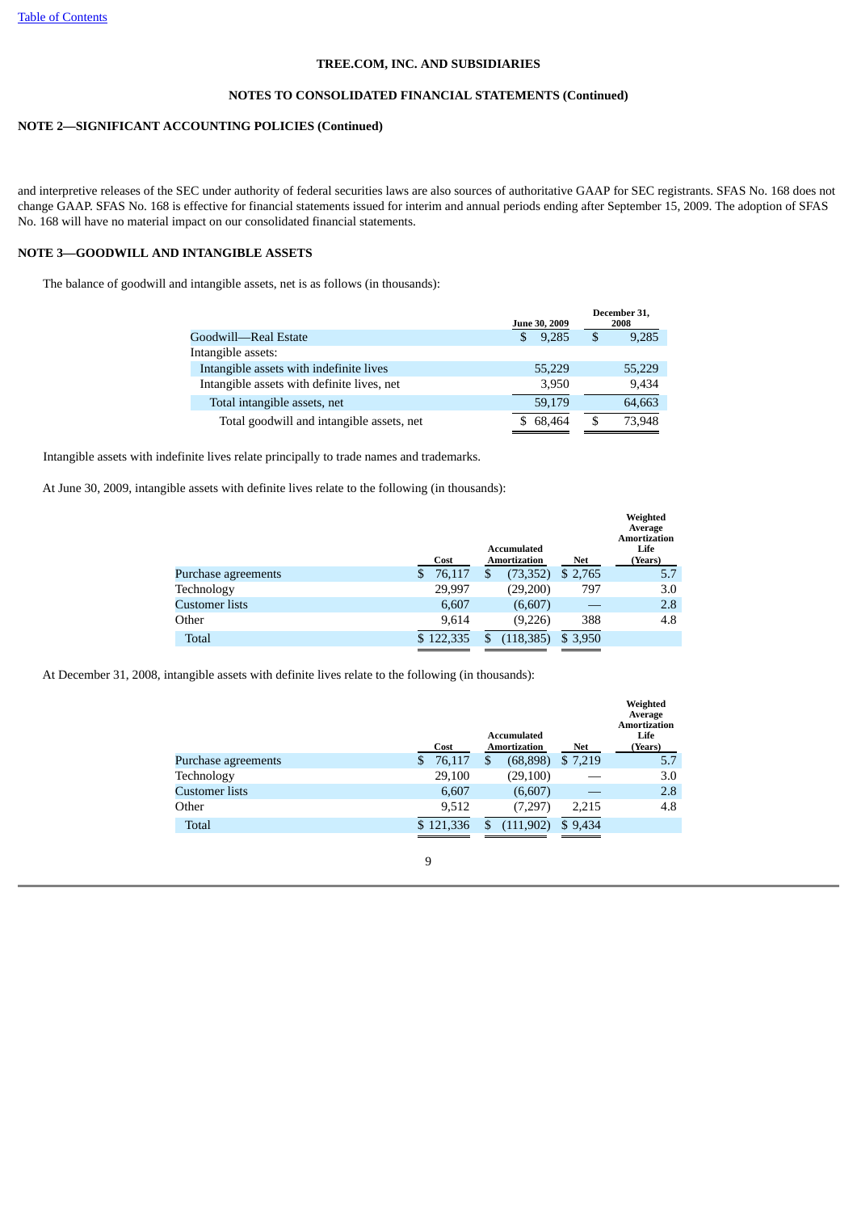**TREE.COM, INC. AND SUBSIDIARIES**

**NOTES TO CONSOLIDATED FINANCIAL STATEMENTS (Continued)**

**NOTE 2—SIGNIFICANT ACCOUNTING POLICIES (Continued)**

and interpretive releases of the SEC under authority of federal securities laws are also sources of authoritative GAAP for SEC registrants. SFAS No. 168 does not change GAAP. SFAS No. 168 is effective for financial statements issued for interim and annual periods ending after September 15, 2009. The adoption of SFAS No. 168 will have no material impact on our consolidated financial statements.

**NOTE 3—GOODWILL AND INTANGIBLE ASSETS**

The balance of goodwill and intangible assets, net is as follows (in thousands):

| | June 30, 2009 | December 31, 2008 |
|---|---|---|
| Goodwill—Real Estate | $ 9,285 | $ 9,285 |
| Intangible assets: | | |
| Intangible assets with indefinite lives | 55,229 | 55,229 |
| Intangible assets with definite lives, net | 3,950 | 9,434 |
| Total intangible assets, net | 59,179 | 64,663 |
| Total goodwill and intangible assets, net | $ 68,464 | $ 73,948 |

Intangible assets with indefinite lives relate principally to trade names and trademarks.

At June 30, 2009, intangible assets with definite lives relate to the following (in thousands):

| | Cost | Accumulated Amortization | Net | Weighted Average Amortization Life (Years) |
|---|---|---|---|---|
| Purchase agreements | $ 76,117 | $ (73,352) | $ 2,765 | 5.7 |
| Technology | 29,997 | (29,200) | 797 | 3.0 |
| Customer lists | 6,607 | (6,607) | — | 2.8 |
| Other | 9,614 | (9,226) | 388 | 4.8 |
| Total | $ 122,335 | $ (118,385) | $ 3,950 | |

At December 31, 2008, intangible assets with definite lives relate to the following (in thousands):

| | Cost | Accumulated Amortization | Net | Weighted Average Amortization Life (Years) |
|---|---|---|---|---|
| Purchase agreements | $ 76,117 | $ (68,898) | $ 7,219 | 5.7 |
| Technology | 29,100 | (29,100) | — | 3.0 |
| Customer lists | 6,607 | (6,607) | — | 2.8 |
| Other | 9,512 | (7,297) | 2,215 | 4.8 |
| Total | $ 121,336 | $ (111,902) | $ 9,434 | |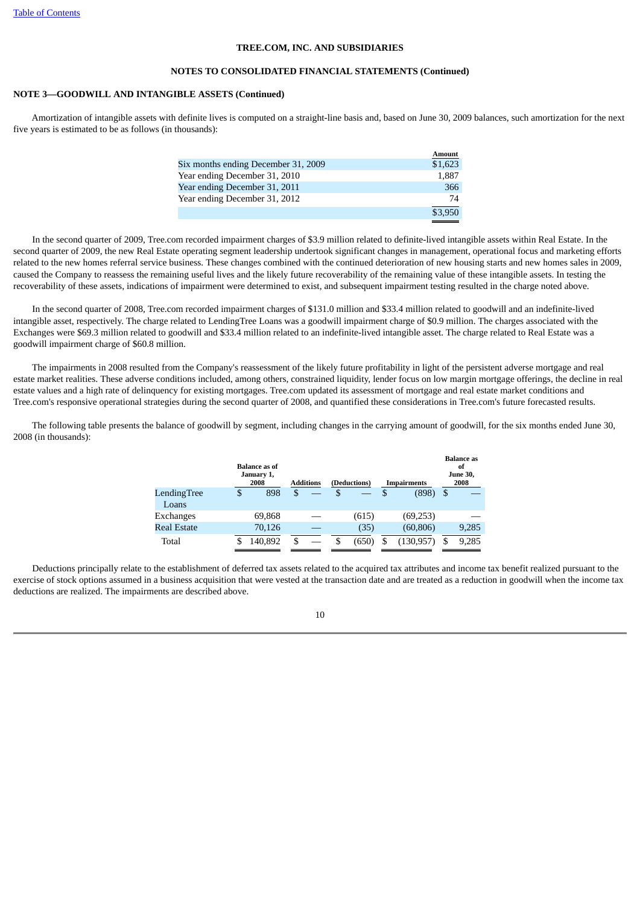**TREE.COM, INC. AND SUBSIDIARIES**

**NOTES TO CONSOLIDATED FINANCIAL STATEMENTS (Continued)**

**NOTE 3—GOODWILL AND INTANGIBLE ASSETS (Continued)**

Amortization of intangible assets with definite lives is computed on a straight-line basis and, based on June 30, 2009 balances, such amortization for the next five years is estimated to be as follows (in thousands):

| | Amount |
|---|---|
| Six months ending December 31, 2009 | $1,623 |
| Year ending December 31, 2010 | 1,887 |
| Year ending December 31, 2011 | 366 |
| Year ending December 31, 2012 | 74 |
| | $3,950 |

In the second quarter of 2009, Tree.com recorded impairment charges of $3.9 million related to definite-lived intangible assets within Real Estate. In the second quarter of 2009, the new Real Estate operating segment leadership undertook significant changes in management, operational focus and marketing efforts related to the new homes referral service business. These changes combined with the continued deterioration of new housing starts and new homes sales in 2009, caused the Company to reassess the remaining useful lives and the likely future recoverability of the remaining value of these intangible assets. In testing the recoverability of these assets, indications of impairment were determined to exist, and subsequent impairment testing resulted in the charge noted above.

In the second quarter of 2008, Tree.com recorded impairment charges of $131.0 million and $33.4 million related to goodwill and an indefinite-lived intangible asset, respectively. The charge related to LendingTree Loans was a goodwill impairment charge of $0.9 million. The charges associated with the Exchanges were $69.3 million related to goodwill and $33.4 million related to an indefinite-lived intangible asset. The charge related to Real Estate was a goodwill impairment charge of $60.8 million.

The impairments in 2008 resulted from the Company's reassessment of the likely future profitability in light of the persistent adverse mortgage and real estate market realities. These adverse conditions included, among others, constrained liquidity, lender focus on low margin mortgage offerings, the decline in real estate values and a high rate of delinquency for existing mortgages. Tree.com updated its assessment of mortgage and real estate market conditions and Tree.com's responsive operational strategies during the second quarter of 2008, and quantified these considerations in Tree.com's future forecasted results.

The following table presents the balance of goodwill by segment, including changes in the carrying amount of goodwill, for the six months ended June 30, 2008 (in thousands):

| | Balance as of January 1, 2008 | Additions | (Deductions) | Impairments | Balance as of June 30, 2008 |
|---|---|---|---|---|---|
| LendingTree Loans | $ 898 | $ — | $ — | $ (898) | $ — |
| Exchanges | 69,868 | — | (615) | (69,253) | — |
| Real Estate | 70,126 | — | (35) | (60,806) | 9,285 |
| Total | $ 140,892 | $ — | $ (650) | $ (130,957) | $ 9,285 |

Deductions principally relate to the establishment of deferred tax assets related to the acquired tax attributes and income tax benefit realized pursuant to the exercise of stock options assumed in a business acquisition that were vested at the transaction date and are treated as a reduction in goodwill when the income tax deductions are realized. The impairments are described above.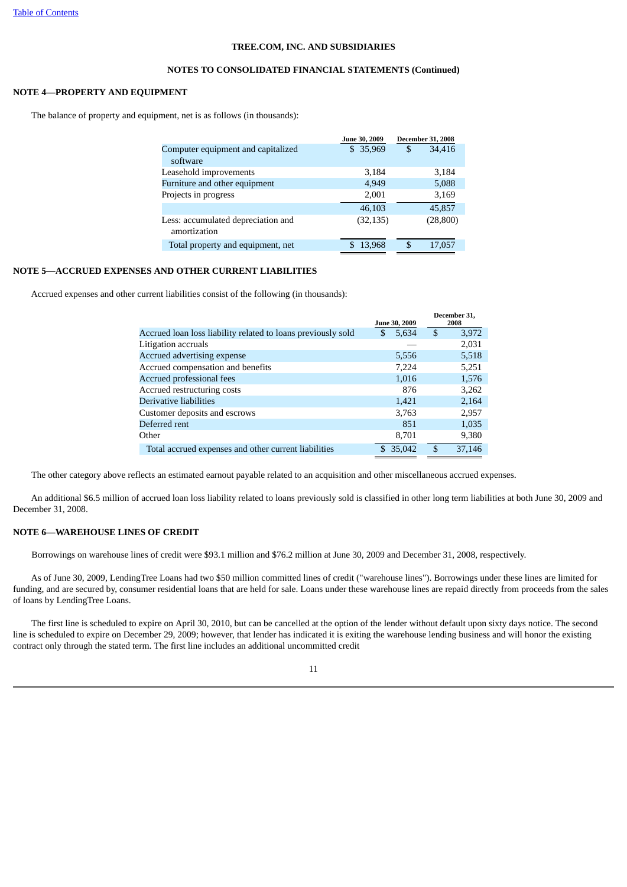TREE.COM, INC. AND SUBSIDIARIES

NOTES TO CONSOLIDATED FINANCIAL STATEMENTS (Continued)

## NOTE 4—PROPERTY AND EQUIPMENT

The balance of property and equipment, net is as follows (in thousands):

| | June 30, 2009 | December 31, 2008 |
|---|---|---|
| Computer equipment and capitalized software | $ 35,969 | $ 34,416 |
| Leasehold improvements | 3,184 | 3,184 |
| Furniture and other equipment | 4,949 | 5,088 |
| Projects in progress | 2,001 | 3,169 |
| | 46,103 | 45,857 |
| Less: accumulated depreciation and amortization | (32,135) | (28,800) |
| Total property and equipment, net | $ 13,968 | $ 17,057 |

## NOTE 5—ACCRUED EXPENSES AND OTHER CURRENT LIABILITIES

Accrued expenses and other current liabilities consist of the following (in thousands):

| | June 30, 2009 | December 31, 2008 |
|---|---|---|
| Accrued loan loss liability related to loans previously sold | $ 5,634 | $ 3,972 |
| Litigation accruals | — | 2,031 |
| Accrued advertising expense | 5,556 | 5,518 |
| Accrued compensation and benefits | 7,224 | 5,251 |
| Accrued professional fees | 1,016 | 1,576 |
| Accrued restructuring costs | 876 | 3,262 |
| Derivative liabilities | 1,421 | 2,164 |
| Customer deposits and escrows | 3,763 | 2,957 |
| Deferred rent | 851 | 1,035 |
| Other | 8,701 | 9,380 |
| Total accrued expenses and other current liabilities | $ 35,042 | $ 37,146 |

The other category above reflects an estimated earnout payable related to an acquisition and other miscellaneous accrued expenses.

An additional $6.5 million of accrued loan loss liability related to loans previously sold is classified in other long term liabilities at both June 30, 2009 and December 31, 2008.

## NOTE 6—WAREHOUSE LINES OF CREDIT

Borrowings on warehouse lines of credit were $93.1 million and $76.2 million at June 30, 2009 and December 31, 2008, respectively.

As of June 30, 2009, LendingTree Loans had two $50 million committed lines of credit ("warehouse lines"). Borrowings under these lines are limited for funding, and are secured by, consumer residential loans that are held for sale. Loans under these warehouse lines are repaid directly from proceeds from the sales of loans by LendingTree Loans.

The first line is scheduled to expire on April 30, 2010, but can be cancelled at the option of the lender without default upon sixty days notice. The second line is scheduled to expire on December 29, 2009; however, that lender has indicated it is exiting the warehouse lending business and will honor the existing contract only through the stated term. The first line includes an additional uncommitted credit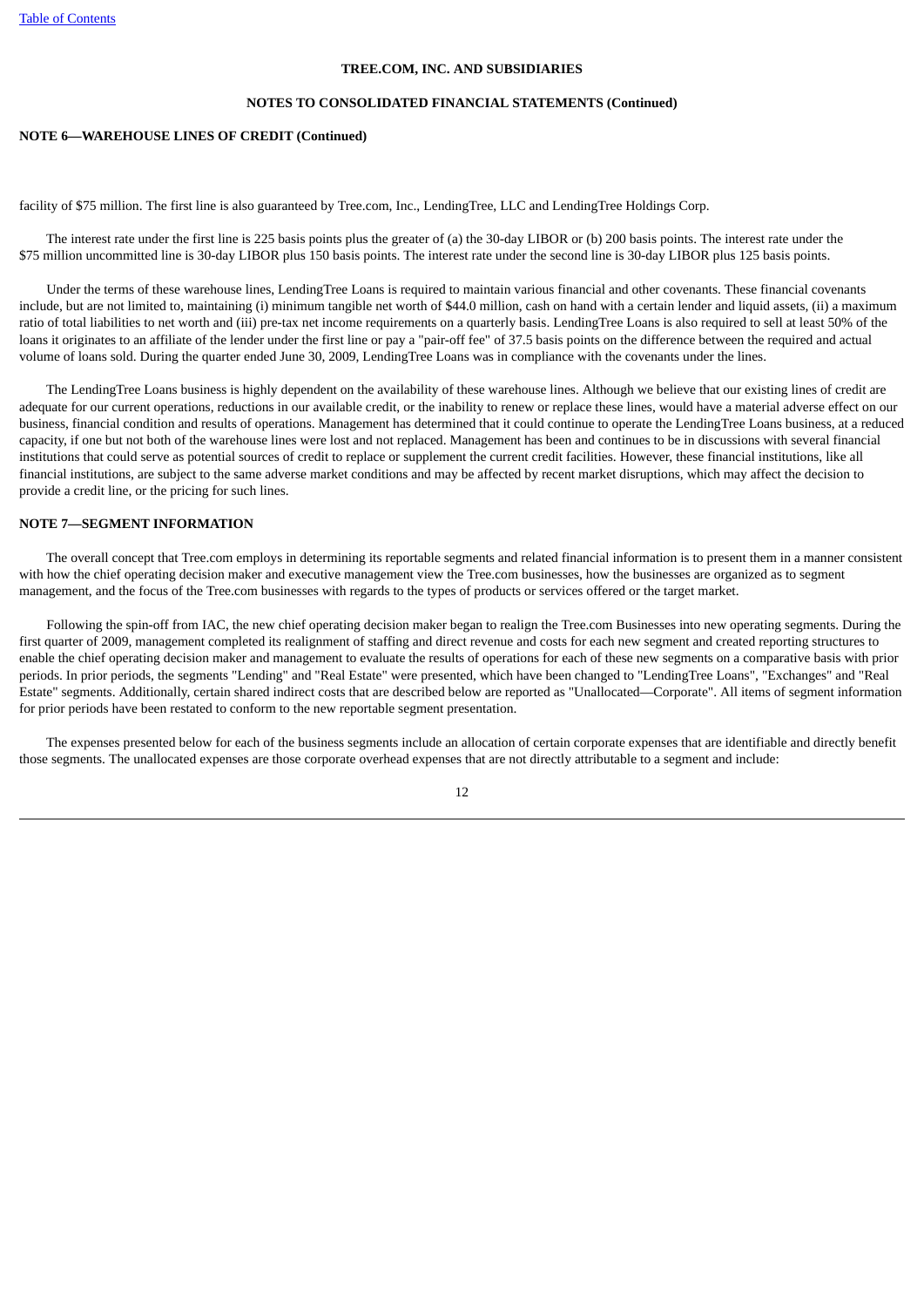facility of $75 million. The first line is also guaranteed by Tree.com, Inc., LendingTree, LLC and LendingTree Holdings Corp.

The interest rate under the first line is 225 basis points plus the greater of (a) the 30-day LIBOR or (b) 200 basis points. The interest rate under the $75 million uncommitted line is 30-day LIBOR plus 150 basis points. The interest rate under the second line is 30-day LIBOR plus 125 basis points.

Under the terms of these warehouse lines, LendingTree Loans is required to maintain various financial and other covenants. These financial covenants include, but are not limited to, maintaining (i) minimum tangible net worth of $44.0 million, cash on hand with a certain lender and liquid assets, (ii) a maximum ratio of total liabilities to net worth and (iii) pre-tax net income requirements on a quarterly basis. LendingTree Loans is also required to sell at least 50% of the loans it originates to an affiliate of the lender under the first line or pay a "pair-off fee" of 37.5 basis points on the difference between the required and actual volume of loans sold. During the quarter ended June 30, 2009, LendingTree Loans was in compliance with the covenants under the lines.

The LendingTree Loans business is highly dependent on the availability of these warehouse lines. Although we believe that our existing lines of credit are adequate for our current operations, reductions in our available credit, or the inability to renew or replace these lines, would have a material adverse effect on our business, financial condition and results of operations. Management has determined that it could continue to operate the LendingTree Loans business, at a reduced capacity, if one but not both of the warehouse lines were lost and not replaced. Management has been and continues to be in discussions with several financial institutions that could serve as potential sources of credit to replace or supplement the current credit facilities. However, these financial institutions, like all financial institutions, are subject to the same adverse market conditions and may be affected by recent market disruptions, which may affect the decision to provide a credit line, or the pricing for such lines.

## NOTE 7—SEGMENT INFORMATION

The overall concept that Tree.com employs in determining its reportable segments and related financial information is to present them in a manner consistent with how the chief operating decision maker and executive management view the Tree.com businesses, how the businesses are organized as to segment management, and the focus of the Tree.com businesses with regards to the types of products or services offered or the target market.

Following the spin-off from IAC, the new chief operating decision maker began to realign the Tree.com Businesses into new operating segments. During the first quarter of 2009, management completed its realignment of staffing and direct revenue and costs for each new segment and created reporting structures to enable the chief operating decision maker and management to evaluate the results of operations for each of these new segments on a comparative basis with prior periods. In prior periods, the segments "Lending" and "Real Estate" were presented, which have been changed to "LendingTree Loans", "Exchanges" and "Real Estate" segments. Additionally, certain shared indirect costs that are described below are reported as "Unallocated—Corporate". All items of segment information for prior periods have been restated to conform to the new reportable segment presentation.

The expenses presented below for each of the business segments include an allocation of certain corporate expenses that are identifiable and directly benefit those segments. The unallocated expenses are those corporate overhead expenses that are not directly attributable to a segment and include: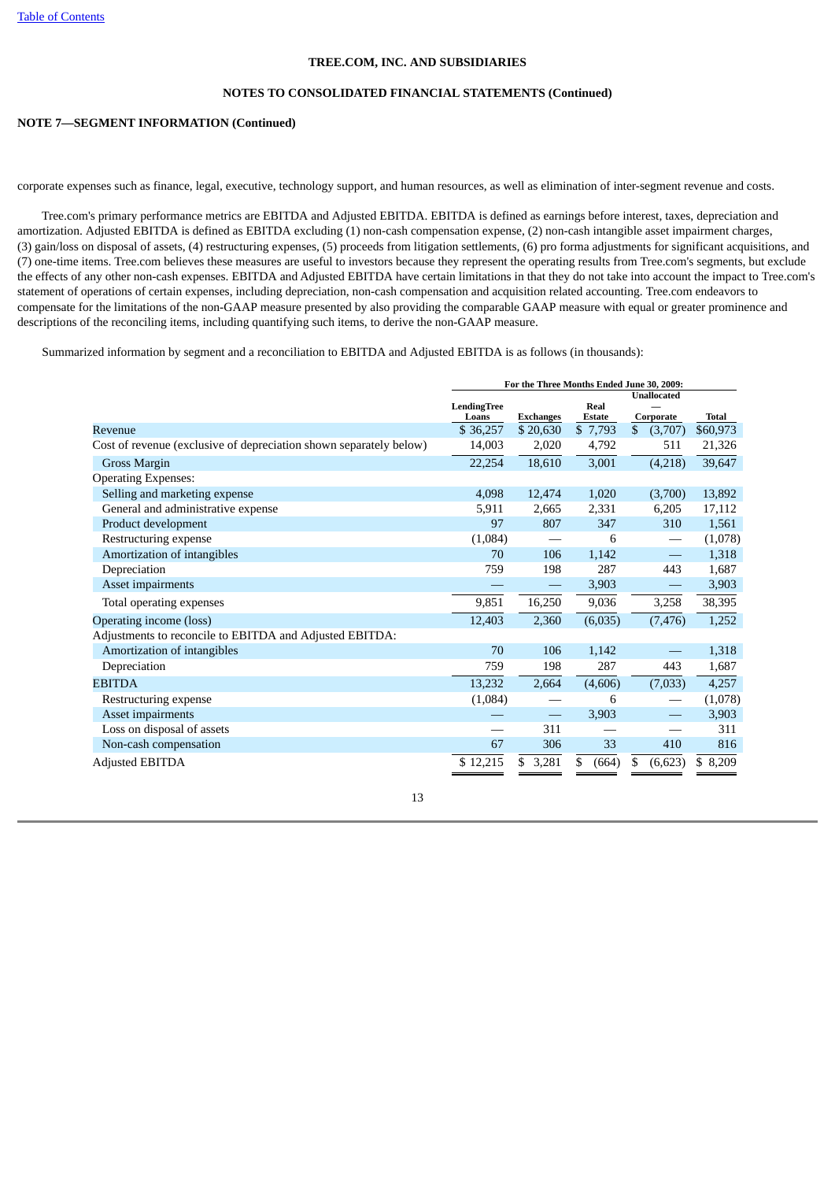TREE.COM, INC. AND SUBSIDIARIES

NOTES TO CONSOLIDATED FINANCIAL STATEMENTS (Continued)

**NOTE 7—SEGMENT INFORMATION (Continued)**

corporate expenses such as finance, legal, executive, technology support, and human resources, as well as elimination of inter-segment revenue and costs.

Tree.com's primary performance metrics are EBITDA and Adjusted EBITDA. EBITDA is defined as earnings before interest, taxes, depreciation and amortization. Adjusted EBITDA is defined as EBITDA excluding (1) non-cash compensation expense, (2) non-cash intangible asset impairment charges, (3) gain/loss on disposal of assets, (4) restructuring expenses, (5) proceeds from litigation settlements, (6) pro forma adjustments for significant acquisitions, and (7) one-time items. Tree.com believes these measures are useful to investors because they represent the operating results from Tree.com's segments, but exclude the effects of any other non-cash expenses. EBITDA and Adjusted EBITDA have certain limitations in that they do not take into account the impact to Tree.com's statement of operations of certain expenses, including depreciation, non-cash compensation and acquisition related accounting. Tree.com endeavors to compensate for the limitations of the non-GAAP measure presented by also providing the comparable GAAP measure with equal or greater prominence and descriptions of the reconciling items, including quantifying such items, to derive the non-GAAP measure.

Summarized information by segment and a reconciliation to EBITDA and Adjusted EBITDA is as follows (in thousands):

| | For the Three Months Ended June 30, 2009: | | | | |
|---|---|---|---|---|---|
| | LendingTree Loans | Exchanges | Real Estate | Unallocated — Corporate | Total |
| Revenue | $ 36,257 | $ 20,630 | $ 7,793 | $ (3,707) | $60,973 |
| Cost of revenue (exclusive of depreciation shown separately below) | 14,003 | 2,020 | 4,792 | 511 | 21,326 |
| Gross Margin | 22,254 | 18,610 | 3,001 | (4,218) | 39,647 |
| Operating Expenses: | | | | | |
| Selling and marketing expense | 4,098 | 12,474 | 1,020 | (3,700) | 13,892 |
| General and administrative expense | 5,911 | 2,665 | 2,331 | 6,205 | 17,112 |
| Product development | 97 | 807 | 347 | 310 | 1,561 |
| Restructuring expense | (1,084) | — | 6 | — | (1,078) |
| Amortization of intangibles | 70 | 106 | 1,142 | — | 1,318 |
| Depreciation | 759 | 198 | 287 | 443 | 1,687 |
| Asset impairments | — | — | 3,903 | — | 3,903 |
| Total operating expenses | 9,851 | 16,250 | 9,036 | 3,258 | 38,395 |
| Operating income (loss) | 12,403 | 2,360 | (6,035) | (7,476) | 1,252 |
| Adjustments to reconcile to EBITDA and Adjusted EBITDA: | | | | | |
| Amortization of intangibles | 70 | 106 | 1,142 | — | 1,318 |
| Depreciation | 759 | 198 | 287 | 443 | 1,687 |
| EBITDA | 13,232 | 2,664 | (4,606) | (7,033) | 4,257 |
| Restructuring expense | (1,084) | — | 6 | — | (1,078) |
| Asset impairments | — | — | 3,903 | — | 3,903 |
| Loss on disposal of assets | — | 311 | — | — | 311 |
| Non-cash compensation | 67 | 306 | 33 | 410 | 816 |
| Adjusted EBITDA | $ 12,215 | $ 3,281 | $ (664) | $ (6,623) | $ 8,209 |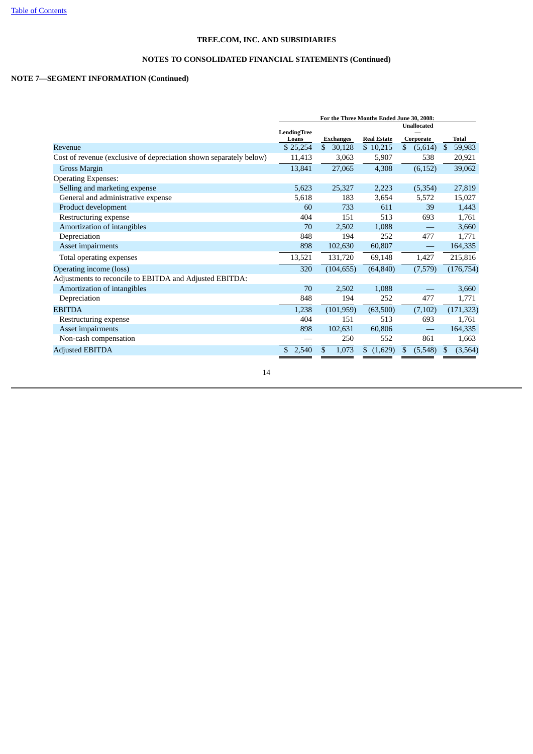TREE.COM, INC. AND SUBSIDIARIES

NOTES TO CONSOLIDATED FINANCIAL STATEMENTS (Continued)

**NOTE 7—SEGMENT INFORMATION (Continued)**

| | For the Three Months Ended June 30, 2008: | | | | |
|---|---|---|---|---|---|
| | LendingTree Loans | Exchanges | Real Estate | Unallocated — Corporate | Total |
| Revenue | $ 25,254 | $ 30,128 | $ 10,215 | $ (5,614) | $ 59,983 |
| Cost of revenue (exclusive of depreciation shown separately below) | 11,413 | 3,063 | 5,907 | 538 | 20,921 |
| Gross Margin | 13,841 | 27,065 | 4,308 | (6,152) | 39,062 |
| Operating Expenses: | | | | | |
| Selling and marketing expense | 5,623 | 25,327 | 2,223 | (5,354) | 27,819 |
| General and administrative expense | 5,618 | 183 | 3,654 | 5,572 | 15,027 |
| Product development | 60 | 733 | 611 | 39 | 1,443 |
| Restructuring expense | 404 | 151 | 513 | 693 | 1,761 |
| Amortization of intangibles | 70 | 2,502 | 1,088 | — | 3,660 |
| Depreciation | 848 | 194 | 252 | 477 | 1,771 |
| Asset impairments | 898 | 102,630 | 60,807 | — | 164,335 |
| Total operating expenses | 13,521 | 131,720 | 69,148 | 1,427 | 215,816 |
| Operating income (loss) | 320 | (104,655) | (64,840) | (7,579) | (176,754) |
| Adjustments to reconcile to EBITDA and Adjusted EBITDA: | | | | | |
| Amortization of intangibles | 70 | 2,502 | 1,088 | — | 3,660 |
| Depreciation | 848 | 194 | 252 | 477 | 1,771 |
| EBITDA | 1,238 | (101,959) | (63,500) | (7,102) | (171,323) |
| Restructuring expense | 404 | 151 | 513 | 693 | 1,761 |
| Asset impairments | 898 | 102,631 | 60,806 | — | 164,335 |
| Non-cash compensation | — | 250 | 552 | 861 | 1,663 |
| Adjusted EBITDA | $ 2,540 | $ 1,073 | $ (1,629) | $ (5,548) | $ (3,564) |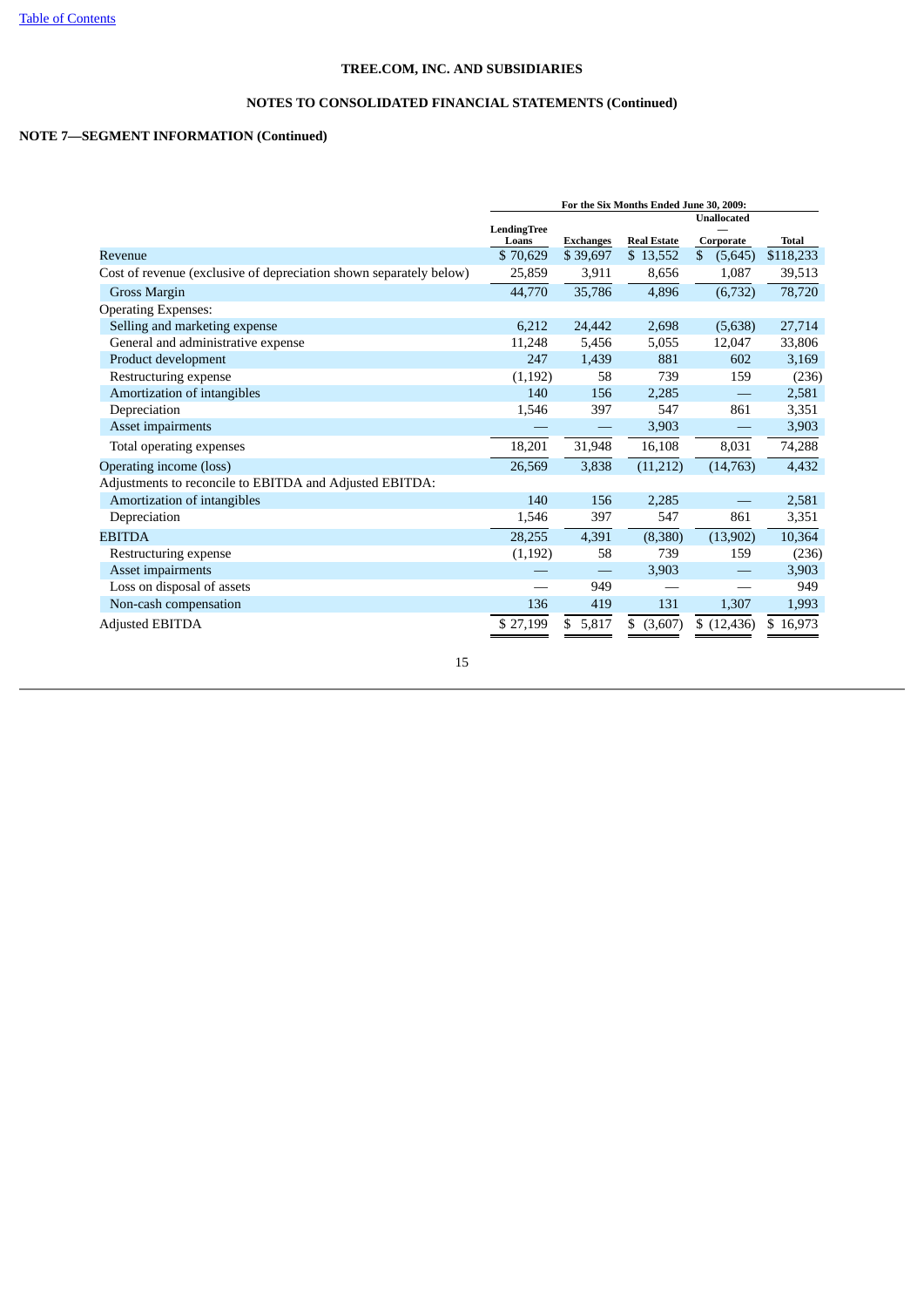TREE.COM, INC. AND SUBSIDIARIES

NOTES TO CONSOLIDATED FINANCIAL STATEMENTS (Continued)

**NOTE 7—SEGMENT INFORMATION (Continued)**

| | For the Six Months Ended June 30, 2009: | | | | |
|---|---|---|---|---|---|
| | LendingTree Loans | Exchanges | Real Estate | Unallocated — Corporate | Total |
| Revenue | $ 70,629 | $ 39,697 | $ 13,552 | $ (5,645) | $118,233 |
| Cost of revenue (exclusive of depreciation shown separately below) | 25,859 | 3,911 | 8,656 | 1,087 | 39,513 |
| Gross Margin | 44,770 | 35,786 | 4,896 | (6,732) | 78,720 |
| Operating Expenses: | | | | | |
| Selling and marketing expense | 6,212 | 24,442 | 2,698 | (5,638) | 27,714 |
| General and administrative expense | 11,248 | 5,456 | 5,055 | 12,047 | 33,806 |
| Product development | 247 | 1,439 | 881 | 602 | 3,169 |
| Restructuring expense | (1,192) | 58 | 739 | 159 | (236) |
| Amortization of intangibles | 140 | 156 | 2,285 | — | 2,581 |
| Depreciation | 1,546 | 397 | 547 | 861 | 3,351 |
| Asset impairments | — | — | 3,903 | — | 3,903 |
| Total operating expenses | 18,201 | 31,948 | 16,108 | 8,031 | 74,288 |
| Operating income (loss) | 26,569 | 3,838 | (11,212) | (14,763) | 4,432 |
| Adjustments to reconcile to EBITDA and Adjusted EBITDA: | | | | | |
| Amortization of intangibles | 140 | 156 | 2,285 | — | 2,581 |
| Depreciation | 1,546 | 397 | 547 | 861 | 3,351 |
| EBITDA | 28,255 | 4,391 | (8,380) | (13,902) | 10,364 |
| Restructuring expense | (1,192) | 58 | 739 | 159 | (236) |
| Asset impairments | — | — | 3,903 | — | 3,903 |
| Loss on disposal of assets | — | 949 | — | — | 949 |
| Non-cash compensation | 136 | 419 | 131 | 1,307 | 1,993 |
| Adjusted EBITDA | $ 27,199 | $ 5,817 | $ (3,607) | $ (12,436) | $ 16,973 |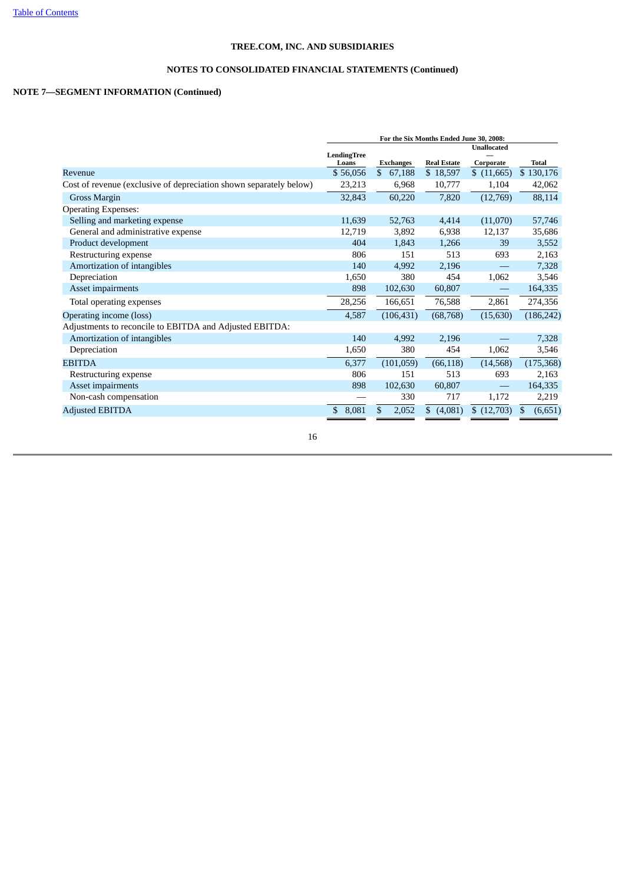TREE.COM, INC. AND SUBSIDIARIES

NOTES TO CONSOLIDATED FINANCIAL STATEMENTS (Continued)

**NOTE 7—SEGMENT INFORMATION (Continued)**

| | For the Six Months Ended June 30, 2008: | | | | |
|---|---|---|---|---|---|
| | LendingTree Loans | Exchanges | Real Estate | Unallocated — Corporate | Total |
| Revenue | $ 56,056 | $ 67,188 | $ 18,597 | $ (11,665) | $ 130,176 |
| Cost of revenue (exclusive of depreciation shown separately below) | 23,213 | 6,968 | 10,777 | 1,104 | 42,062 |
| Gross Margin | 32,843 | 60,220 | 7,820 | (12,769) | 88,114 |
| Operating Expenses: | | | | | |
| Selling and marketing expense | 11,639 | 52,763 | 4,414 | (11,070) | 57,746 |
| General and administrative expense | 12,719 | 3,892 | 6,938 | 12,137 | 35,686 |
| Product development | 404 | 1,843 | 1,266 | 39 | 3,552 |
| Restructuring expense | 806 | 151 | 513 | 693 | 2,163 |
| Amortization of intangibles | 140 | 4,992 | 2,196 | — | 7,328 |
| Depreciation | 1,650 | 380 | 454 | 1,062 | 3,546 |
| Asset impairments | 898 | 102,630 | 60,807 | — | 164,335 |
| Total operating expenses | 28,256 | 166,651 | 76,588 | 2,861 | 274,356 |
| Operating income (loss) | 4,587 | (106,431) | (68,768) | (15,630) | (186,242) |
| Adjustments to reconcile to EBITDA and Adjusted EBITDA: | | | | | |
| Amortization of intangibles | 140 | 4,992 | 2,196 | — | 7,328 |
| Depreciation | 1,650 | 380 | 454 | 1,062 | 3,546 |
| EBITDA | 6,377 | (101,059) | (66,118) | (14,568) | (175,368) |
| Restructuring expense | 806 | 151 | 513 | 693 | 2,163 |
| Asset impairments | 898 | 102,630 | 60,807 | — | 164,335 |
| Non-cash compensation | — | 330 | 717 | 1,172 | 2,219 |
| Adjusted EBITDA | $ 8,081 | $ 2,052 | $ (4,081) | $ (12,703) | $ (6,651) |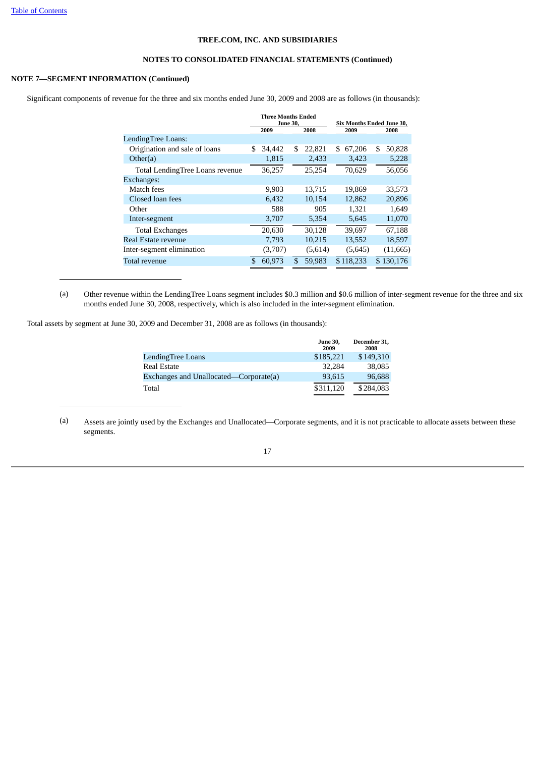**TREE.COM, INC. AND SUBSIDIARIES**

**NOTES TO CONSOLIDATED FINANCIAL STATEMENTS (Continued)**

**NOTE 7—SEGMENT INFORMATION (Continued)**

Significant components of revenue for the three and six months ended June 30, 2009 and 2008 are as follows (in thousands):

| | Three Months Ended June 30, | | Six Months Ended June 30, | |
|---|---|---|---|---|
| | 2009 | 2008 | 2009 | 2008 |
| LendingTree Loans: | | | | |
| Origination and sale of loans | $ 34,442 | $ 22,821 | $ 67,206 | $ 50,828 |
| Other(a) | 1,815 | 2,433 | 3,423 | 5,228 |
| Total LendingTree Loans revenue | 36,257 | 25,254 | 70,629 | 56,056 |
| Exchanges: | | | | |
| Match fees | 9,903 | 13,715 | 19,869 | 33,573 |
| Closed loan fees | 6,432 | 10,154 | 12,862 | 20,896 |
| Other | 588 | 905 | 1,321 | 1,649 |
| Inter-segment | 3,707 | 5,354 | 5,645 | 11,070 |
| Total Exchanges | 20,630 | 30,128 | 39,697 | 67,188 |
| Real Estate revenue | 7,793 | 10,215 | 13,552 | 18,597 |
| Inter-segment elimination | (3,707) | (5,614) | (5,645) | (11,665) |
| Total revenue | $ 60,973 | $ 59,983 | $ 118,233 | $ 130,176 |

(a) Other revenue within the LendingTree Loans segment includes $0.3 million and $0.6 million of inter-segment revenue for the three and six months ended June 30, 2008, respectively, which is also included in the inter-segment elimination.

Total assets by segment at June 30, 2009 and December 31, 2008 are as follows (in thousands):

| | June 30, 2009 | December 31, 2008 |
|---|---|---|
| LendingTree Loans | $185,221 | $149,310 |
| Real Estate | 32,284 | 38,085 |
| Exchanges and Unallocated—Corporate(a) | 93,615 | 96,688 |
| Total | $311,120 | $284,083 |

(a) Assets are jointly used by the Exchanges and Unallocated—Corporate segments, and it is not practicable to allocate assets between these segments.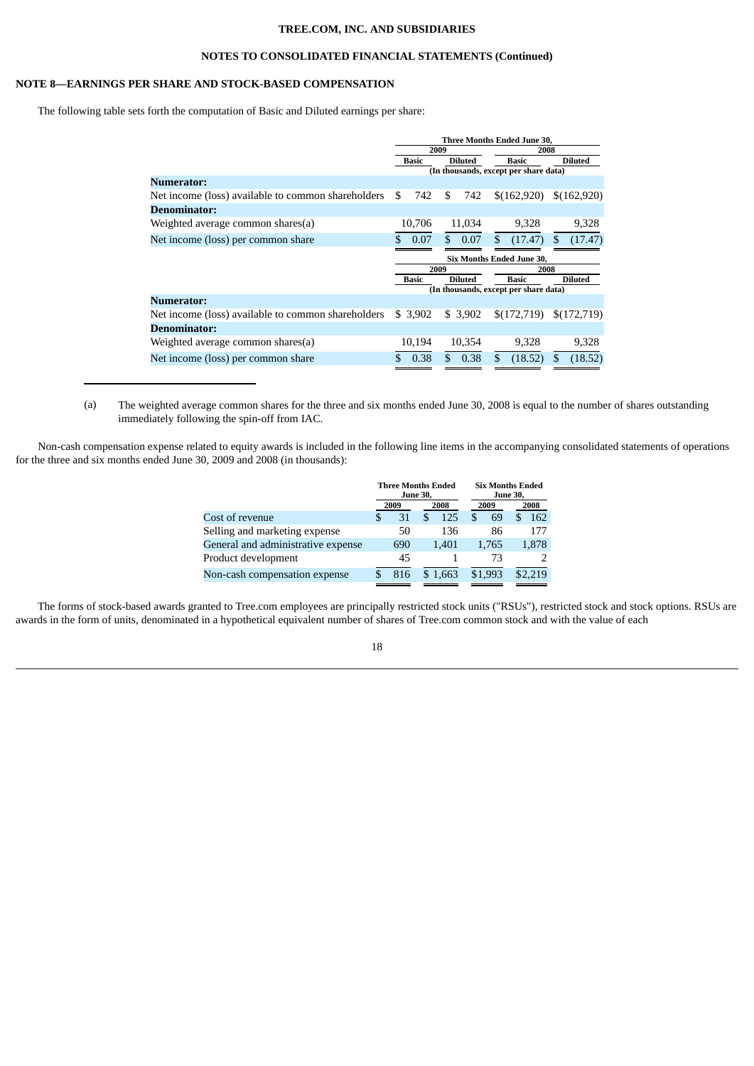TREE.COM, INC. AND SUBSIDIARIES

NOTES TO CONSOLIDATED FINANCIAL STATEMENTS (Continued)

## NOTE 8—EARNINGS PER SHARE AND STOCK-BASED COMPENSATION

The following table sets forth the computation of Basic and Diluted earnings per share:

| | Three Months Ended June 30, | | | |
|---|---|---|---|---|
| | 2009 | | 2008 | |
| | Basic | Diluted | Basic | Diluted |
| | (In thousands, except per share data) | | | |
| **Numerator:** | | | | |
| Net income (loss) available to common shareholders | $ 742 | $ 742 | $(162,920) | $(162,920) |
| **Denominator:** | | | | |
| Weighted average common shares(a) | 10,706 | 11,034 | 9,328 | 9,328 |
| Net income (loss) per common share | $ 0.07 | $ 0.07 | $ (17.47) | $ (17.47) |

| | Six Months Ended June 30, | | | |
|---|---|---|---|---|
| | 2009 | | 2008 | |
| | Basic | Diluted | Basic | Diluted |
| | (In thousands, except per share data) | | | |
| **Numerator:** | | | | |
| Net income (loss) available to common shareholders | $ 3,902 | $ 3,902 | $(172,719) | $(172,719) |
| **Denominator:** | | | | |
| Weighted average common shares(a) | 10,194 | 10,354 | 9,328 | 9,328 |
| Net income (loss) per common share | $ 0.38 | $ 0.38 | $ (18.52) | $ (18.52) |

(a) The weighted average common shares for the three and six months ended June 30, 2008 is equal to the number of shares outstanding immediately following the spin-off from IAC.

Non-cash compensation expense related to equity awards is included in the following line items in the accompanying consolidated statements of operations for the three and six months ended June 30, 2009 and 2008 (in thousands):

| | Three Months Ended June 30, | | Six Months Ended June 30, | |
|---|---|---|---|---|
| | 2009 | 2008 | 2009 | 2008 |
| Cost of revenue | $ 31 | $ 125 | $ 69 | $ 162 |
| Selling and marketing expense | 50 | 136 | 86 | 177 |
| General and administrative expense | 690 | 1,401 | 1,765 | 1,878 |
| Product development | 45 | 1 | 73 | 2 |
| Non-cash compensation expense | $ 816 | $ 1,663 | $1,993 | $2,219 |

The forms of stock-based awards granted to Tree.com employees are principally restricted stock units ("RSUs"), restricted stock and stock options. RSUs are awards in the form of units, denominated in a hypothetical equivalent number of shares of Tree.com common stock and with the value of each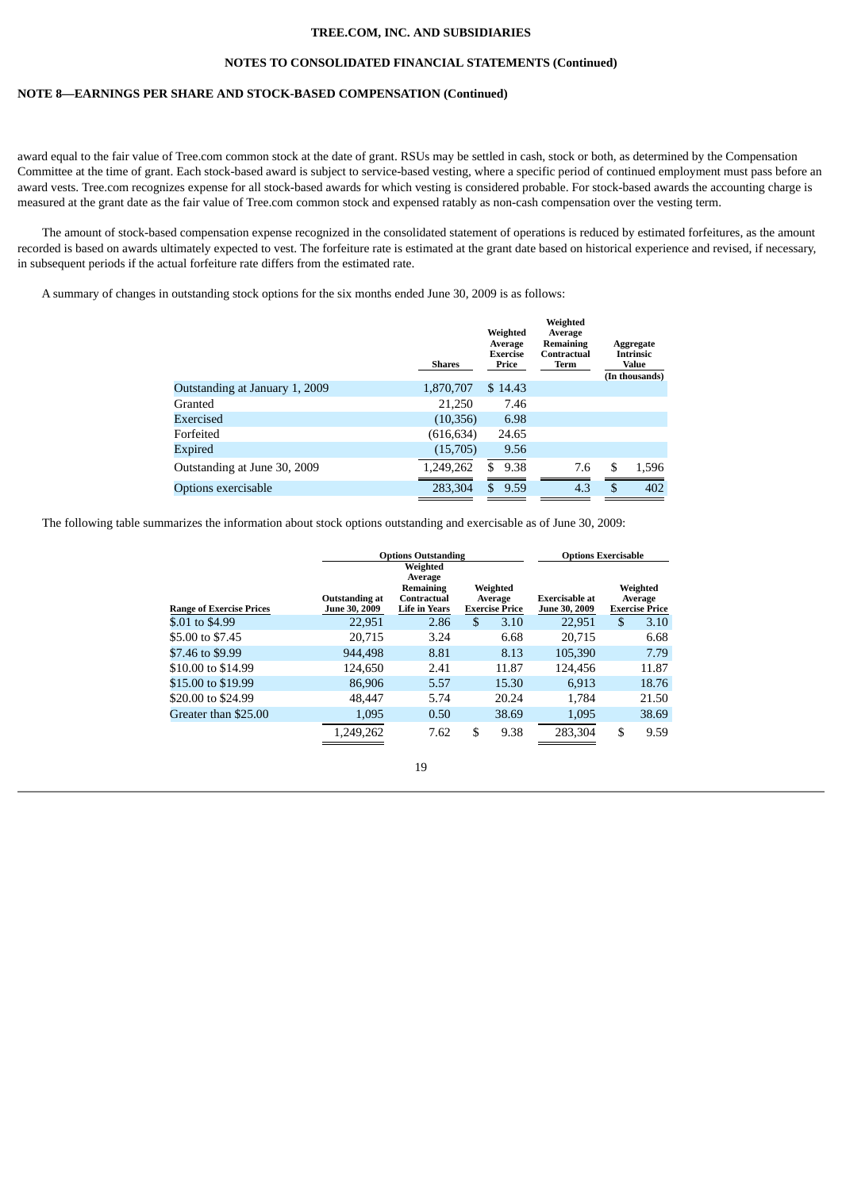award equal to the fair value of Tree.com common stock at the date of grant. RSUs may be settled in cash, stock or both, as determined by the Compensation Committee at the time of grant. Each stock-based award is subject to service-based vesting, where a specific period of continued employment must pass before an award vests. Tree.com recognizes expense for all stock-based awards for which vesting is considered probable. For stock-based awards the accounting charge is measured at the grant date as the fair value of Tree.com common stock and expensed ratably as non-cash compensation over the vesting term.

The amount of stock-based compensation expense recognized in the consolidated statement of operations is reduced by estimated forfeitures, as the amount recorded is based on awards ultimately expected to vest. The forfeiture rate is estimated at the grant date based on historical experience and revised, if necessary, in subsequent periods if the actual forfeiture rate differs from the estimated rate.

A summary of changes in outstanding stock options for the six months ended June 30, 2009 is as follows:

| | Shares | Weighted Average Exercise Price | Weighted Average Remaining Contractual Term | Aggregate Intrinsic Value (In thousands) |
|---|---|---|---|---|
| Outstanding at January 1, 2009 | 1,870,707 | $ 14.43 | | |
| Granted | 21,250 | 7.46 | | |
| Exercised | (10,356) | 6.98 | | |
| Forfeited | (616,634) | 24.65 | | |
| Expired | (15,705) | 9.56 | | |
| Outstanding at June 30, 2009 | 1,249,262 | $ 9.38 | 7.6 | $ 1,596 |
| Options exercisable | 283,304 | $ 9.59 | 4.3 | $ 402 |

The following table summarizes the information about stock options outstanding and exercisable as of June 30, 2009:

| | Options Outstanding | | | Options Exercisable | |
|---|---|---|---|---|---|
| Range of Exercise Prices | Outstanding at June 30, 2009 | Weighted Average Remaining Contractual Life in Years | Weighted Average Exercise Price | Exercisable at June 30, 2009 | Weighted Average Exercise Price |
| $.01 to $4.99 | 22,951 | 2.86 | $ 3.10 | 22,951 | $ 3.10 |
| $5.00 to $7.45 | 20,715 | 3.24 | 6.68 | 20,715 | 6.68 |
| $7.46 to $9.99 | 944,498 | 8.81 | 8.13 | 105,390 | 7.79 |
| $10.00 to $14.99 | 124,650 | 2.41 | 11.87 | 124,456 | 11.87 |
| $15.00 to $19.99 | 86,906 | 5.57 | 15.30 | 6,913 | 18.76 |
| $20.00 to $24.99 | 48,447 | 5.74 | 20.24 | 1,784 | 21.50 |
| Greater than $25.00 | 1,095 | 0.50 | 38.69 | 1,095 | 38.69 |
| | 1,249,262 | 7.62 | $ 9.38 | 283,304 | $ 9.59 |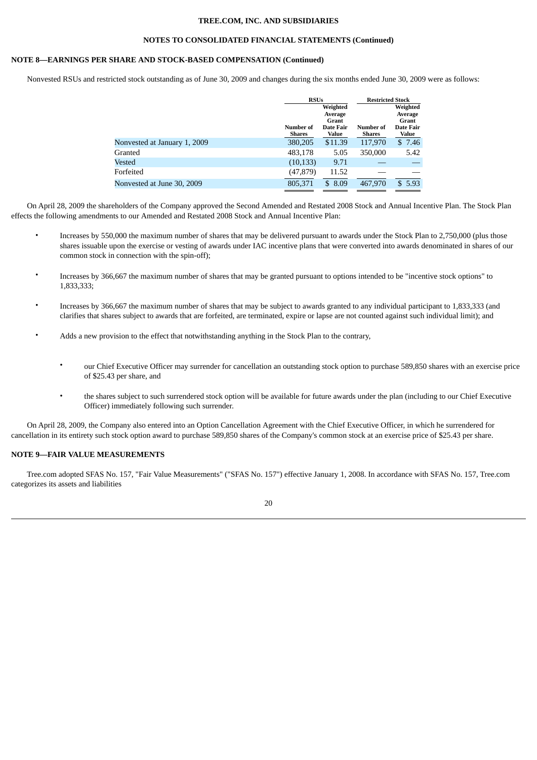### NOTE 8—EARNINGS PER SHARE AND STOCK-BASED COMPENSATION (Continued)

Nonvested RSUs and restricted stock outstanding as of June 30, 2009 and changes during the six months ended June 30, 2009 were as follows:

| | RSUs | | Restricted Stock | |
|---|---|---|---|---|
| | Number of Shares | Weighted Average Grant Date Fair Value | Number of Shares | Weighted Average Grant Date Fair Value |
| Nonvested at January 1, 2009 | 380,205 | $11.39 | 117,970 | $ 7.46 |
| Granted | 483,178 | 5.05 | 350,000 | 5.42 |
| Vested | (10,133) | 9.71 | — | — |
| Forfeited | (47,879) | 11.52 | — | — |
| Nonvested at June 30, 2009 | 805,371 | $ 8.09 | 467,970 | $ 5.93 |

On April 28, 2009 the shareholders of the Company approved the Second Amended and Restated 2008 Stock and Annual Incentive Plan. The Stock Plan effects the following amendments to our Amended and Restated 2008 Stock and Annual Incentive Plan:

- Increases by 550,000 the maximum number of shares that may be delivered pursuant to awards under the Stock Plan to 2,750,000 (plus those shares issuable upon the exercise or vesting of awards under IAC incentive plans that were converted into awards denominated in shares of our common stock in connection with the spin-off);
- Increases by 366,667 the maximum number of shares that may be granted pursuant to options intended to be "incentive stock options" to 1,833,333;
- Increases by 366,667 the maximum number of shares that may be subject to awards granted to any individual participant to 1,833,333 (and clarifies that shares subject to awards that are forfeited, are terminated, expire or lapse are not counted against such individual limit); and
- Adds a new provision to the effect that notwithstanding anything in the Stock Plan to the contrary,
  - our Chief Executive Officer may surrender for cancellation an outstanding stock option to purchase 589,850 shares with an exercise price of $25.43 per share, and
  - the shares subject to such surrendered stock option will be available for future awards under the plan (including to our Chief Executive Officer) immediately following such surrender.

On April 28, 2009, the Company also entered into an Option Cancellation Agreement with the Chief Executive Officer, in which he surrendered for cancellation in its entirety such stock option award to purchase 589,850 shares of the Company's common stock at an exercise price of $25.43 per share.

### NOTE 9—FAIR VALUE MEASUREMENTS

Tree.com adopted SFAS No. 157, "Fair Value Measurements" ("SFAS No. 157") effective January 1, 2008. In accordance with SFAS No. 157, Tree.com categorizes its assets and liabilities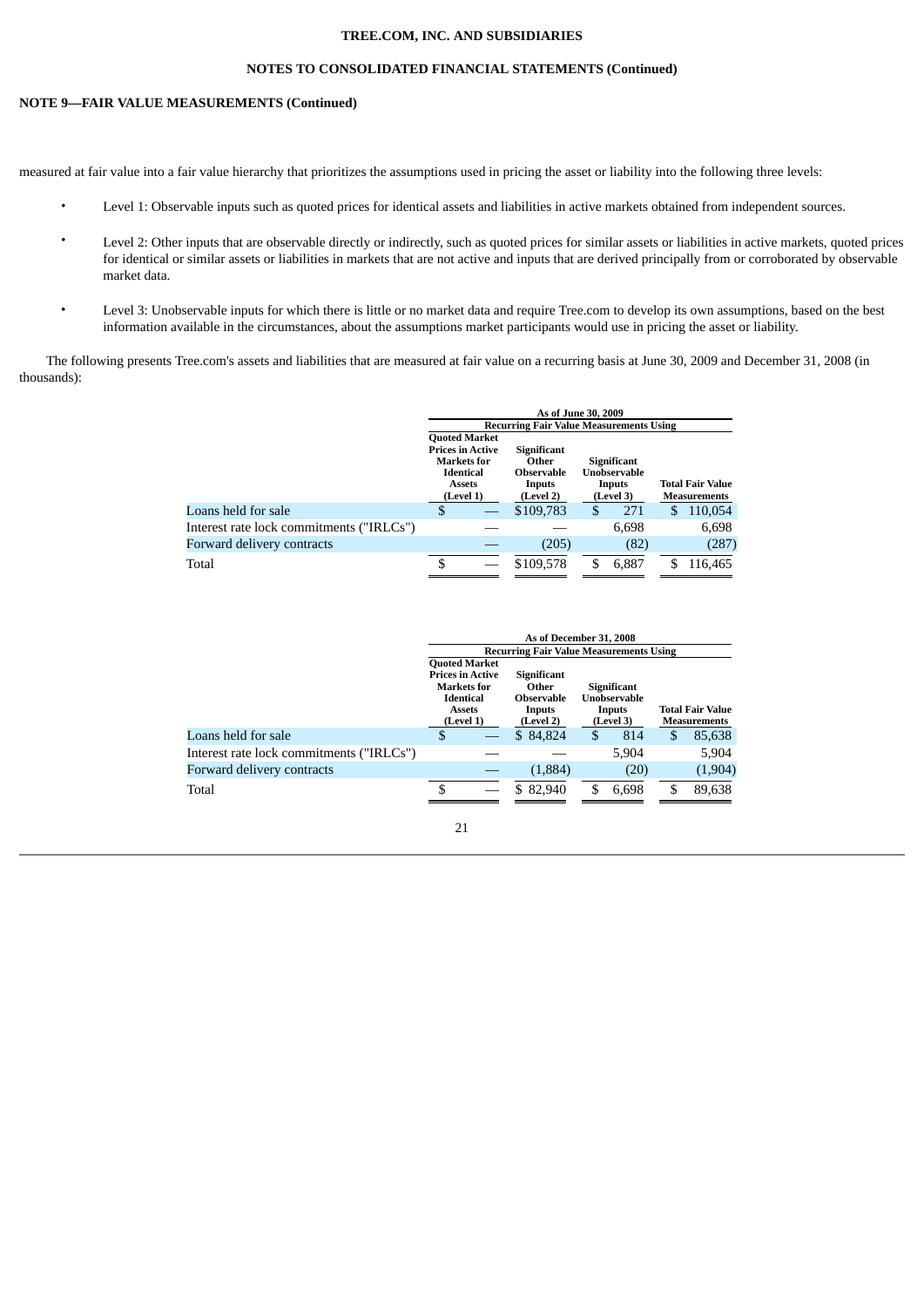## NOTE 9—FAIR VALUE MEASUREMENTS (Continued)

measured at fair value into a fair value hierarchy that prioritizes the assumptions used in pricing the asset or liability into the following three levels:

- Level 1: Observable inputs such as quoted prices for identical assets and liabilities in active markets obtained from independent sources.
- Level 2: Other inputs that are observable directly or indirectly, such as quoted prices for similar assets or liabilities in active markets, quoted prices for identical or similar assets or liabilities in markets that are not active and inputs that are derived principally from or corroborated by observable market data.
- Level 3: Unobservable inputs for which there is little or no market data and require Tree.com to develop its own assumptions, based on the best information available in the circumstances, about the assumptions market participants would use in pricing the asset or liability.

The following presents Tree.com's assets and liabilities that are measured at fair value on a recurring basis at June 30, 2009 and December 31, 2008 (in thousands):

| | As of June 30, 2009 | | | |
|---|---|---|---|---|
| | Recurring Fair Value Measurements Using | | | |
| | Quoted Market Prices in Active Markets for Identical Assets (Level 1) | Significant Other Observable Inputs (Level 2) | Significant Unobservable Inputs (Level 3) | Total Fair Value Measurements |
| Loans held for sale | $ — | $109,783 | $ 271 | $ 110,054 |
| Interest rate lock commitments ("IRLCs") | — | — | 6,698 | 6,698 |
| Forward delivery contracts | — | (205) | (82) | (287) |
| Total | $ — | $109,578 | $ 6,887 | $ 116,465 |

| | As of December 31, 2008 | | | |
|---|---|---|---|---|
| | Recurring Fair Value Measurements Using | | | |
| | Quoted Market Prices in Active Markets for Identical Assets (Level 1) | Significant Other Observable Inputs (Level 2) | Significant Unobservable Inputs (Level 3) | Total Fair Value Measurements |
| Loans held for sale | $ — | $ 84,824 | $ 814 | $ 85,638 |
| Interest rate lock commitments ("IRLCs") | — | — | 5,904 | 5,904 |
| Forward delivery contracts | — | (1,884) | (20) | (1,904) |
| Total | $ — | $ 82,940 | $ 6,698 | $ 89,638 |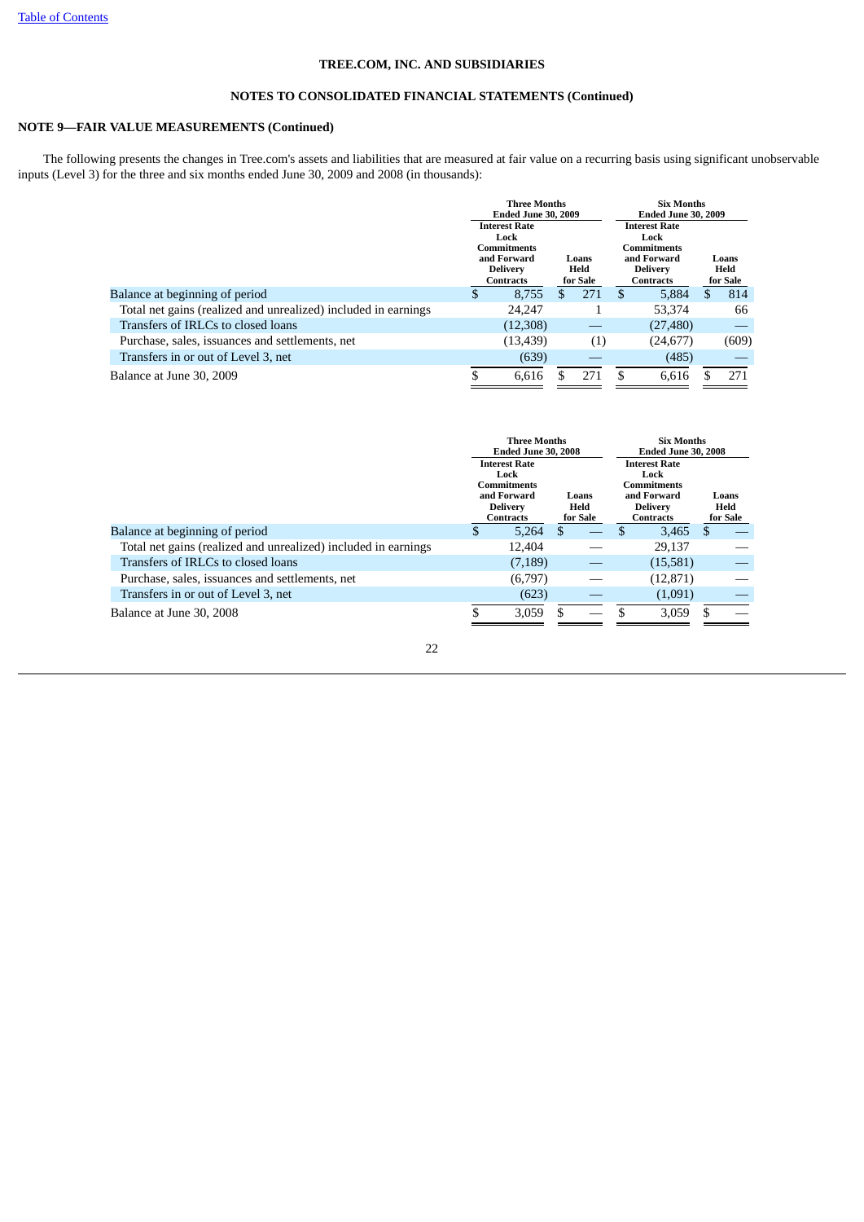**TREE.COM, INC. AND SUBSIDIARIES**

**NOTES TO CONSOLIDATED FINANCIAL STATEMENTS (Continued)**

**NOTE 9—FAIR VALUE MEASUREMENTS (Continued)**

The following presents the changes in Tree.com's assets and liabilities that are measured at fair value on a recurring basis using significant unobservable inputs (Level 3) for the three and six months ended June 30, 2009 and 2008 (in thousands):

| | Three Months Ended June 30, 2009 | | Six Months Ended June 30, 2009 | |
|---|---|---|---|---|
| | Interest Rate Lock Commitments and Forward Delivery Contracts | Loans Held for Sale | Interest Rate Lock Commitments and Forward Delivery Contracts | Loans Held for Sale |
| Balance at beginning of period | $ 8,755 | $ 271 | $ 5,884 | $ 814 |
| Total net gains (realized and unrealized) included in earnings | 24,247 | 1 | 53,374 | 66 |
| Transfers of IRLCs to closed loans | (12,308) | — | (27,480) | — |
| Purchase, sales, issuances and settlements, net | (13,439) | (1) | (24,677) | (609) |
| Transfers in or out of Level 3, net | (639) | — | (485) | — |
| Balance at June 30, 2009 | $ 6,616 | $ 271 | $ 6,616 | $ 271 |

| | Three Months Ended June 30, 2008 | | Six Months Ended June 30, 2008 | |
|---|---|---|---|---|
| | Interest Rate Lock Commitments and Forward Delivery Contracts | Loans Held for Sale | Interest Rate Lock Commitments and Forward Delivery Contracts | Loans Held for Sale |
| Balance at beginning of period | $ 5,264 | $ — | $ 3,465 | $ — |
| Total net gains (realized and unrealized) included in earnings | 12,404 | — | 29,137 | — |
| Transfers of IRLCs to closed loans | (7,189) | — | (15,581) | — |
| Purchase, sales, issuances and settlements, net | (6,797) | — | (12,871) | — |
| Transfers in or out of Level 3, net | (623) | — | (1,091) | — |
| Balance at June 30, 2008 | $ 3,059 | $ — | $ 3,059 | $ — |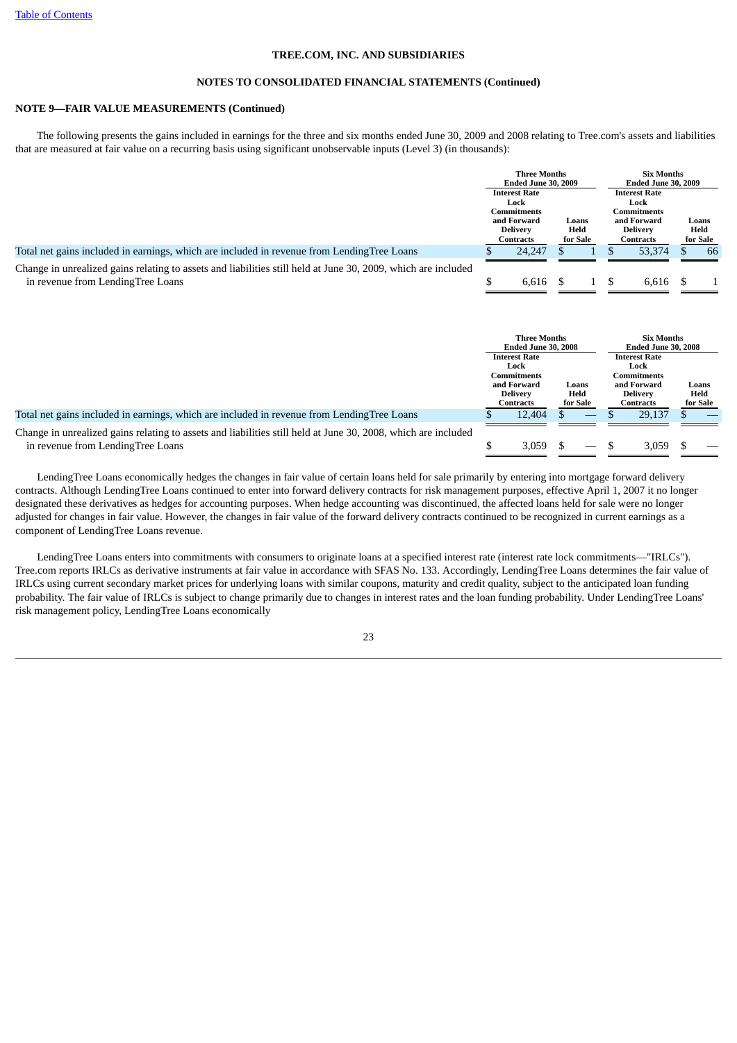Table of Contents

**TREE.COM, INC. AND SUBSIDIARIES**

**NOTES TO CONSOLIDATED FINANCIAL STATEMENTS (Continued)**

**NOTE 9—FAIR VALUE MEASUREMENTS (Continued)**

The following presents the gains included in earnings for the three and six months ended June 30, 2009 and 2008 relating to Tree.com's assets and liabilities that are measured at fair value on a recurring basis using significant unobservable inputs (Level 3) (in thousands):

| | Three Months Ended June 30, 2009 | | Six Months Ended June 30, 2009 | |
|---|---|---|---|---|
| | Interest Rate Lock Commitments and Forward Delivery Contracts | Loans Held for Sale | Interest Rate Lock Commitments and Forward Delivery Contracts | Loans Held for Sale |
| Total net gains included in earnings, which are included in revenue from LendingTree Loans | $ 24,247 | $ 1 | $ 53,374 | $ 66 |
| Change in unrealized gains relating to assets and liabilities still held at June 30, 2009, which are included in revenue from LendingTree Loans | $ 6,616 | $ 1 | $ 6,616 | $ 1 |

| | Three Months Ended June 30, 2008 | | Six Months Ended June 30, 2008 | |
|---|---|---|---|---|
| | Interest Rate Lock Commitments and Forward Delivery Contracts | Loans Held for Sale | Interest Rate Lock Commitments and Forward Delivery Contracts | Loans Held for Sale |
| Total net gains included in earnings, which are included in revenue from LendingTree Loans | $ 12,404 | $ — | $ 29,137 | $ — |
| Change in unrealized gains relating to assets and liabilities still held at June 30, 2008, which are included in revenue from LendingTree Loans | $ 3,059 | $ — | $ 3,059 | $ — |

LendingTree Loans economically hedges the changes in fair value of certain loans held for sale primarily by entering into mortgage forward delivery contracts. Although LendingTree Loans continued to enter into forward delivery contracts for risk management purposes, effective April 1, 2007 it no longer designated these derivatives as hedges for accounting purposes. When hedge accounting was discontinued, the affected loans held for sale were no longer adjusted for changes in fair value. However, the changes in fair value of the forward delivery contracts continued to be recognized in current earnings as a component of LendingTree Loans revenue.

LendingTree Loans enters into commitments with consumers to originate loans at a specified interest rate (interest rate lock commitments—"IRLCs"). Tree.com reports IRLCs as derivative instruments at fair value in accordance with SFAS No. 133. Accordingly, LendingTree Loans determines the fair value of IRLCs using current secondary market prices for underlying loans with similar coupons, maturity and credit quality, subject to the anticipated loan funding probability. The fair value of IRLCs is subject to change primarily due to changes in interest rates and the loan funding probability. Under LendingTree Loans' risk management policy, LendingTree Loans economically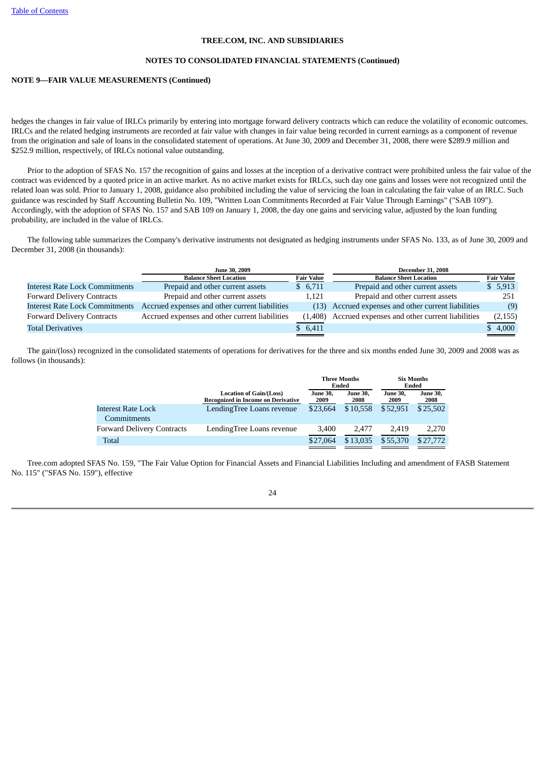TREE.COM, INC. AND SUBSIDIARIES

NOTES TO CONSOLIDATED FINANCIAL STATEMENTS (Continued)

**NOTE 9—FAIR VALUE MEASUREMENTS (Continued)**

hedges the changes in fair value of IRLCs primarily by entering into mortgage forward delivery contracts which can reduce the volatility of economic outcomes. IRLCs and the related hedging instruments are recorded at fair value with changes in fair value being recorded in current earnings as a component of revenue from the origination and sale of loans in the consolidated statement of operations. At June 30, 2009 and December 31, 2008, there were $289.9 million and $252.9 million, respectively, of IRLCs notional value outstanding.

Prior to the adoption of SFAS No. 157 the recognition of gains and losses at the inception of a derivative contract were prohibited unless the fair value of the contract was evidenced by a quoted price in an active market. As no active market exists for IRLCs, such day one gains and losses were not recognized until the related loan was sold. Prior to January 1, 2008, guidance also prohibited including the value of servicing the loan in calculating the fair value of an IRLC. Such guidance was rescinded by Staff Accounting Bulletin No. 109, "Written Loan Commitments Recorded at Fair Value Through Earnings" ("SAB 109"). Accordingly, with the adoption of SFAS No. 157 and SAB 109 on January 1, 2008, the day one gains and servicing value, adjusted by the loan funding probability, are included in the value of IRLCs.

The following table summarizes the Company's derivative instruments not designated as hedging instruments under SFAS No. 133, as of June 30, 2009 and December 31, 2008 (in thousands):

| | June 30, 2009 | | December 31, 2008 | |
|---|---|---|---|---|
| | Balance Sheet Location | Fair Value | Balance Sheet Location | Fair Value |
| Interest Rate Lock Commitments | Prepaid and other current assets | $ 6,711 | Prepaid and other current assets | $ 5,913 |
| Forward Delivery Contracts | Prepaid and other current assets | 1,121 | Prepaid and other current assets | 251 |
| Interest Rate Lock Commitments | Accrued expenses and other current liabilities | (13) | Accrued expenses and other current liabilities | (9) |
| Forward Delivery Contracts | Accrued expenses and other current liabilities | (1,408) | Accrued expenses and other current liabilities | (2,155) |
| Total Derivatives | | $ 6,411 | | $ 4,000 |

The gain/(loss) recognized in the consolidated statements of operations for derivatives for the three and six months ended June 30, 2009 and 2008 was as follows (in thousands):

| | | Three Months Ended | | Six Months Ended | |
|---|---|---|---|---|---|
| | Location of Gain/(Loss) Recognized in Income on Derivative | June 30, 2009 | June 30, 2008 | June 30, 2009 | June 30, 2008 |
| Interest Rate Lock Commitments | LendingTree Loans revenue | $23,664 | $10,558 | $52,951 | $25,502 |
| Forward Delivery Contracts | LendingTree Loans revenue | 3,400 | 2,477 | 2,419 | 2,270 |
| Total | | $27,064 | $13,035 | $55,370 | $27,772 |

Tree.com adopted SFAS No. 159, "The Fair Value Option for Financial Assets and Financial Liabilities Including and amendment of FASB Statement No. 115" ("SFAS No. 159"), effective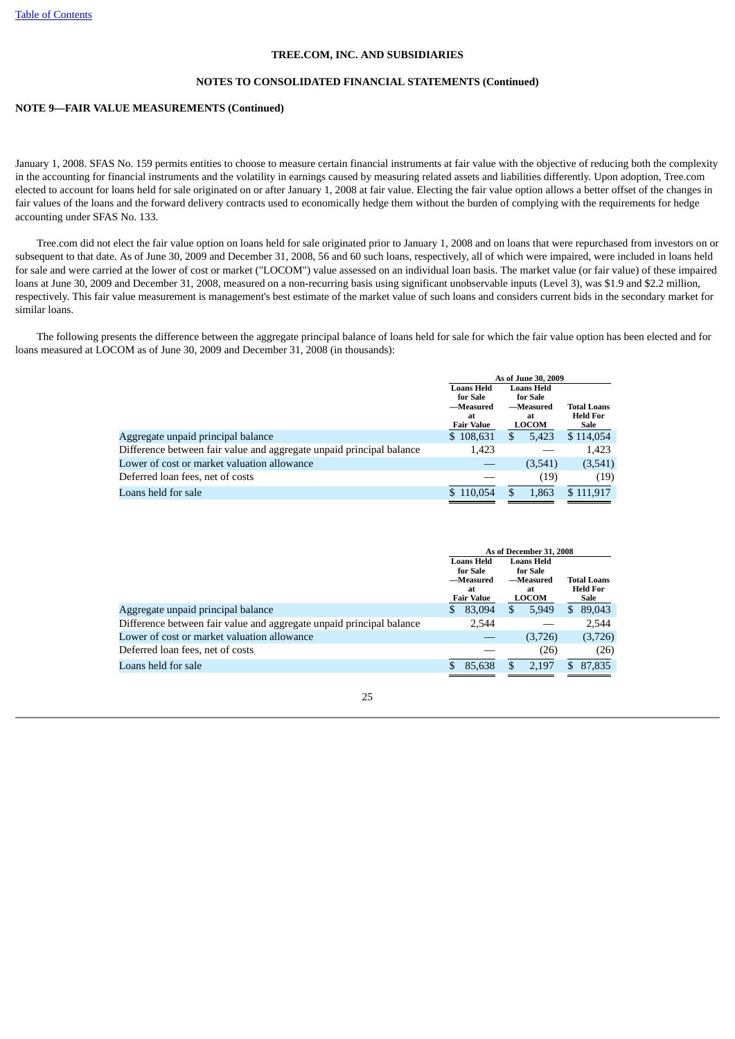**TREE.COM, INC. AND SUBSIDIARIES**

**NOTES TO CONSOLIDATED FINANCIAL STATEMENTS (Continued)**

**NOTE 9—FAIR VALUE MEASUREMENTS (Continued)**

January 1, 2008. SFAS No. 159 permits entities to choose to measure certain financial instruments at fair value with the objective of reducing both the complexity in the accounting for financial instruments and the volatility in earnings caused by measuring related assets and liabilities differently. Upon adoption, Tree.com elected to account for loans held for sale originated on or after January 1, 2008 at fair value. Electing the fair value option allows a better offset of the changes in fair values of the loans and the forward delivery contracts used to economically hedge them without the burden of complying with the requirements for hedge accounting under SFAS No. 133.

Tree.com did not elect the fair value option on loans held for sale originated prior to January 1, 2008 and on loans that were repurchased from investors on or subsequent to that date. As of June 30, 2009 and December 31, 2008, 56 and 60 such loans, respectively, all of which were impaired, were included in loans held for sale and were carried at the lower of cost or market ("LOCOM") value assessed on an individual loan basis. The market value (or fair value) of these impaired loans at June 30, 2009 and December 31, 2008, measured on a non-recurring basis using significant unobservable inputs (Level 3), was $1.9 and $2.2 million, respectively. This fair value measurement is management's best estimate of the market value of such loans and considers current bids in the secondary market for similar loans.

The following presents the difference between the aggregate principal balance of loans held for sale for which the fair value option has been elected and for loans measured at LOCOM as of June 30, 2009 and December 31, 2008 (in thousands):

| | As of June 30, 2009 | | |
|---|---|---|---|
| | Loans Held for Sale —Measured at Fair Value | Loans Held for Sale —Measured at LOCOM | Total Loans Held For Sale |
| Aggregate unpaid principal balance | $ 108,631 | $ 5,423 | $ 114,054 |
| Difference between fair value and aggregate unpaid principal balance | 1,423 | — | 1,423 |
| Lower of cost or market valuation allowance | — | (3,541) | (3,541) |
| Deferred loan fees, net of costs | — | (19) | (19) |
| Loans held for sale | $ 110,054 | $ 1,863 | $ 111,917 |

| | As of December 31, 2008 | | |
|---|---|---|---|
| | Loans Held for Sale —Measured at Fair Value | Loans Held for Sale —Measured at LOCOM | Total Loans Held For Sale |
| Aggregate unpaid principal balance | $ 83,094 | $ 5,949 | $ 89,043 |
| Difference between fair value and aggregate unpaid principal balance | 2,544 | — | 2,544 |
| Lower of cost or market valuation allowance | — | (3,726) | (3,726) |
| Deferred loan fees, net of costs | — | (26) | (26) |
| Loans held for sale | $ 85,638 | $ 2,197 | $ 87,835 |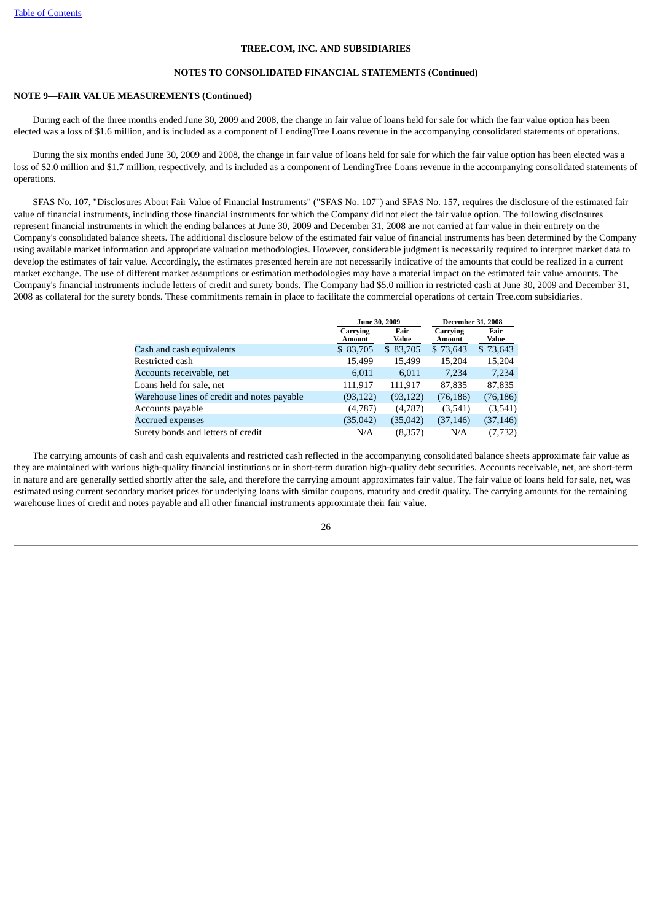TREE.COM, INC. AND SUBSIDIARIES

NOTES TO CONSOLIDATED FINANCIAL STATEMENTS (Continued)

**NOTE 9—FAIR VALUE MEASUREMENTS (Continued)**

During each of the three months ended June 30, 2009 and 2008, the change in fair value of loans held for sale for which the fair value option has been elected was a loss of $1.6 million, and is included as a component of LendingTree Loans revenue in the accompanying consolidated statements of operations.

During the six months ended June 30, 2009 and 2008, the change in fair value of loans held for sale for which the fair value option has been elected was a loss of $2.0 million and $1.7 million, respectively, and is included as a component of LendingTree Loans revenue in the accompanying consolidated statements of operations.

SFAS No. 107, "Disclosures About Fair Value of Financial Instruments" ("SFAS No. 107") and SFAS No. 157, requires the disclosure of the estimated fair value of financial instruments, including those financial instruments for which the Company did not elect the fair value option. The following disclosures represent financial instruments in which the ending balances at June 30, 2009 and December 31, 2008 are not carried at fair value in their entirety on the Company's consolidated balance sheets. The additional disclosure below of the estimated fair value of financial instruments has been determined by the Company using available market information and appropriate valuation methodologies. However, considerable judgment is necessarily required to interpret market data to develop the estimates of fair value. Accordingly, the estimates presented herein are not necessarily indicative of the amounts that could be realized in a current market exchange. The use of different market assumptions or estimation methodologies may have a material impact on the estimated fair value amounts. The Company's financial instruments include letters of credit and surety bonds. The Company had $5.0 million in restricted cash at June 30, 2009 and December 31, 2008 as collateral for the surety bonds. These commitments remain in place to facilitate the commercial operations of certain Tree.com subsidiaries.

| | June 30, 2009 | | December 31, 2008 | |
|---|---|---|---|---|
| | Carrying Amount | Fair Value | Carrying Amount | Fair Value |
| Cash and cash equivalents | $ 83,705 | $ 83,705 | $ 73,643 | $ 73,643 |
| Restricted cash | 15,499 | 15,499 | 15,204 | 15,204 |
| Accounts receivable, net | 6,011 | 6,011 | 7,234 | 7,234 |
| Loans held for sale, net | 111,917 | 111,917 | 87,835 | 87,835 |
| Warehouse lines of credit and notes payable | (93,122) | (93,122) | (76,186) | (76,186) |
| Accounts payable | (4,787) | (4,787) | (3,541) | (3,541) |
| Accrued expenses | (35,042) | (35,042) | (37,146) | (37,146) |
| Surety bonds and letters of credit | N/A | (8,357) | N/A | (7,732) |

The carrying amounts of cash and cash equivalents and restricted cash reflected in the accompanying consolidated balance sheets approximate fair value as they are maintained with various high-quality financial institutions or in short-term duration high-quality debt securities. Accounts receivable, net, are short-term in nature and are generally settled shortly after the sale, and therefore the carrying amount approximates fair value. The fair value of loans held for sale, net, was estimated using current secondary market prices for underlying loans with similar coupons, maturity and credit quality. The carrying amounts for the remaining warehouse lines of credit and notes payable and all other financial instruments approximate their fair value.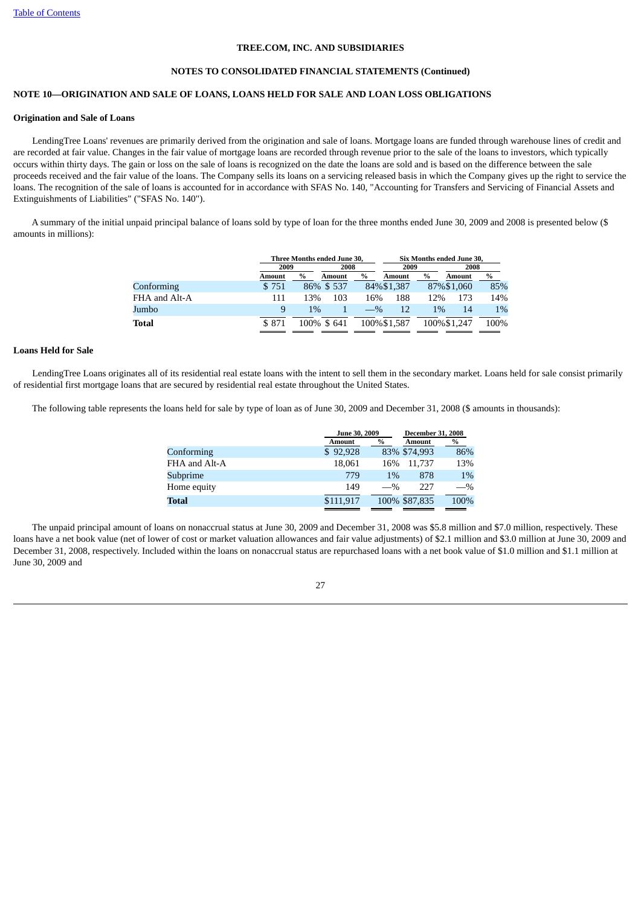[Table of Contents]

TREE.COM, INC. AND SUBSIDIARIES

NOTES TO CONSOLIDATED FINANCIAL STATEMENTS (Continued)

## NOTE 10—ORIGINATION AND SALE OF LOANS, LOANS HELD FOR SALE AND LOAN LOSS OBLIGATIONS

### Origination and Sale of Loans

LendingTree Loans' revenues are primarily derived from the origination and sale of loans. Mortgage loans are funded through warehouse lines of credit and are recorded at fair value. Changes in the fair value of mortgage loans are recorded through revenue prior to the sale of the loans to investors, which typically occurs within thirty days. The gain or loss on the sale of loans is recognized on the date the loans are sold and is based on the difference between the sale proceeds received and the fair value of the loans. The Company sells its loans on a servicing released basis in which the Company gives up the right to service the loans. The recognition of the sale of loans is accounted for in accordance with SFAS No. 140, "Accounting for Transfers and Servicing of Financial Assets and Extinguishments of Liabilities" ("SFAS No. 140").

A summary of the initial unpaid principal balance of loans sold by type of loan for the three months ended June 30, 2009 and 2008 is presented below ($ amounts in millions):

| | Three Months ended June 30, | | | | Six Months ended June 30, | | | |
|---|---|---|---|---|---|---|---|---|
| | 2009 | | 2008 | | 2009 | | 2008 | |
| | Amount | % | Amount | % | Amount | % | Amount | % |
| Conforming | $ 751 | 86% | $ 537 | 84% | $1,387 | 87% | $1,060 | 85% |
| FHA and Alt-A | 111 | 13% | 103 | 16% | 188 | 12% | 173 | 14% |
| Jumbo | 9 | 1% | 1 | —% | 12 | 1% | 14 | 1% |
| **Total** | $ 871 | 100% | $ 641 | 100% | $1,587 | 100% | $1,247 | 100% |

### Loans Held for Sale

LendingTree Loans originates all of its residential real estate loans with the intent to sell them in the secondary market. Loans held for sale consist primarily of residential first mortgage loans that are secured by residential real estate throughout the United States.

The following table represents the loans held for sale by type of loan as of June 30, 2009 and December 31, 2008 ($ amounts in thousands):

| | June 30, 2009 | | December 31, 2008 | |
|---|---|---|---|---|
| | Amount | % | Amount | % |
| Conforming | $ 92,928 | 83% | $74,993 | 86% |
| FHA and Alt-A | 18,061 | 16% | 11,737 | 13% |
| Subprime | 779 | 1% | 878 | 1% |
| Home equity | 149 | —% | 227 | —% |
| **Total** | $111,917 | 100% | $87,835 | 100% |

The unpaid principal amount of loans on nonaccrual status at June 30, 2009 and December 31, 2008 was $5.8 million and $7.0 million, respectively. These loans have a net book value (net of lower of cost or market valuation allowances and fair value adjustments) of $2.1 million and $3.0 million at June 30, 2009 and December 31, 2008, respectively. Included within the loans on nonaccrual status are repurchased loans with a net book value of $1.0 million and $1.1 million at June 30, 2009 and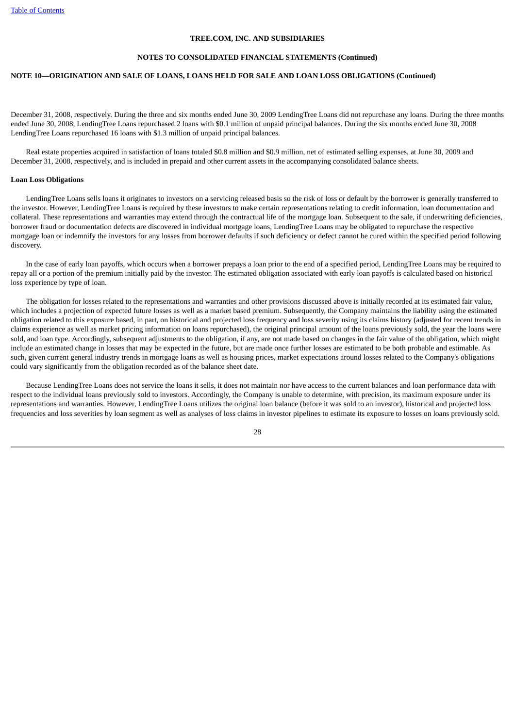December 31, 2008, respectively. During the three and six months ended June 30, 2009 LendingTree Loans did not repurchase any loans. During the three months ended June 30, 2008, LendingTree Loans repurchased 2 loans with $0.1 million of unpaid principal balances. During the six months ended June 30, 2008 LendingTree Loans repurchased 16 loans with $1.3 million of unpaid principal balances.

Real estate properties acquired in satisfaction of loans totaled $0.8 million and $0.9 million, net of estimated selling expenses, at June 30, 2009 and December 31, 2008, respectively, and is included in prepaid and other current assets in the accompanying consolidated balance sheets.

**Loan Loss Obligations**

LendingTree Loans sells loans it originates to investors on a servicing released basis so the risk of loss or default by the borrower is generally transferred to the investor. However, LendingTree Loans is required by these investors to make certain representations relating to credit information, loan documentation and collateral. These representations and warranties may extend through the contractual life of the mortgage loan. Subsequent to the sale, if underwriting deficiencies, borrower fraud or documentation defects are discovered in individual mortgage loans, LendingTree Loans may be obligated to repurchase the respective mortgage loan or indemnify the investors for any losses from borrower defaults if such deficiency or defect cannot be cured within the specified period following discovery.

In the case of early loan payoffs, which occurs when a borrower prepays a loan prior to the end of a specified period, LendingTree Loans may be required to repay all or a portion of the premium initially paid by the investor. The estimated obligation associated with early loan payoffs is calculated based on historical loss experience by type of loan.

The obligation for losses related to the representations and warranties and other provisions discussed above is initially recorded at its estimated fair value, which includes a projection of expected future losses as well as a market based premium. Subsequently, the Company maintains the liability using the estimated obligation related to this exposure based, in part, on historical and projected loss frequency and loss severity using its claims history (adjusted for recent trends in claims experience as well as market pricing information on loans repurchased), the original principal amount of the loans previously sold, the year the loans were sold, and loan type. Accordingly, subsequent adjustments to the obligation, if any, are not made based on changes in the fair value of the obligation, which might include an estimated change in losses that may be expected in the future, but are made once further losses are estimated to be both probable and estimable. As such, given current general industry trends in mortgage loans as well as housing prices, market expectations around losses related to the Company's obligations could vary significantly from the obligation recorded as of the balance sheet date.

Because LendingTree Loans does not service the loans it sells, it does not maintain nor have access to the current balances and loan performance data with respect to the individual loans previously sold to investors. Accordingly, the Company is unable to determine, with precision, its maximum exposure under its representations and warranties. However, LendingTree Loans utilizes the original loan balance (before it was sold to an investor), historical and projected loss frequencies and loss severities by loan segment as well as analyses of loss claims in investor pipelines to estimate its exposure to losses on loans previously sold.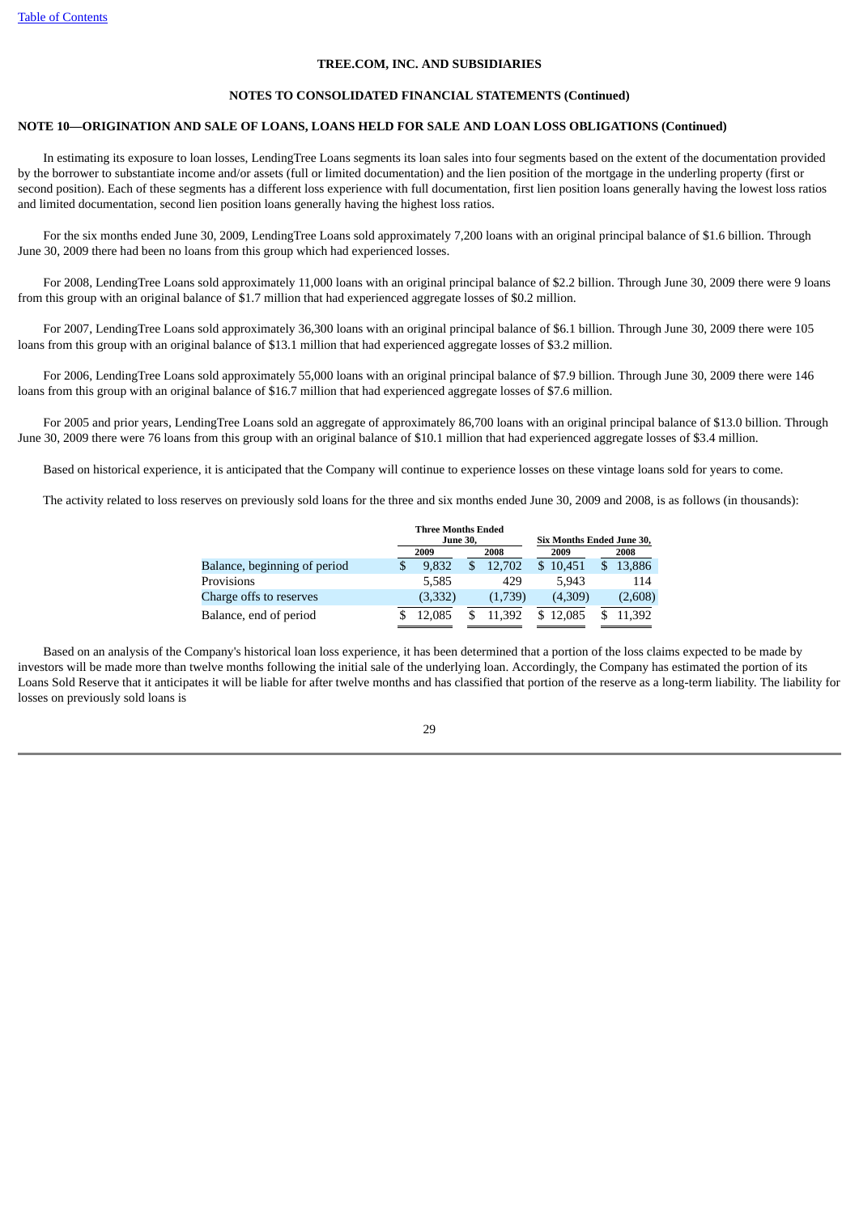TREE.COM, INC. AND SUBSIDIARIES

NOTES TO CONSOLIDATED FINANCIAL STATEMENTS (Continued)

**NOTE 10—ORIGINATION AND SALE OF LOANS, LOANS HELD FOR SALE AND LOAN LOSS OBLIGATIONS (Continued)**

In estimating its exposure to loan losses, LendingTree Loans segments its loan sales into four segments based on the extent of the documentation provided by the borrower to substantiate income and/or assets (full or limited documentation) and the lien position of the mortgage in the underlying property (first or second position). Each of these segments has a different loss experience with full documentation, first lien position loans generally having the lowest loss ratios and limited documentation, second lien position loans generally having the highest loss ratios.

For the six months ended June 30, 2009, LendingTree Loans sold approximately 7,200 loans with an original principal balance of $1.6 billion. Through June 30, 2009 there had been no loans from this group which had experienced losses.

For 2008, LendingTree Loans sold approximately 11,000 loans with an original principal balance of $2.2 billion. Through June 30, 2009 there were 9 loans from this group with an original balance of $1.7 million that had experienced aggregate losses of $0.2 million.

For 2007, LendingTree Loans sold approximately 36,300 loans with an original principal balance of $6.1 billion. Through June 30, 2009 there were 105 loans from this group with an original balance of $13.1 million that had experienced aggregate losses of $3.2 million.

For 2006, LendingTree Loans sold approximately 55,000 loans with an original principal balance of $7.9 billion. Through June 30, 2009 there were 146 loans from this group with an original balance of $16.7 million that had experienced aggregate losses of $7.6 million.

For 2005 and prior years, LendingTree Loans sold an aggregate of approximately 86,700 loans with an original principal balance of $13.0 billion. Through June 30, 2009 there were 76 loans from this group with an original balance of $10.1 million that had experienced aggregate losses of $3.4 million.

Based on historical experience, it is anticipated that the Company will continue to experience losses on these vintage loans sold for years to come.

The activity related to loss reserves on previously sold loans for the three and six months ended June 30, 2009 and 2008, is as follows (in thousands):

| | Three Months Ended June 30, | | Six Months Ended June 30, | |
|---|---|---|---|---|
| | 2009 | 2008 | 2009 | 2008 |
| Balance, beginning of period | $ 9,832 | $ 12,702 | $ 10,451 | $ 13,886 |
| Provisions | 5,585 | 429 | 5,943 | 114 |
| Charge offs to reserves | (3,332) | (1,739) | (4,309) | (2,608) |
| Balance, end of period | $ 12,085 | $ 11,392 | $ 12,085 | $ 11,392 |

Based on an analysis of the Company's historical loan loss experience, it has been determined that a portion of the loss claims expected to be made by investors will be made more than twelve months following the initial sale of the underlying loan. Accordingly, the Company has estimated the portion of its Loans Sold Reserve that it anticipates it will be liable for after twelve months and has classified that portion of the reserve as a long-term liability. The liability for losses on previously sold loans is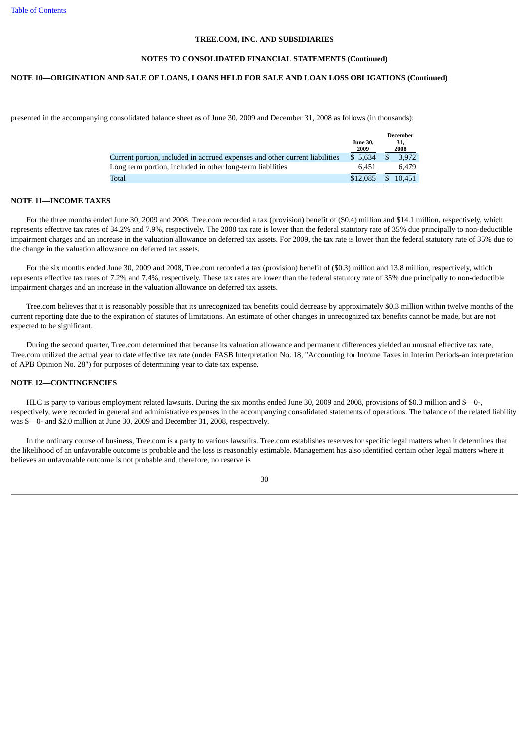**TREE.COM, INC. AND SUBSIDIARIES**

**NOTES TO CONSOLIDATED FINANCIAL STATEMENTS (Continued)**

**NOTE 10—ORIGINATION AND SALE OF LOANS, LOANS HELD FOR SALE AND LOAN LOSS OBLIGATIONS (Continued)**

presented in the accompanying consolidated balance sheet as of June 30, 2009 and December 31, 2008 as follows (in thousands):

| | June 30, 2009 | December 31, 2008 |
|---|---|---|
| Current portion, included in accrued expenses and other current liabilities | $ 5,634 | $ 3,972 |
| Long term portion, included in other long-term liabilities | 6,451 | 6,479 |
| Total | $12,085 | $ 10,451 |

**NOTE 11—INCOME TAXES**

For the three months ended June 30, 2009 and 2008, Tree.com recorded a tax (provision) benefit of ($0.4) million and $14.1 million, respectively, which represents effective tax rates of 34.2% and 7.9%, respectively. The 2008 tax rate is lower than the federal statutory rate of 35% due principally to non-deductible impairment charges and an increase in the valuation allowance on deferred tax assets. For 2009, the tax rate is lower than the federal statutory rate of 35% due to the change in the valuation allowance on deferred tax assets.

For the six months ended June 30, 2009 and 2008, Tree.com recorded a tax (provision) benefit of ($0.3) million and 13.8 million, respectively, which represents effective tax rates of 7.2% and 7.4%, respectively. These tax rates are lower than the federal statutory rate of 35% due principally to non-deductible impairment charges and an increase in the valuation allowance on deferred tax assets.

Tree.com believes that it is reasonably possible that its unrecognized tax benefits could decrease by approximately $0.3 million within twelve months of the current reporting date due to the expiration of statutes of limitations. An estimate of other changes in unrecognized tax benefits cannot be made, but are not expected to be significant.

During the second quarter, Tree.com determined that because its valuation allowance and permanent differences yielded an unusual effective tax rate, Tree.com utilized the actual year to date effective tax rate (under FASB Interpretation No. 18, "Accounting for Income Taxes in Interim Periods-an interpretation of APB Opinion No. 28") for purposes of determining year to date tax expense.

**NOTE 12—CONTINGENCIES**

HLC is party to various employment related lawsuits. During the six months ended June 30, 2009 and 2008, provisions of $0.3 million and $—0-, respectively, were recorded in general and administrative expenses in the accompanying consolidated statements of operations. The balance of the related liability was $—0- and $2.0 million at June 30, 2009 and December 31, 2008, respectively.

In the ordinary course of business, Tree.com is a party to various lawsuits. Tree.com establishes reserves for specific legal matters when it determines that the likelihood of an unfavorable outcome is probable and the loss is reasonably estimable. Management has also identified certain other legal matters where it believes an unfavorable outcome is not probable and, therefore, no reserve is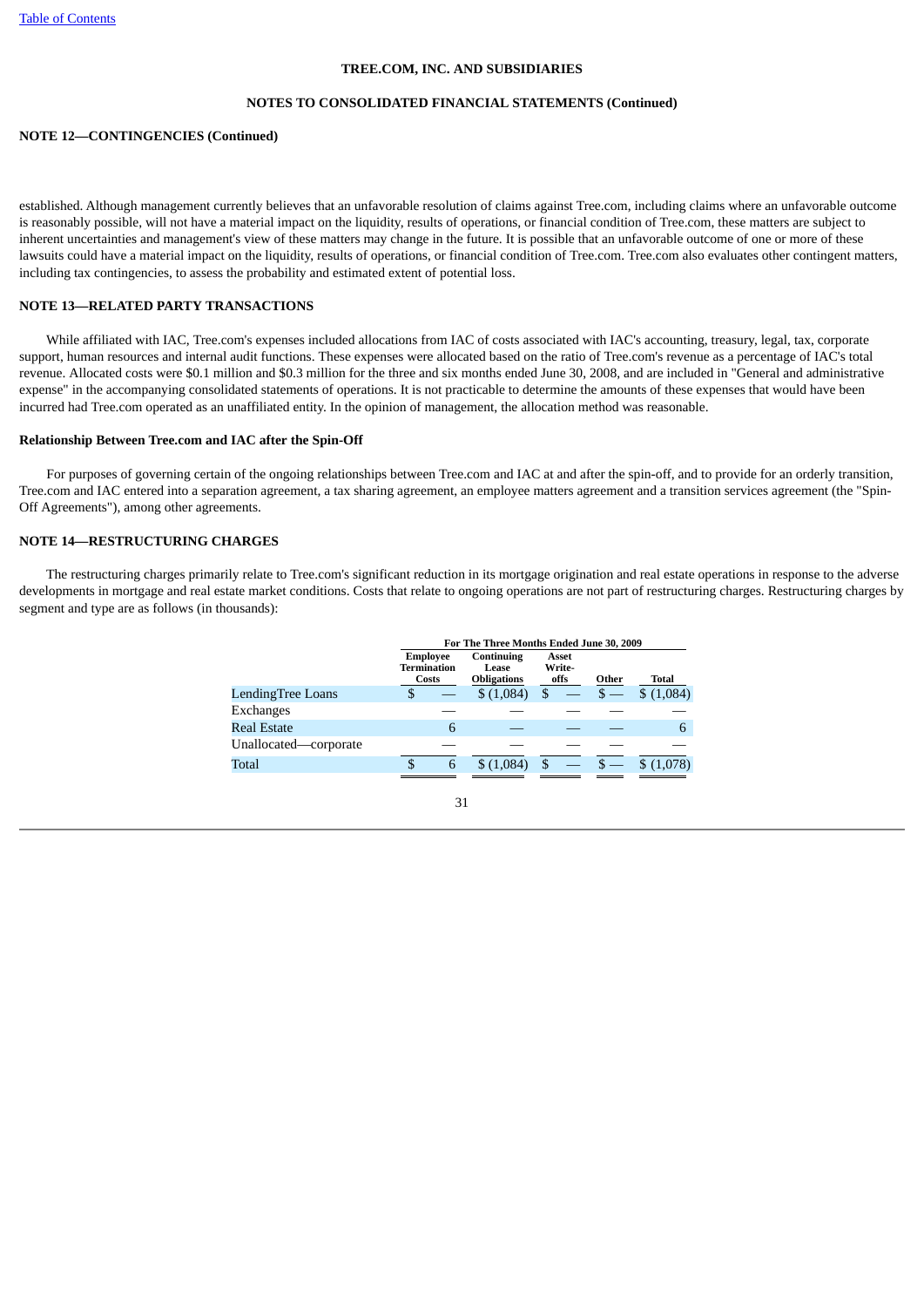**TREE.COM, INC. AND SUBSIDIARIES**

**NOTES TO CONSOLIDATED FINANCIAL STATEMENTS (Continued)**

**NOTE 12—CONTINGENCIES (Continued)**

established. Although management currently believes that an unfavorable resolution of claims against Tree.com, including claims where an unfavorable outcome is reasonably possible, will not have a material impact on the liquidity, results of operations, or financial condition of Tree.com, these matters are subject to inherent uncertainties and management's view of these matters may change in the future. It is possible that an unfavorable outcome of one or more of these lawsuits could have a material impact on the liquidity, results of operations, or financial condition of Tree.com. Tree.com also evaluates other contingent matters, including tax contingencies, to assess the probability and estimated extent of potential loss.

**NOTE 13—RELATED PARTY TRANSACTIONS**

While affiliated with IAC, Tree.com's expenses included allocations from IAC of costs associated with IAC's accounting, treasury, legal, tax, corporate support, human resources and internal audit functions. These expenses were allocated based on the ratio of Tree.com's revenue as a percentage of IAC's total revenue. Allocated costs were $0.1 million and $0.3 million for the three and six months ended June 30, 2008, and are included in "General and administrative expense" in the accompanying consolidated statements of operations. It is not practicable to determine the amounts of these expenses that would have been incurred had Tree.com operated as an unaffiliated entity. In the opinion of management, the allocation method was reasonable.

**Relationship Between Tree.com and IAC after the Spin-Off**

For purposes of governing certain of the ongoing relationships between Tree.com and IAC at and after the spin-off, and to provide for an orderly transition, Tree.com and IAC entered into a separation agreement, a tax sharing agreement, an employee matters agreement and a transition services agreement (the "Spin-Off Agreements"), among other agreements.

**NOTE 14—RESTRUCTURING CHARGES**

The restructuring charges primarily relate to Tree.com's significant reduction in its mortgage origination and real estate operations in response to the adverse developments in mortgage and real estate market conditions. Costs that relate to ongoing operations are not part of restructuring charges. Restructuring charges by segment and type are as follows (in thousands):

| | For The Three Months Ended June 30, 2009 | | | | |
|---|---|---|---|---|---|
| | Employee Termination Costs | Continuing Lease Obligations | Asset Write-offs | Other | Total |
| LendingTree Loans | $ — | $ (1,084) | $ — | $ — | $ (1,084) |
| Exchanges | — | — | — | — | — |
| Real Estate | 6 | — | — | — | 6 |
| Unallocated—corporate | — | — | — | — | — |
| Total | $ 6 | $ (1,084) | $ — | $ — | $ (1,078) |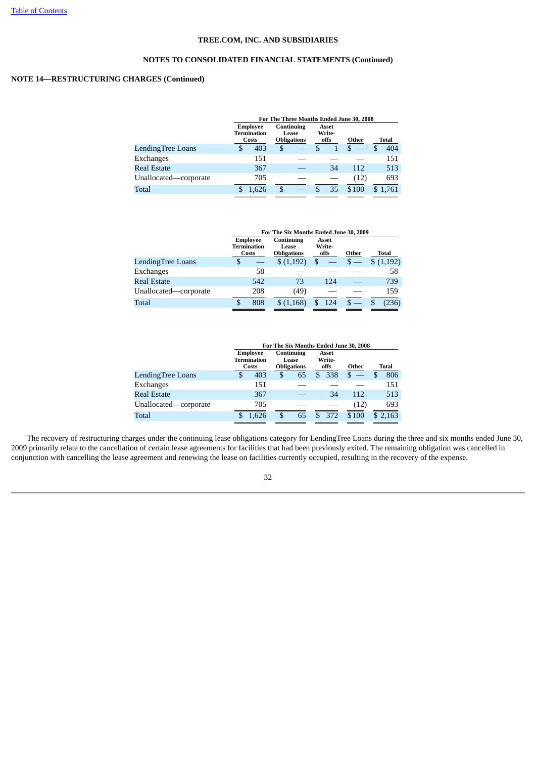[Table of Contents](#)

**TREE.COM, INC. AND SUBSIDIARIES**

**NOTES TO CONSOLIDATED FINANCIAL STATEMENTS (Continued)**

**NOTE 14—RESTRUCTURING CHARGES (Continued)**

| | For The Three Months Ended June 30, 2008 | | | | |
|---|---|---|---|---|---|
| | Employee Termination Costs | Continuing Lease Obligations | Asset Write-offs | Other | Total |
| LendingTree Loans | $ 403 | $ — | $ 1 | $ — | $ 404 |
| Exchanges | 151 | — | — | — | 151 |
| Real Estate | 367 | — | 34 | 112 | 513 |
| Unallocated—corporate | 705 | — | — | (12) | 693 |
| Total | $ 1,626 | $ — | $ 35 | $100 | $ 1,761 |

| | For The Six Months Ended June 30, 2009 | | | | |
|---|---|---|---|---|---|
| | Employee Termination Costs | Continuing Lease Obligations | Asset Write-offs | Other | Total |
| LendingTree Loans | $ — | $ (1,192) | $ — | $ — | $ (1,192) |
| Exchanges | 58 | — | — | — | 58 |
| Real Estate | 542 | 73 | 124 | — | 739 |
| Unallocated—corporate | 208 | (49) | — | — | 159 |
| Total | $ 808 | $ (1,168) | $ 124 | $ — | $ (236) |

| | For The Six Months Ended June 30, 2008 | | | | |
|---|---|---|---|---|---|
| | Employee Termination Costs | Continuing Lease Obligations | Asset Write-offs | Other | Total |
| LendingTree Loans | $ 403 | $ 65 | $ 338 | $ — | $ 806 |
| Exchanges | 151 | — | — | — | 151 |
| Real Estate | 367 | — | 34 | 112 | 513 |
| Unallocated—corporate | 705 | — | — | (12) | 693 |
| Total | $ 1,626 | $ 65 | $ 372 | $100 | $ 2,163 |

The recovery of restructuring charges under the continuing lease obligations category for LendingTree Loans during the three and six months ended June 30, 2009 primarily relate to the cancellation of certain lease agreements for facilities that had been previously exited. The remaining obligation was cancelled in conjunction with cancelling the lease agreement and renewing the lease on facilities currently occupied, resulting in the recovery of the expense.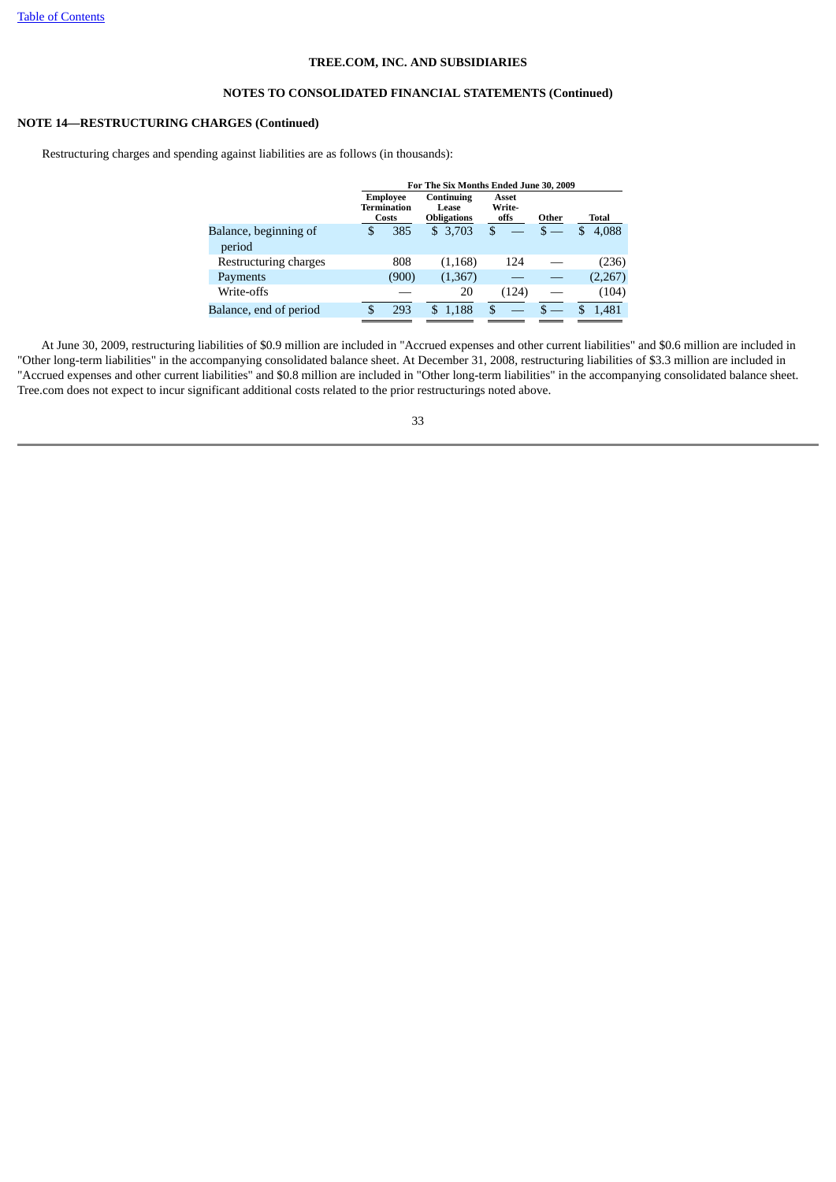# TREE.COM, INC. AND SUBSIDIARIES

## NOTES TO CONSOLIDATED FINANCIAL STATEMENTS (Continued)

### NOTE 14—RESTRUCTURING CHARGES (Continued)

Restructuring charges and spending against liabilities are as follows (in thousands):

| | For The Six Months Ended June 30, 2009 | | | | |
|---|---|---|---|---|---|
| | Employee Termination Costs | Continuing Lease Obligations | Asset Write-offs | Other | Total |
| Balance, beginning of period | $ 385 | $ 3,703 | $ — | $ — | $ 4,088 |
| Restructuring charges | 808 | (1,168) | 124 | — | (236) |
| Payments | (900) | (1,367) | — | — | (2,267) |
| Write-offs | — | 20 | (124) | — | (104) |
| Balance, end of period | $ 293 | $ 1,188 | $ — | $ — | $ 1,481 |

At June 30, 2009, restructuring liabilities of $0.9 million are included in "Accrued expenses and other current liabilities" and $0.6 million are included in "Other long-term liabilities" in the accompanying consolidated balance sheet. At December 31, 2008, restructuring liabilities of $3.3 million are included in "Accrued expenses and other current liabilities" and $0.8 million are included in "Other long-term liabilities" in the accompanying consolidated balance sheet. Tree.com does not expect to incur significant additional costs related to the prior restructurings noted above.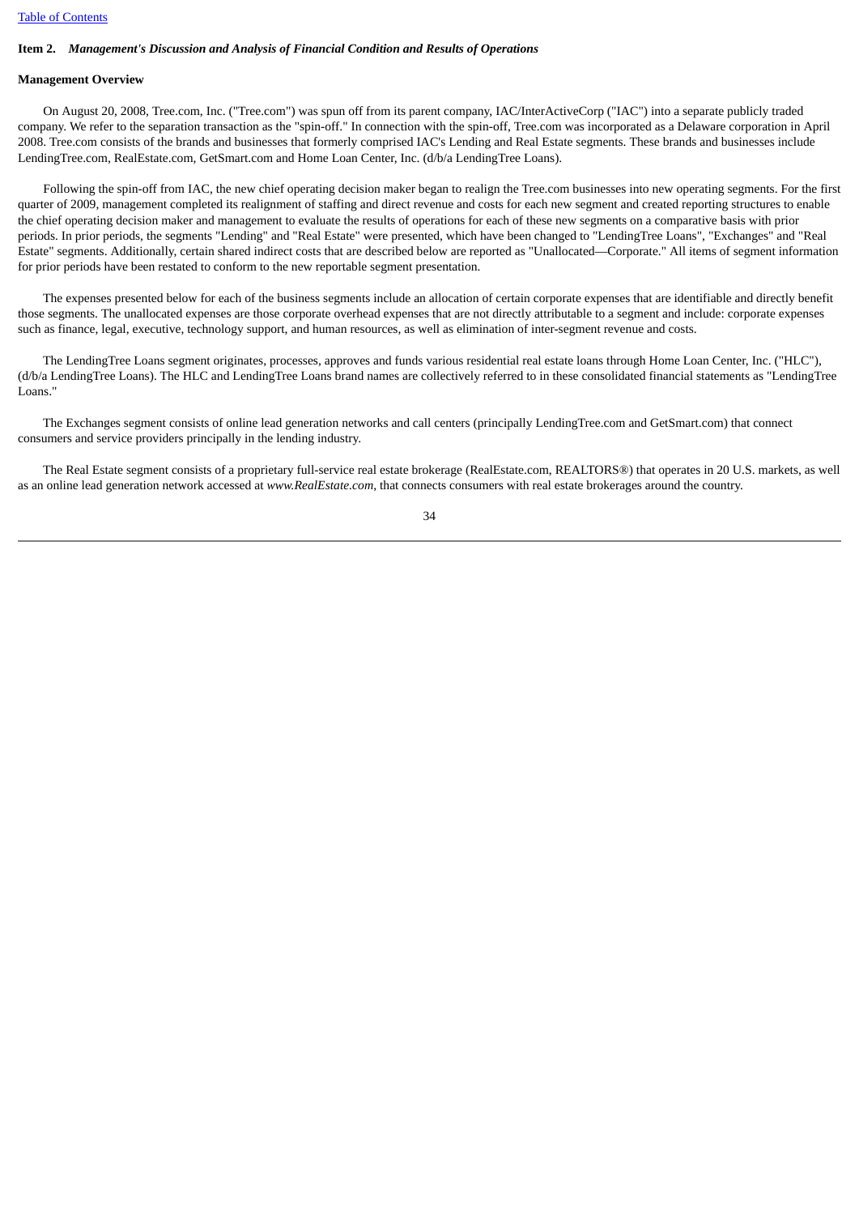**Item 2.** ***Management's Discussion and Analysis of Financial Condition and Results of Operations***

**Management Overview**

On August 20, 2008, Tree.com, Inc. ("Tree.com") was spun off from its parent company, IAC/InterActiveCorp ("IAC") into a separate publicly traded company. We refer to the separation transaction as the "spin-off." In connection with the spin-off, Tree.com was incorporated as a Delaware corporation in April 2008. Tree.com consists of the brands and businesses that formerly comprised IAC's Lending and Real Estate segments. These brands and businesses include LendingTree.com, RealEstate.com, GetSmart.com and Home Loan Center, Inc. (d/b/a LendingTree Loans).

Following the spin-off from IAC, the new chief operating decision maker began to realign the Tree.com businesses into new operating segments. For the first quarter of 2009, management completed its realignment of staffing and direct revenue and costs for each new segment and created reporting structures to enable the chief operating decision maker and management to evaluate the results of operations for each of these new segments on a comparative basis with prior periods. In prior periods, the segments "Lending" and "Real Estate" were presented, which have been changed to "LendingTree Loans", "Exchanges" and "Real Estate" segments. Additionally, certain shared indirect costs that are described below are reported as "Unallocated—Corporate." All items of segment information for prior periods have been restated to conform to the new reportable segment presentation.

The expenses presented below for each of the business segments include an allocation of certain corporate expenses that are identifiable and directly benefit those segments. The unallocated expenses are those corporate overhead expenses that are not directly attributable to a segment and include: corporate expenses such as finance, legal, executive, technology support, and human resources, as well as elimination of inter-segment revenue and costs.

The LendingTree Loans segment originates, processes, approves and funds various residential real estate loans through Home Loan Center, Inc. ("HLC"), (d/b/a LendingTree Loans). The HLC and LendingTree Loans brand names are collectively referred to in these consolidated financial statements as "LendingTree Loans."

The Exchanges segment consists of online lead generation networks and call centers (principally LendingTree.com and GetSmart.com) that connect consumers and service providers principally in the lending industry.

The Real Estate segment consists of a proprietary full-service real estate brokerage (RealEstate.com, REALTORS®) that operates in 20 U.S. markets, as well as an online lead generation network accessed at *www.RealEstate.com*, that connects consumers with real estate brokerages around the country.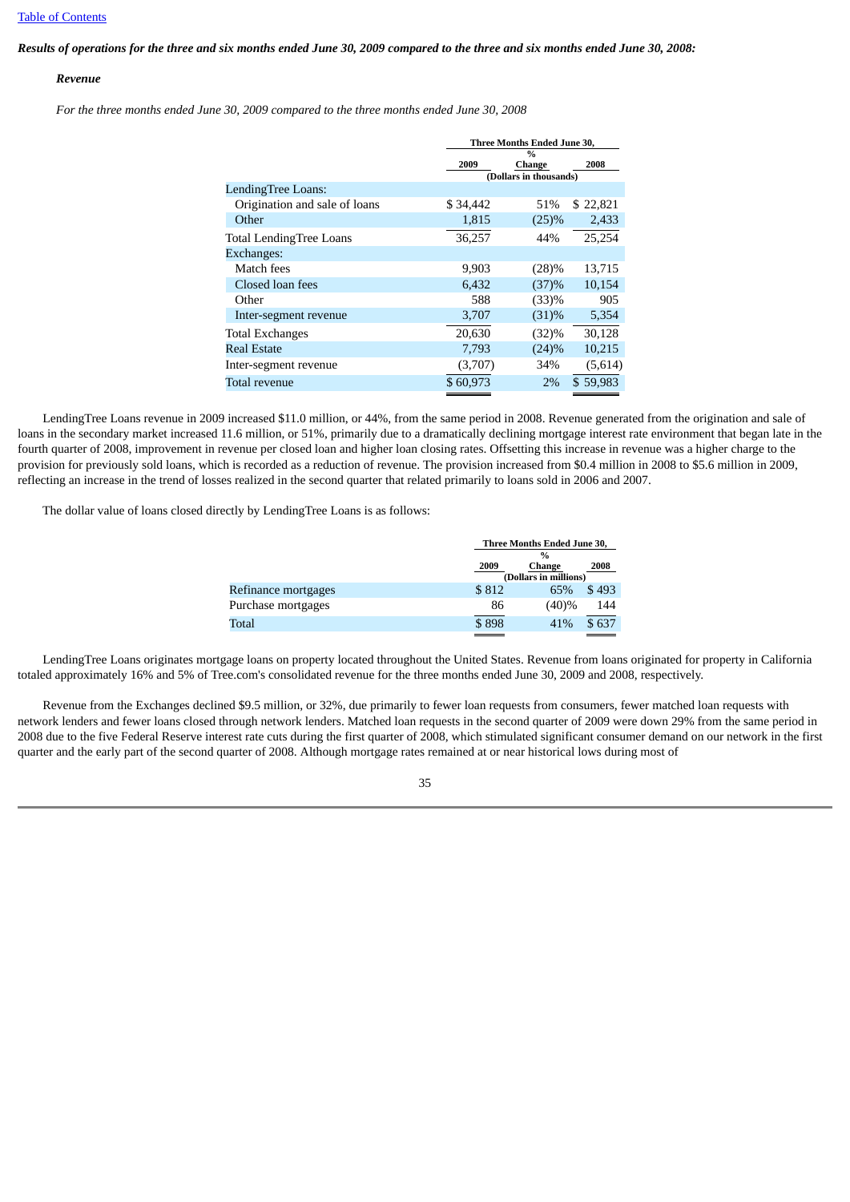[Table of Contents]

***Results of operations for the three and six months ended June 30, 2009 compared to the three and six months ended June 30, 2008:***

***Revenue***

*For the three months ended June 30, 2009 compared to the three months ended June 30, 2008*

| | Three Months Ended June 30, | | |
|---|---|---|---|
| | 2009 | % Change | 2008 |
| | (Dollars in thousands) | | |
| LendingTree Loans: | | | |
| Origination and sale of loans | $ 34,442 | 51% | $ 22,821 |
| Other | 1,815 | (25)% | 2,433 |
| Total LendingTree Loans | 36,257 | 44% | 25,254 |
| Exchanges: | | | |
| Match fees | 9,903 | (28)% | 13,715 |
| Closed loan fees | 6,432 | (37)% | 10,154 |
| Other | 588 | (33)% | 905 |
| Inter-segment revenue | 3,707 | (31)% | 5,354 |
| Total Exchanges | 20,630 | (32)% | 30,128 |
| Real Estate | 7,793 | (24)% | 10,215 |
| Inter-segment revenue | (3,707) | 34% | (5,614) |
| Total revenue | $ 60,973 | 2% | $ 59,983 |

LendingTree Loans revenue in 2009 increased $11.0 million, or 44%, from the same period in 2008. Revenue generated from the origination and sale of loans in the secondary market increased 11.6 million, or 51%, primarily due to a dramatically declining mortgage interest rate environment that began late in the fourth quarter of 2008, improvement in revenue per closed loan and higher loan closing rates. Offsetting this increase in revenue was a higher charge to the provision for previously sold loans, which is recorded as a reduction of revenue. The provision increased from $0.4 million in 2008 to $5.6 million in 2009, reflecting an increase in the trend of losses realized in the second quarter that related primarily to loans sold in 2006 and 2007.

The dollar value of loans closed directly by LendingTree Loans is as follows:

| | Three Months Ended June 30, | | |
|---|---|---|---|
| | 2009 | % Change | 2008 |
| | (Dollars in millions) | | |
| Refinance mortgages | $ 812 | 65% | $ 493 |
| Purchase mortgages | 86 | (40)% | 144 |
| Total | $ 898 | 41% | $ 637 |

LendingTree Loans originates mortgage loans on property located throughout the United States. Revenue from loans originated for property in California totaled approximately 16% and 5% of Tree.com's consolidated revenue for the three months ended June 30, 2009 and 2008, respectively.

Revenue from the Exchanges declined $9.5 million, or 32%, due primarily to fewer loan requests from consumers, fewer matched loan requests with network lenders and fewer loans closed through network lenders. Matched loan requests in the second quarter of 2009 were down 29% from the same period in 2008 due to the five Federal Reserve interest rate cuts during the first quarter of 2008, which stimulated significant consumer demand on our network in the first quarter and the early part of the second quarter of 2008. Although mortgage rates remained at or near historical lows during most of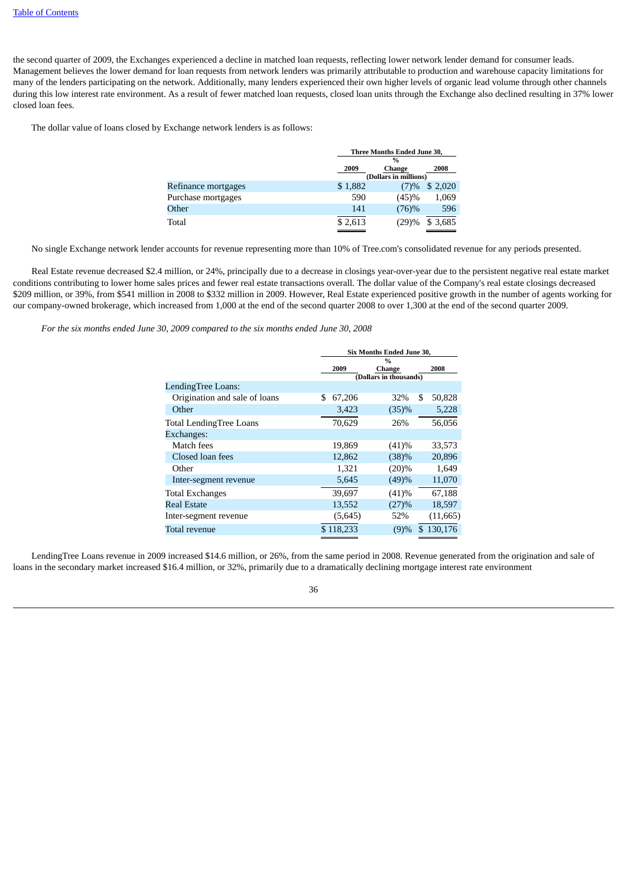the second quarter of 2009, the Exchanges experienced a decline in matched loan requests, reflecting lower network lender demand for consumer leads. Management believes the lower demand for loan requests from network lenders was primarily attributable to production and warehouse capacity limitations for many of the lenders participating on the network. Additionally, many lenders experienced their own higher levels of organic lead volume through other channels during this low interest rate environment. As a result of fewer matched loan requests, closed loan units through the Exchange also declined resulting in 37% lower closed loan fees.

The dollar value of loans closed by Exchange network lenders is as follows:

| | Three Months Ended June 30, | | |
|---|---|---|---|
| | 2009 | % Change | 2008 |
| | (Dollars in millions) | | |
| Refinance mortgages | $ 1,882 | (7)% | $ 2,020 |
| Purchase mortgages | 590 | (45)% | 1,069 |
| Other | 141 | (76)% | 596 |
| Total | $ 2,613 | (29)% | $ 3,685 |

No single Exchange network lender accounts for revenue representing more than 10% of Tree.com's consolidated revenue for any periods presented.

Real Estate revenue decreased $2.4 million, or 24%, principally due to a decrease in closings year-over-year due to the persistent negative real estate market conditions contributing to lower home sales prices and fewer real estate transactions overall. The dollar value of the Company's real estate closings decreased $209 million, or 39%, from $541 million in 2008 to $332 million in 2009. However, Real Estate experienced positive growth in the number of agents working for our company-owned brokerage, which increased from 1,000 at the end of the second quarter 2008 to over 1,300 at the end of the second quarter 2009.

*For the six months ended June 30, 2009 compared to the six months ended June 30, 2008*

| | Six Months Ended June 30, | | |
|---|---|---|---|
| | 2009 | % Change | 2008 |
| | (Dollars in thousands) | | |
| LendingTree Loans: | | | |
| Origination and sale of loans | $ 67,206 | 32% | $ 50,828 |
| Other | 3,423 | (35)% | 5,228 |
| Total LendingTree Loans | 70,629 | 26% | 56,056 |
| Exchanges: | | | |
| Match fees | 19,869 | (41)% | 33,573 |
| Closed loan fees | 12,862 | (38)% | 20,896 |
| Other | 1,321 | (20)% | 1,649 |
| Inter-segment revenue | 5,645 | (49)% | 11,070 |
| Total Exchanges | 39,697 | (41)% | 67,188 |
| Real Estate | 13,552 | (27)% | 18,597 |
| Inter-segment revenue | (5,645) | 52% | (11,665) |
| Total revenue | $ 118,233 | (9)% | $ 130,176 |

LendingTree Loans revenue in 2009 increased $14.6 million, or 26%, from the same period in 2008. Revenue generated from the origination and sale of loans in the secondary market increased $16.4 million, or 32%, primarily due to a dramatically declining mortgage interest rate environment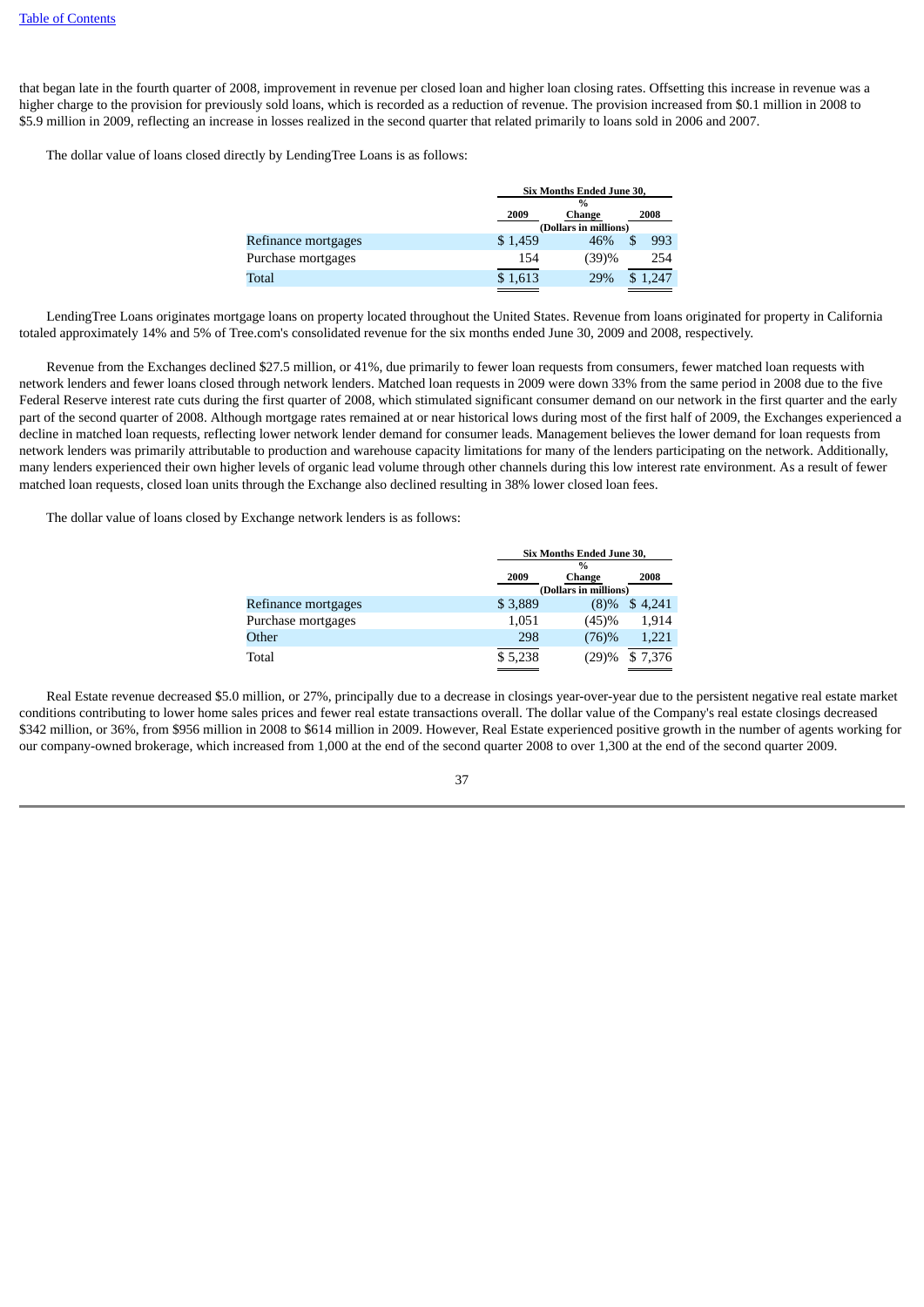that began late in the fourth quarter of 2008, improvement in revenue per closed loan and higher loan closing rates. Offsetting this increase in revenue was a higher charge to the provision for previously sold loans, which is recorded as a reduction of revenue. The provision increased from $0.1 million in 2008 to $5.9 million in 2009, reflecting an increase in losses realized in the second quarter that related primarily to loans sold in 2006 and 2007.

The dollar value of loans closed directly by LendingTree Loans is as follows:

| | Six Months Ended June 30, | | |
|---|---|---|---|
| | 2009 | % Change | 2008 |
| | (Dollars in millions) | | |
| Refinance mortgages | $ 1,459 | 46% | $ 993 |
| Purchase mortgages | 154 | (39)% | 254 |
| Total | $ 1,613 | 29% | $ 1,247 |

LendingTree Loans originates mortgage loans on property located throughout the United States. Revenue from loans originated for property in California totaled approximately 14% and 5% of Tree.com's consolidated revenue for the six months ended June 30, 2009 and 2008, respectively.

Revenue from the Exchanges declined $27.5 million, or 41%, due primarily to fewer loan requests from consumers, fewer matched loan requests with network lenders and fewer loans closed through network lenders. Matched loan requests in 2009 were down 33% from the same period in 2008 due to the five Federal Reserve interest rate cuts during the first quarter of 2008, which stimulated significant consumer demand on our network in the first quarter and the early part of the second quarter of 2008. Although mortgage rates remained at or near historical lows during most of the first half of 2009, the Exchanges experienced a decline in matched loan requests, reflecting lower network lender demand for consumer leads. Management believes the lower demand for loan requests from network lenders was primarily attributable to production and warehouse capacity limitations for many of the lenders participating on the network. Additionally, many lenders experienced their own higher levels of organic lead volume through other channels during this low interest rate environment. As a result of fewer matched loan requests, closed loan units through the Exchange also declined resulting in 38% lower closed loan fees.

The dollar value of loans closed by Exchange network lenders is as follows:

| | Six Months Ended June 30, | | |
|---|---|---|---|
| | 2009 | % Change | 2008 |
| | (Dollars in millions) | | |
| Refinance mortgages | $ 3,889 | (8)% | $ 4,241 |
| Purchase mortgages | 1,051 | (45)% | 1,914 |
| Other | 298 | (76)% | 1,221 |
| Total | $ 5,238 | (29)% | $ 7,376 |

Real Estate revenue decreased $5.0 million, or 27%, principally due to a decrease in closings year-over-year due to the persistent negative real estate market conditions contributing to lower home sales prices and fewer real estate transactions overall. The dollar value of the Company's real estate closings decreased $342 million, or 36%, from $956 million in 2008 to $614 million in 2009. However, Real Estate experienced positive growth in the number of agents working for our company-owned brokerage, which increased from 1,000 at the end of the second quarter 2008 to over 1,300 at the end of the second quarter 2009.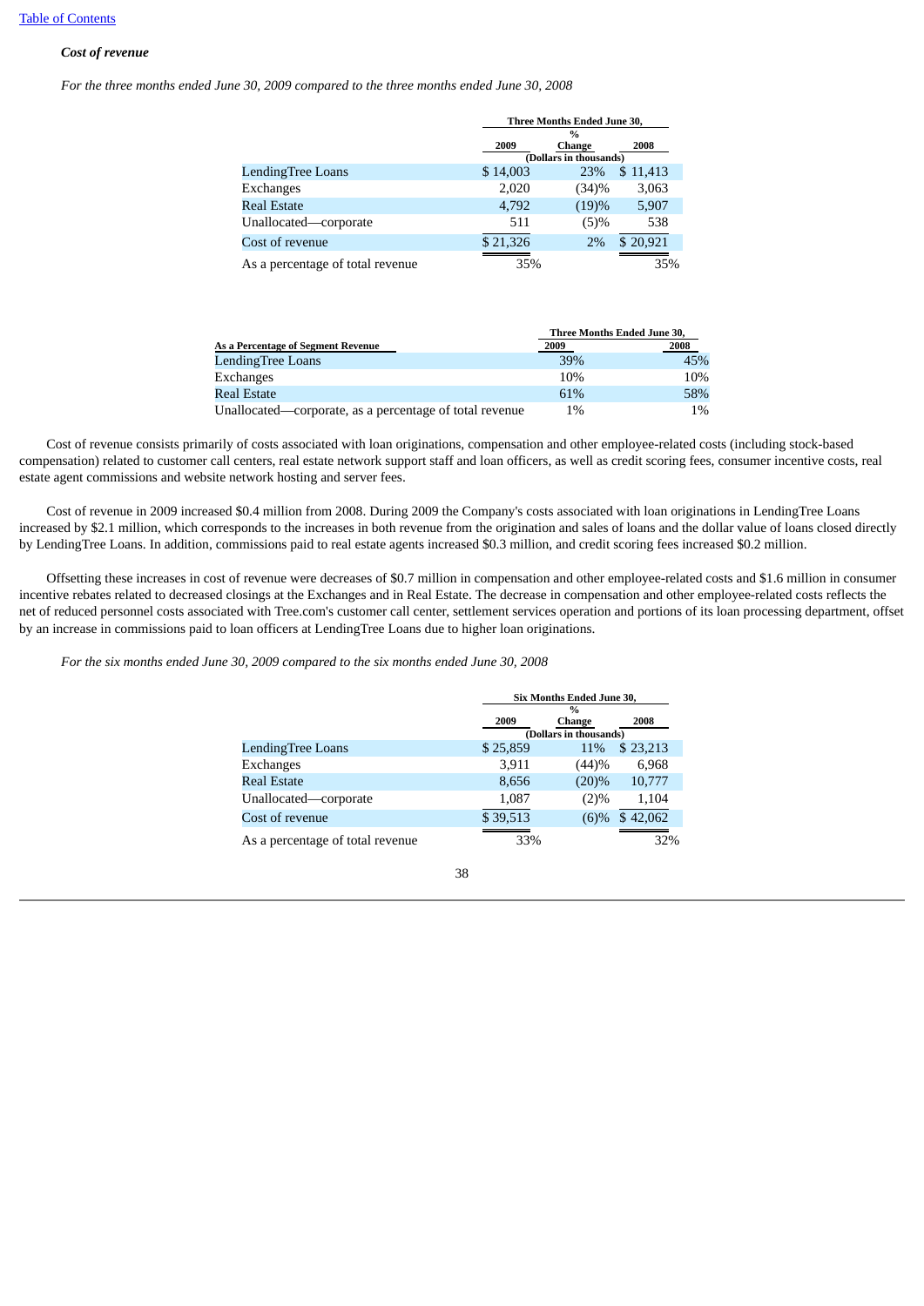*Cost of revenue*

*For the three months ended June 30, 2009 compared to the three months ended June 30, 2008*

| | Three Months Ended June 30, | | |
|---|---|---|---|
| | 2009 | % Change | 2008 |
| | (Dollars in thousands) | | |
| LendingTree Loans | $ 14,003 | 23% | $ 11,413 |
| Exchanges | 2,020 | (34)% | 3,063 |
| Real Estate | 4,792 | (19)% | 5,907 |
| Unallocated—corporate | 511 | (5)% | 538 |
| Cost of revenue | $ 21,326 | 2% | $ 20,921 |
| As a percentage of total revenue | 35% | | 35% |

| As a Percentage of Segment Revenue | Three Months Ended June 30, 2009 | 2008 |
|---|---|---|
| LendingTree Loans | 39% | 45% |
| Exchanges | 10% | 10% |
| Real Estate | 61% | 58% |
| Unallocated—corporate, as a percentage of total revenue | 1% | 1% |

Cost of revenue consists primarily of costs associated with loan originations, compensation and other employee-related costs (including stock-based compensation) related to customer call centers, real estate network support staff and loan officers, as well as credit scoring fees, consumer incentive costs, real estate agent commissions and website network hosting and server fees.

Cost of revenue in 2009 increased $0.4 million from 2008. During 2009 the Company's costs associated with loan originations in LendingTree Loans increased by $2.1 million, which corresponds to the increases in both revenue from the origination and sales of loans and the dollar value of loans closed directly by LendingTree Loans. In addition, commissions paid to real estate agents increased $0.3 million, and credit scoring fees increased $0.2 million.

Offsetting these increases in cost of revenue were decreases of $0.7 million in compensation and other employee-related costs and $1.6 million in consumer incentive rebates related to decreased closings at the Exchanges and in Real Estate. The decrease in compensation and other employee-related costs reflects the net of reduced personnel costs associated with Tree.com's customer call center, settlement services operation and portions of its loan processing department, offset by an increase in commissions paid to loan officers at LendingTree Loans due to higher loan originations.

*For the six months ended June 30, 2009 compared to the six months ended June 30, 2008*

| | Six Months Ended June 30, | | |
|---|---|---|---|
| | 2009 | % Change | 2008 |
| | (Dollars in thousands) | | |
| LendingTree Loans | $ 25,859 | 11% | $ 23,213 |
| Exchanges | 3,911 | (44)% | 6,968 |
| Real Estate | 8,656 | (20)% | 10,777 |
| Unallocated—corporate | 1,087 | (2)% | 1,104 |
| Cost of revenue | $ 39,513 | (6)% | $ 42,062 |
| As a percentage of total revenue | 33% | | 32% |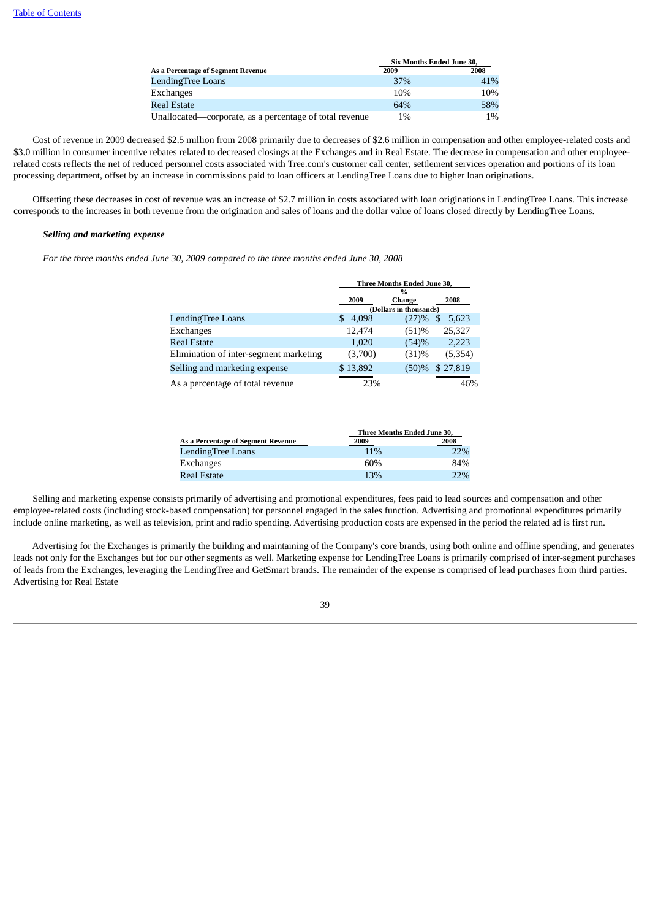| As a Percentage of Segment Revenue | Six Months Ended June 30, 2009 | 2008 |
|---|---|---|
| LendingTree Loans | 37% | 41% |
| Exchanges | 10% | 10% |
| Real Estate | 64% | 58% |
| Unallocated—corporate, as a percentage of total revenue | 1% | 1% |

Cost of revenue in 2009 decreased $2.5 million from 2008 primarily due to decreases of $2.6 million in compensation and other employee-related costs and $3.0 million in consumer incentive rebates related to decreased closings at the Exchanges and in Real Estate. The decrease in compensation and other employee-related costs reflects the net of reduced personnel costs associated with Tree.com's customer call center, settlement services operation and portions of its loan processing department, offset by an increase in commissions paid to loan officers at LendingTree Loans due to higher loan originations.

Offsetting these decreases in cost of revenue was an increase of $2.7 million in costs associated with loan originations in LendingTree Loans. This increase corresponds to the increases in both revenue from the origination and sales of loans and the dollar value of loans closed directly by LendingTree Loans.

***Selling and marketing expense***

*For the three months ended June 30, 2009 compared to the three months ended June 30, 2008*

| | Three Months Ended June 30, | | |
|---|---|---|---|
| | 2009 | % Change | 2008 |
| | (Dollars in thousands) | | |
| LendingTree Loans | $ 4,098 | (27)% | $ 5,623 |
| Exchanges | 12,474 | (51)% | 25,327 |
| Real Estate | 1,020 | (54)% | 2,223 |
| Elimination of inter-segment marketing | (3,700) | (31)% | (5,354) |
| Selling and marketing expense | $ 13,892 | (50)% | $ 27,819 |
| As a percentage of total revenue | 23% | | 46% |

| As a Percentage of Segment Revenue | Three Months Ended June 30, 2009 | 2008 |
|---|---|---|
| LendingTree Loans | 11% | 22% |
| Exchanges | 60% | 84% |
| Real Estate | 13% | 22% |

Selling and marketing expense consists primarily of advertising and promotional expenditures, fees paid to lead sources and compensation and other employee-related costs (including stock-based compensation) for personnel engaged in the sales function. Advertising and promotional expenditures primarily include online marketing, as well as television, print and radio spending. Advertising production costs are expensed in the period the related ad is first run.

Advertising for the Exchanges is primarily the building and maintaining of the Company's core brands, using both online and offline spending, and generates leads not only for the Exchanges but for our other segments as well. Marketing expense for LendingTree Loans is primarily comprised of inter-segment purchases of leads from the Exchanges, leveraging the LendingTree and GetSmart brands. The remainder of the expense is comprised of lead purchases from third parties. Advertising for Real Estate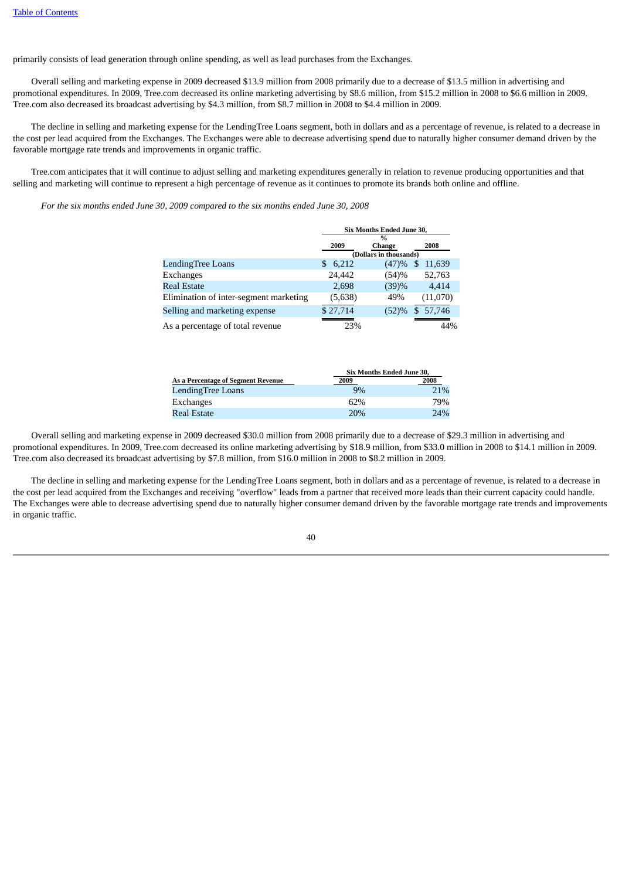primarily consists of lead generation through online spending, as well as lead purchases from the Exchanges.

Overall selling and marketing expense in 2009 decreased $13.9 million from 2008 primarily due to a decrease of $13.5 million in advertising and promotional expenditures. In 2009, Tree.com decreased its online marketing advertising by $8.6 million, from $15.2 million in 2008 to $6.6 million in 2009. Tree.com also decreased its broadcast advertising by $4.3 million, from $8.7 million in 2008 to $4.4 million in 2009.

The decline in selling and marketing expense for the LendingTree Loans segment, both in dollars and as a percentage of revenue, is related to a decrease in the cost per lead acquired from the Exchanges. The Exchanges were able to decrease advertising spend due to naturally higher consumer demand driven by the favorable mortgage rate trends and improvements in organic traffic.

Tree.com anticipates that it will continue to adjust selling and marketing expenditures generally in relation to revenue producing opportunities and that selling and marketing will continue to represent a high percentage of revenue as it continues to promote its brands both online and offline.

*For the six months ended June 30, 2009 compared to the six months ended June 30, 2008*

| | Six Months Ended June 30, | | |
|---|---|---|---|
| | 2009 | % Change | 2008 |
| | (Dollars in thousands) | | |
| LendingTree Loans | $ 6,212 | (47)% | $ 11,639 |
| Exchanges | 24,442 | (54)% | 52,763 |
| Real Estate | 2,698 | (39)% | 4,414 |
| Elimination of inter-segment marketing | (5,638) | 49% | (11,070) |
| Selling and marketing expense | $ 27,714 | (52)% | $ 57,746 |
| As a percentage of total revenue | 23% | | 44% |

| | Six Months Ended June 30, | |
|---|---|---|
| **As a Percentage of Segment Revenue** | 2009 | 2008 |
| LendingTree Loans | 9% | 21% |
| Exchanges | 62% | 79% |
| Real Estate | 20% | 24% |

Overall selling and marketing expense in 2009 decreased $30.0 million from 2008 primarily due to a decrease of $29.3 million in advertising and promotional expenditures. In 2009, Tree.com decreased its online marketing advertising by $18.9 million, from $33.0 million in 2008 to $14.1 million in 2009. Tree.com also decreased its broadcast advertising by $7.8 million, from $16.0 million in 2008 to $8.2 million in 2009.

The decline in selling and marketing expense for the LendingTree Loans segment, both in dollars and as a percentage of revenue, is related to a decrease in the cost per lead acquired from the Exchanges and receiving "overflow" leads from a partner that received more leads than their current capacity could handle. The Exchanges were able to decrease advertising spend due to naturally higher consumer demand driven by the favorable mortgage rate trends and improvements in organic traffic.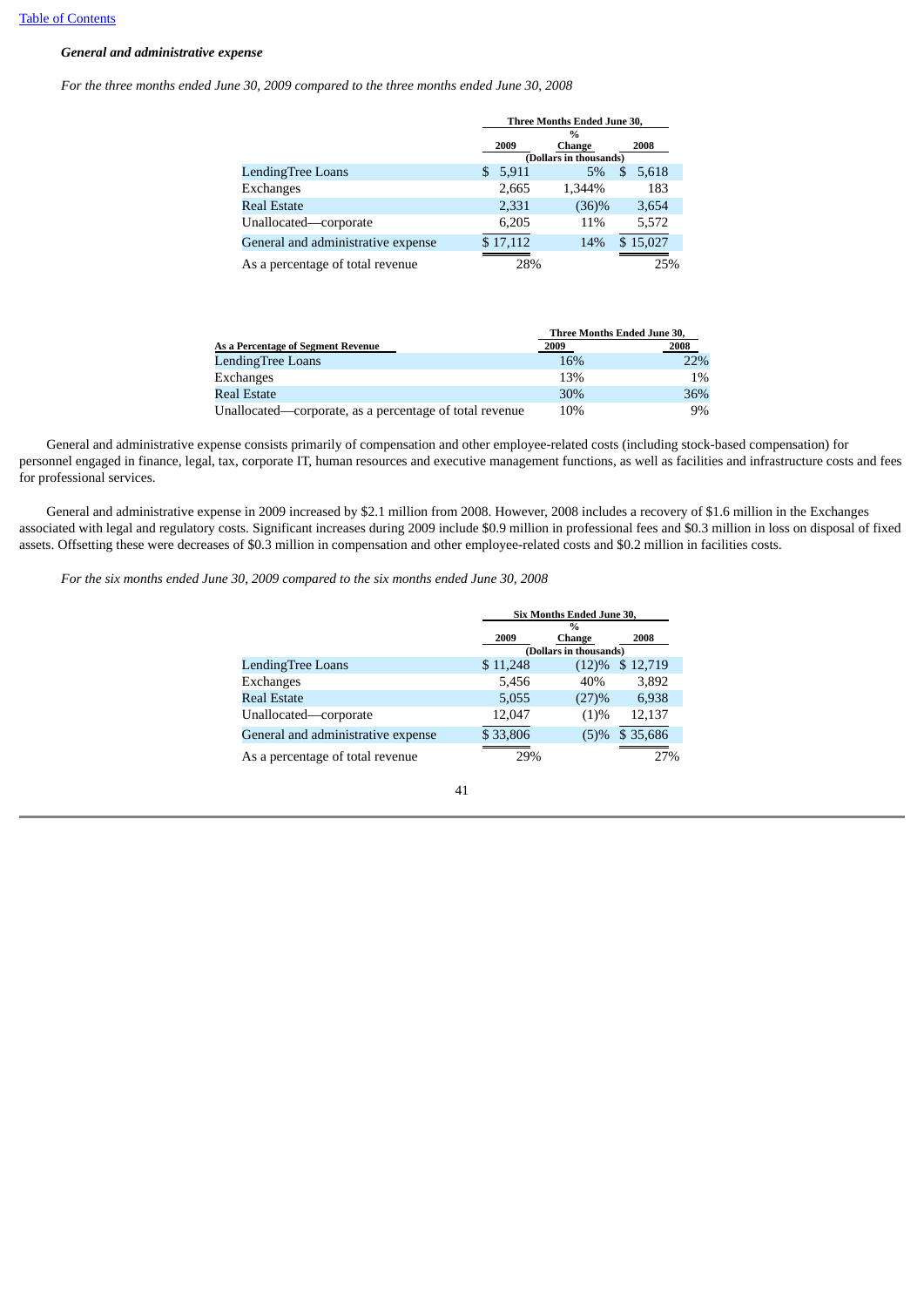*General and administrative expense*

*For the three months ended June 30, 2009 compared to the three months ended June 30, 2008*

| | Three Months Ended June 30, | | |
|---|---|---|---|
| | 2009 | % Change | 2008 |
| | (Dollars in thousands) | | |
| LendingTree Loans | $ 5,911 | 5% | $ 5,618 |
| Exchanges | 2,665 | 1,344% | 183 |
| Real Estate | 2,331 | (36)% | 3,654 |
| Unallocated—corporate | 6,205 | 11% | 5,572 |
| General and administrative expense | $ 17,112 | 14% | $ 15,027 |
| As a percentage of total revenue | 28% | | 25% |

| As a Percentage of Segment Revenue | Three Months Ended June 30, 2009 | 2008 |
|---|---|---|
| LendingTree Loans | 16% | 22% |
| Exchanges | 13% | 1% |
| Real Estate | 30% | 36% |
| Unallocated—corporate, as a percentage of total revenue | 10% | 9% |

General and administrative expense consists primarily of compensation and other employee-related costs (including stock-based compensation) for personnel engaged in finance, legal, tax, corporate IT, human resources and executive management functions, as well as facilities and infrastructure costs and fees for professional services.

General and administrative expense in 2009 increased by $2.1 million from 2008. However, 2008 includes a recovery of $1.6 million in the Exchanges associated with legal and regulatory costs. Significant increases during 2009 include $0.9 million in professional fees and $0.3 million in loss on disposal of fixed assets. Offsetting these were decreases of $0.3 million in compensation and other employee-related costs and $0.2 million in facilities costs.

*For the six months ended June 30, 2009 compared to the six months ended June 30, 2008*

| | Six Months Ended June 30, | | |
|---|---|---|---|
| | 2009 | % Change | 2008 |
| | (Dollars in thousands) | | |
| LendingTree Loans | $ 11,248 | (12)% | $ 12,719 |
| Exchanges | 5,456 | 40% | 3,892 |
| Real Estate | 5,055 | (27)% | 6,938 |
| Unallocated—corporate | 12,047 | (1)% | 12,137 |
| General and administrative expense | $ 33,806 | (5)% | $ 35,686 |
| As a percentage of total revenue | 29% | | 27% |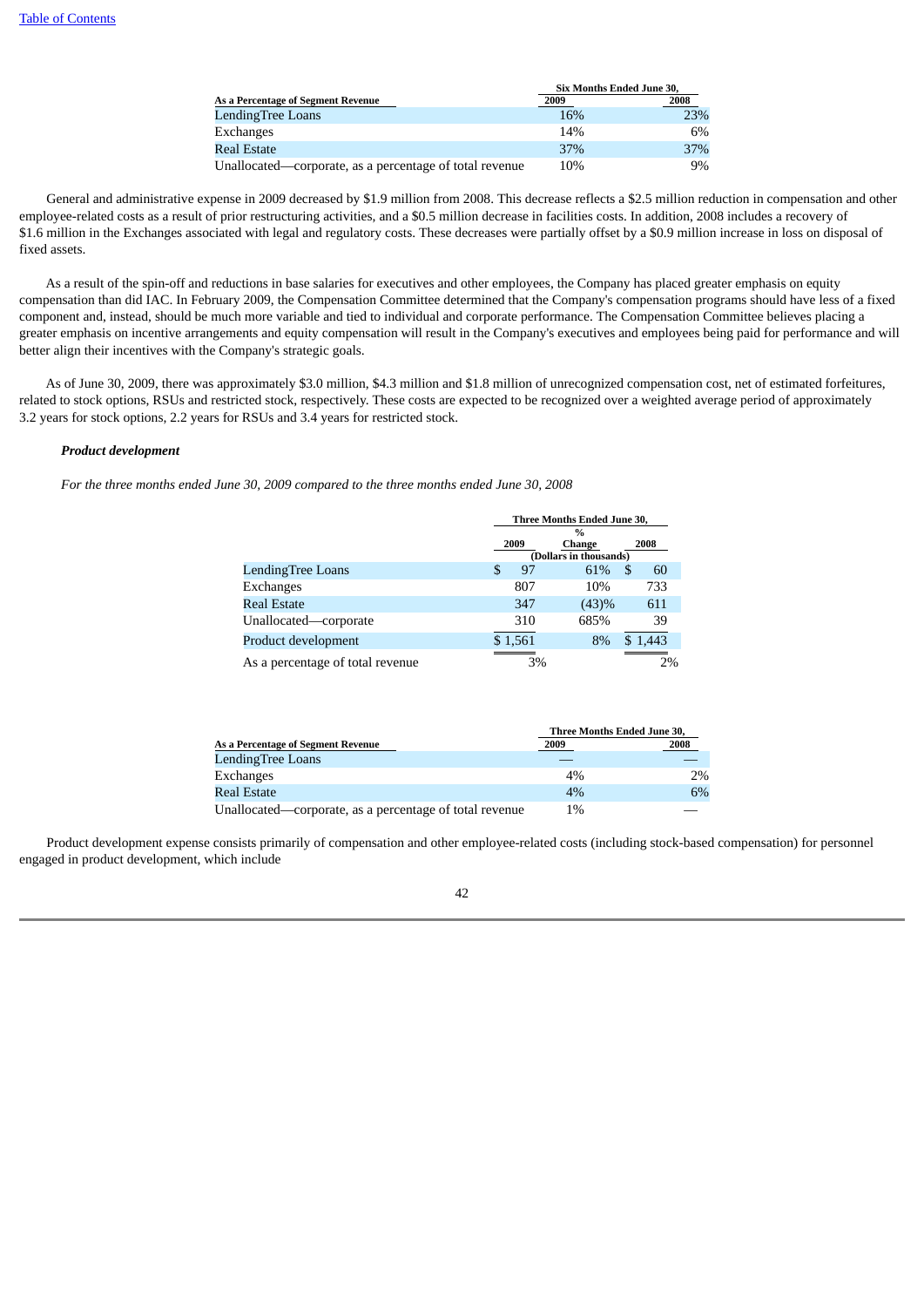| As a Percentage of Segment Revenue | Six Months Ended June 30, 2009 | 2008 |
|---|---|---|
| LendingTree Loans | 16% | 23% |
| Exchanges | 14% | 6% |
| Real Estate | 37% | 37% |
| Unallocated—corporate, as a percentage of total revenue | 10% | 9% |

General and administrative expense in 2009 decreased by $1.9 million from 2008. This decrease reflects a $2.5 million reduction in compensation and other employee-related costs as a result of prior restructuring activities, and a $0.5 million decrease in facilities costs. In addition, 2008 includes a recovery of $1.6 million in the Exchanges associated with legal and regulatory costs. These decreases were partially offset by a $0.9 million increase in loss on disposal of fixed assets.

As a result of the spin-off and reductions in base salaries for executives and other employees, the Company has placed greater emphasis on equity compensation than did IAC. In February 2009, the Compensation Committee determined that the Company's compensation programs should have less of a fixed component and, instead, should be much more variable and tied to individual and corporate performance. The Compensation Committee believes placing a greater emphasis on incentive arrangements and equity compensation will result in the Company's executives and employees being paid for performance and will better align their incentives with the Company's strategic goals.

As of June 30, 2009, there was approximately $3.0 million, $4.3 million and $1.8 million of unrecognized compensation cost, net of estimated forfeitures, related to stock options, RSUs and restricted stock, respectively. These costs are expected to be recognized over a weighted average period of approximately 3.2 years for stock options, 2.2 years for RSUs and 3.4 years for restricted stock.

***Product development***

*For the three months ended June 30, 2009 compared to the three months ended June 30, 2008*

| | Three Months Ended June 30, 2009 | % Change | 2008 |
|---|---|---|---|
| | (Dollars in thousands) | | |
| LendingTree Loans | $ 97 | 61% | $ 60 |
| Exchanges | 807 | 10% | 733 |
| Real Estate | 347 | (43)% | 611 |
| Unallocated—corporate | 310 | 685% | 39 |
| Product development | $ 1,561 | 8% | $ 1,443 |
| As a percentage of total revenue | 3% | | 2% |

| As a Percentage of Segment Revenue | Three Months Ended June 30, 2009 | 2008 |
|---|---|---|
| LendingTree Loans | — | — |
| Exchanges | 4% | 2% |
| Real Estate | 4% | 6% |
| Unallocated—corporate, as a percentage of total revenue | 1% | — |

Product development expense consists primarily of compensation and other employee-related costs (including stock-based compensation) for personnel engaged in product development, which include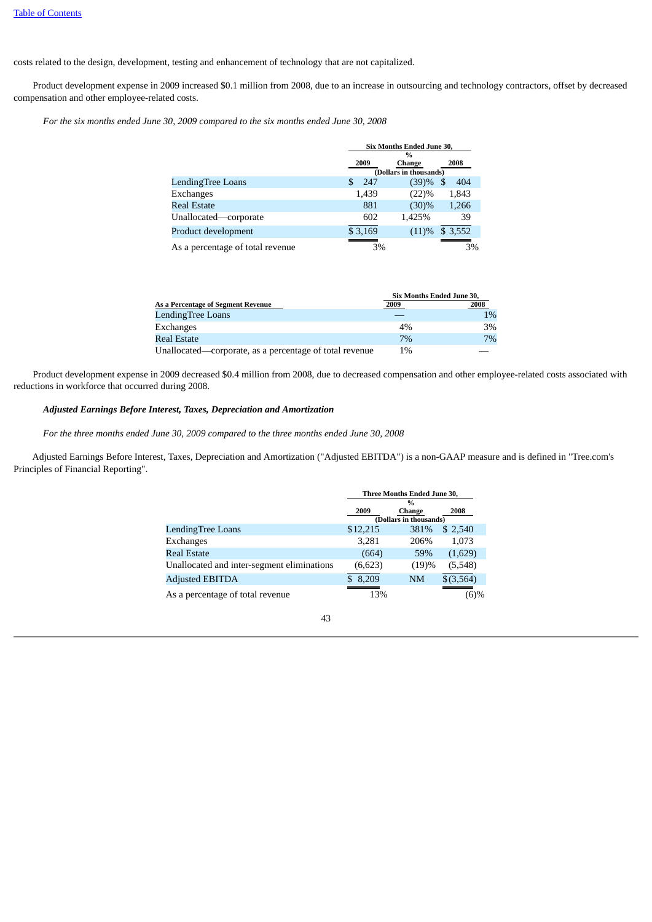costs related to the design, development, testing and enhancement of technology that are not capitalized.

Product development expense in 2009 increased $0.1 million from 2008, due to an increase in outsourcing and technology contractors, offset by decreased compensation and other employee-related costs.

*For the six months ended June 30, 2009 compared to the six months ended June 30, 2008*

| | Six Months Ended June 30, | | |
|---|---|---|---|
| | 2009 | % Change | 2008 |
| | (Dollars in thousands) | | |
| LendingTree Loans | $ 247 | (39)% | $ 404 |
| Exchanges | 1,439 | (22)% | 1,843 |
| Real Estate | 881 | (30)% | 1,266 |
| Unallocated—corporate | 602 | 1,425% | 39 |
| Product development | $ 3,169 | (11)% | $ 3,552 |
| As a percentage of total revenue | 3% | | 3% |

| As a Percentage of Segment Revenue | Six Months Ended June 30, 2009 | 2008 |
|---|---|---|
| LendingTree Loans | — | 1% |
| Exchanges | 4% | 3% |
| Real Estate | 7% | 7% |
| Unallocated—corporate, as a percentage of total revenue | 1% | — |

Product development expense in 2009 decreased $0.4 million from 2008, due to decreased compensation and other employee-related costs associated with reductions in workforce that occurred during 2008.

***Adjusted Earnings Before Interest, Taxes, Depreciation and Amortization***

*For the three months ended June 30, 2009 compared to the three months ended June 30, 2008*

Adjusted Earnings Before Interest, Taxes, Depreciation and Amortization ("Adjusted EBITDA") is a non-GAAP measure and is defined in "Tree.com's Principles of Financial Reporting".

| | Three Months Ended June 30, | | |
|---|---|---|---|
| | 2009 | % Change | 2008 |
| | (Dollars in thousands) | | |
| LendingTree Loans | $12,215 | 381% | $ 2,540 |
| Exchanges | 3,281 | 206% | 1,073 |
| Real Estate | (664) | 59% | (1,629) |
| Unallocated and inter-segment eliminations | (6,623) | (19)% | (5,548) |
| Adjusted EBITDA | $ 8,209 | NM | $(3,564) |
| As a percentage of total revenue | 13% | | (6)% |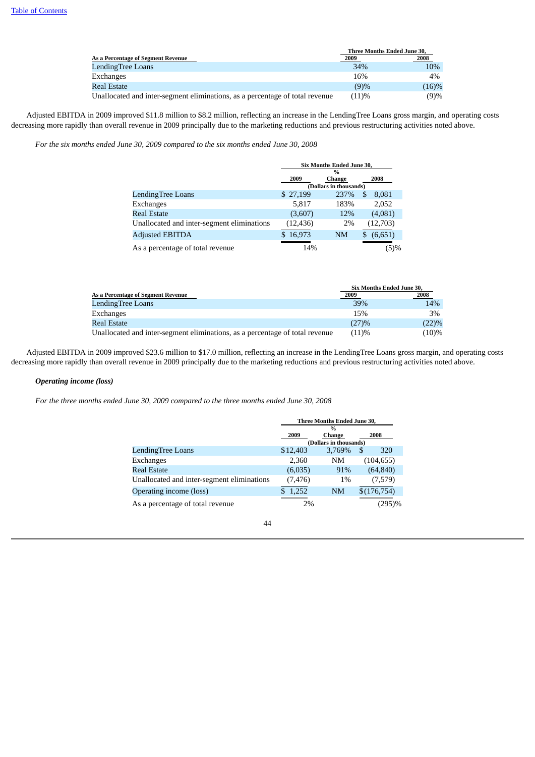| As a Percentage of Segment Revenue | Three Months Ended June 30, 2009 | 2008 |
|---|---|---|
| LendingTree Loans | 34% | 10% |
| Exchanges | 16% | 4% |
| Real Estate | (9)% | (16)% |
| Unallocated and inter-segment eliminations, as a percentage of total revenue | (11)% | (9)% |

Adjusted EBITDA in 2009 improved $11.8 million to $8.2 million, reflecting an increase in the LendingTree Loans gross margin, and operating costs decreasing more rapidly than overall revenue in 2009 principally due to the marketing reductions and previous restructuring activities noted above.

*For the six months ended June 30, 2009 compared to the six months ended June 30, 2008*

| | Six Months Ended June 30, | | |
|---|---|---|---|
| | 2009 | % Change | 2008 |
| | (Dollars in thousands) | | |
| LendingTree Loans | $ 27,199 | 237% | $ 8,081 |
| Exchanges | 5,817 | 183% | 2,052 |
| Real Estate | (3,607) | 12% | (4,081) |
| Unallocated and inter-segment eliminations | (12,436) | 2% | (12,703) |
| Adjusted EBITDA | $ 16,973 | NM | $ (6,651) |
| As a percentage of total revenue | 14% | | (5)% |

| As a Percentage of Segment Revenue | Six Months Ended June 30, 2009 | 2008 |
|---|---|---|
| LendingTree Loans | 39% | 14% |
| Exchanges | 15% | 3% |
| Real Estate | (27)% | (22)% |
| Unallocated and inter-segment eliminations, as a percentage of total revenue | (11)% | (10)% |

Adjusted EBITDA in 2009 improved $23.6 million to $17.0 million, reflecting an increase in the LendingTree Loans gross margin, and operating costs decreasing more rapidly than overall revenue in 2009 principally due to the marketing reductions and previous restructuring activities noted above.

***Operating income (loss)***

*For the three months ended June 30, 2009 compared to the three months ended June 30, 2008*

| | Three Months Ended June 30, | | |
|---|---|---|---|
| | 2009 | % Change | 2008 |
| | (Dollars in thousands) | | |
| LendingTree Loans | $12,403 | 3,769% | $ 320 |
| Exchanges | 2,360 | NM | (104,655) |
| Real Estate | (6,035) | 91% | (64,840) |
| Unallocated and inter-segment eliminations | (7,476) | 1% | (7,579) |
| Operating income (loss) | $ 1,252 | NM | $(176,754) |
| As a percentage of total revenue | 2% | | (295)% |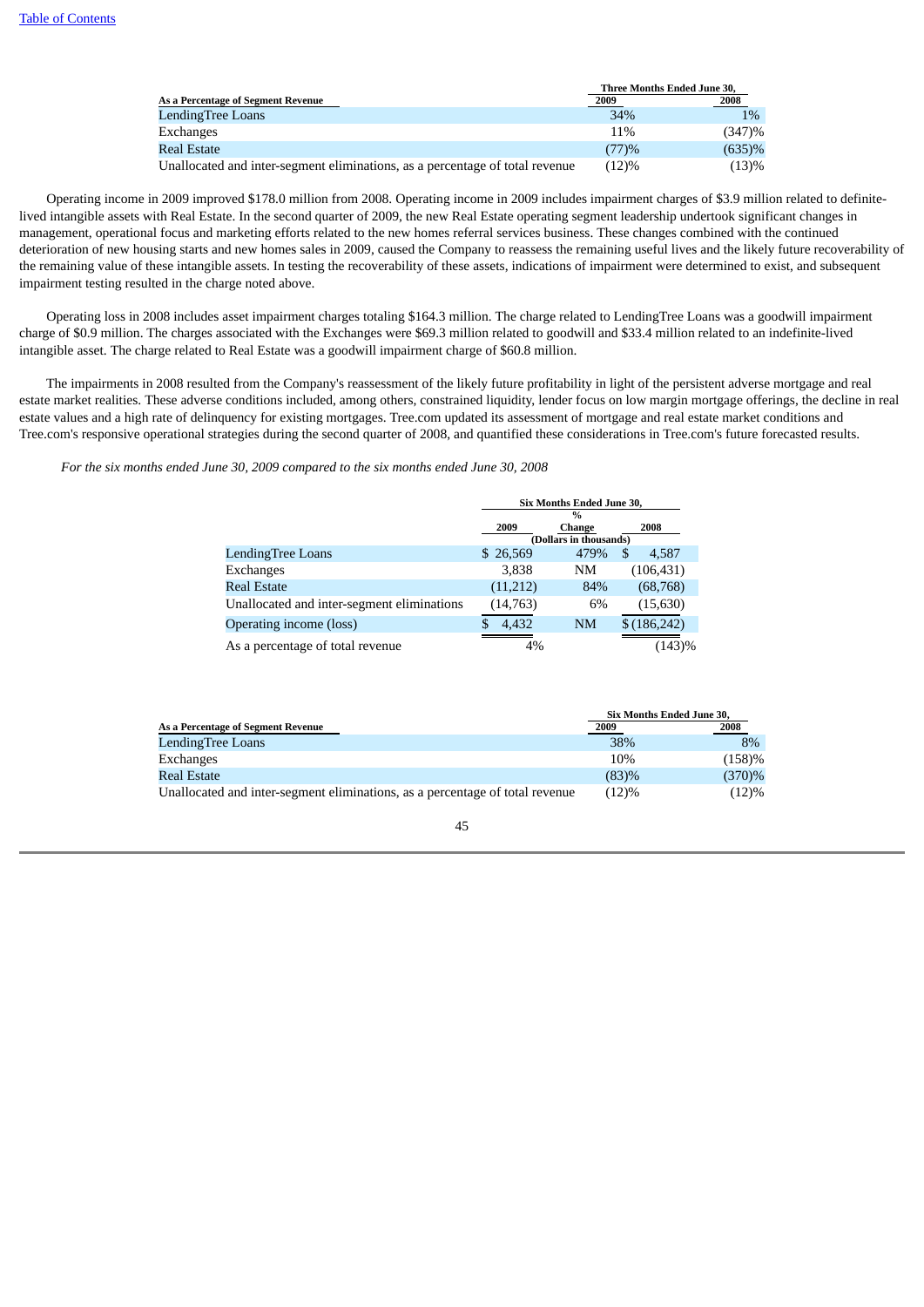| As a Percentage of Segment Revenue | Three Months Ended June 30, 2009 | 2008 |
|---|---|---|
| LendingTree Loans | 34% | 1% |
| Exchanges | 11% | (347)% |
| Real Estate | (77)% | (635)% |
| Unallocated and inter-segment eliminations, as a percentage of total revenue | (12)% | (13)% |

Operating income in 2009 improved $178.0 million from 2008. Operating income in 2009 includes impairment charges of $3.9 million related to definite-lived intangible assets with Real Estate. In the second quarter of 2009, the new Real Estate operating segment leadership undertook significant changes in management, operational focus and marketing efforts related to the new homes referral services business. These changes combined with the continued deterioration of new housing starts and new homes sales in 2009, caused the Company to reassess the remaining useful lives and the likely future recoverability of the remaining value of these intangible assets. In testing the recoverability of these assets, indications of impairment were determined to exist, and subsequent impairment testing resulted in the charge noted above.

Operating loss in 2008 includes asset impairment charges totaling $164.3 million. The charge related to LendingTree Loans was a goodwill impairment charge of $0.9 million. The charges associated with the Exchanges were $69.3 million related to goodwill and $33.4 million related to an indefinite-lived intangible asset. The charge related to Real Estate was a goodwill impairment charge of $60.8 million.

The impairments in 2008 resulted from the Company's reassessment of the likely future profitability in light of the persistent adverse mortgage and real estate market realities. These adverse conditions included, among others, constrained liquidity, lender focus on low margin mortgage offerings, the decline in real estate values and a high rate of delinquency for existing mortgages. Tree.com updated its assessment of mortgage and real estate market conditions and Tree.com's responsive operational strategies during the second quarter of 2008, and quantified these considerations in Tree.com's future forecasted results.

*For the six months ended June 30, 2009 compared to the six months ended June 30, 2008*

| | Six Months Ended June 30, | | |
|---|---|---|---|
| | 2009 | % Change | 2008 |
| | (Dollars in thousands) | | |
| LendingTree Loans | $ 26,569 | 479% | $ 4,587 |
| Exchanges | 3,838 | NM | (106,431) |
| Real Estate | (11,212) | 84% | (68,768) |
| Unallocated and inter-segment eliminations | (14,763) | 6% | (15,630) |
| Operating income (loss) | $ 4,432 | NM | $ (186,242) |
| As a percentage of total revenue | 4% | | (143)% |

| As a Percentage of Segment Revenue | Six Months Ended June 30, 2009 | 2008 |
|---|---|---|
| LendingTree Loans | 38% | 8% |
| Exchanges | 10% | (158)% |
| Real Estate | (83)% | (370)% |
| Unallocated and inter-segment eliminations, as a percentage of total revenue | (12)% | (12)% |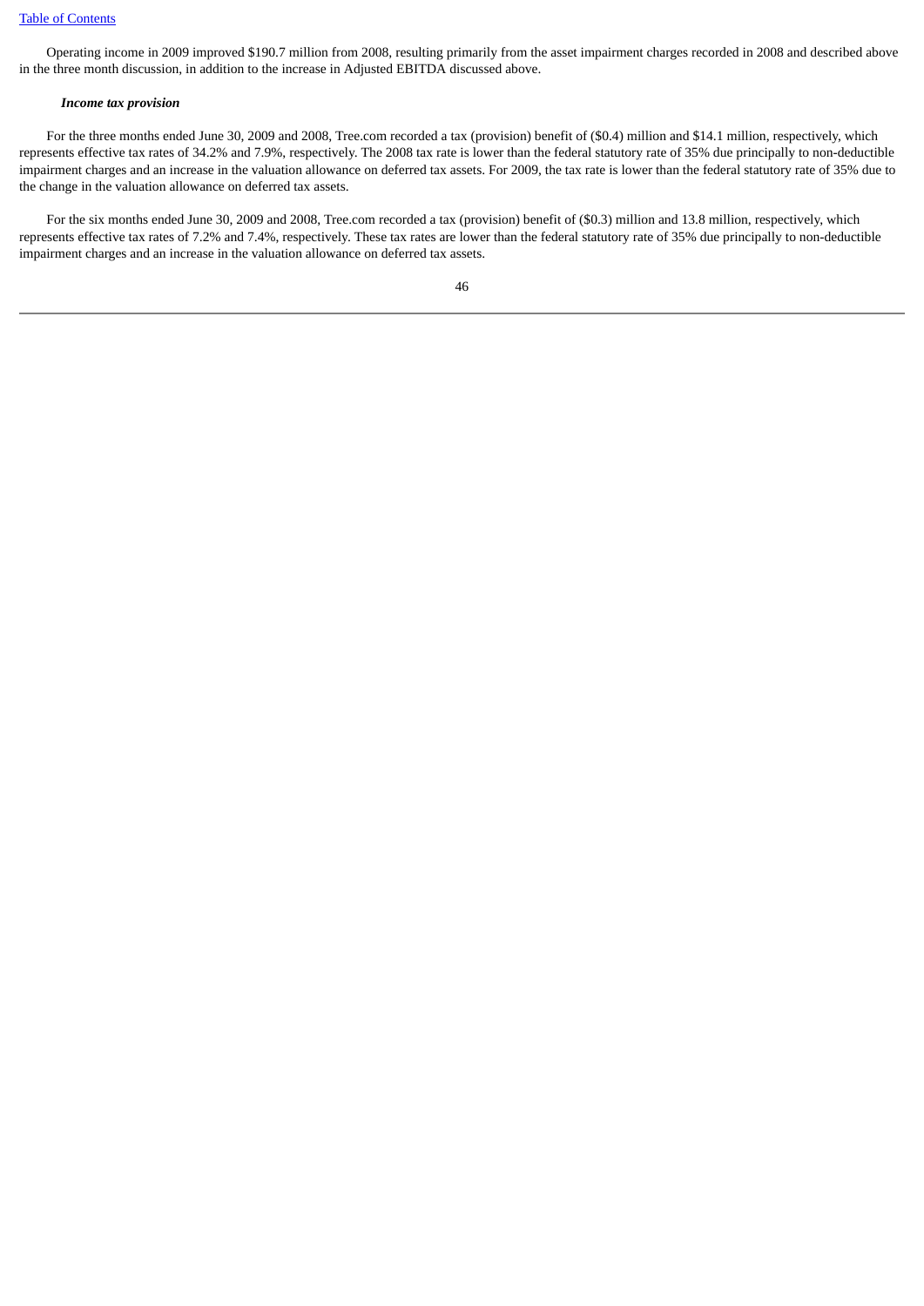Operating income in 2009 improved $190.7 million from 2008, resulting primarily from the asset impairment charges recorded in 2008 and described above in the three month discussion, in addition to the increase in Adjusted EBITDA discussed above.

***Income tax provision***

For the three months ended June 30, 2009 and 2008, Tree.com recorded a tax (provision) benefit of ($0.4) million and $14.1 million, respectively, which represents effective tax rates of 34.2% and 7.9%, respectively. The 2008 tax rate is lower than the federal statutory rate of 35% due principally to non-deductible impairment charges and an increase in the valuation allowance on deferred tax assets. For 2009, the tax rate is lower than the federal statutory rate of 35% due to the change in the valuation allowance on deferred tax assets.

For the six months ended June 30, 2009 and 2008, Tree.com recorded a tax (provision) benefit of ($0.3) million and 13.8 million, respectively, which represents effective tax rates of 7.2% and 7.4%, respectively. These tax rates are lower than the federal statutory rate of 35% due principally to non-deductible impairment charges and an increase in the valuation allowance on deferred tax assets.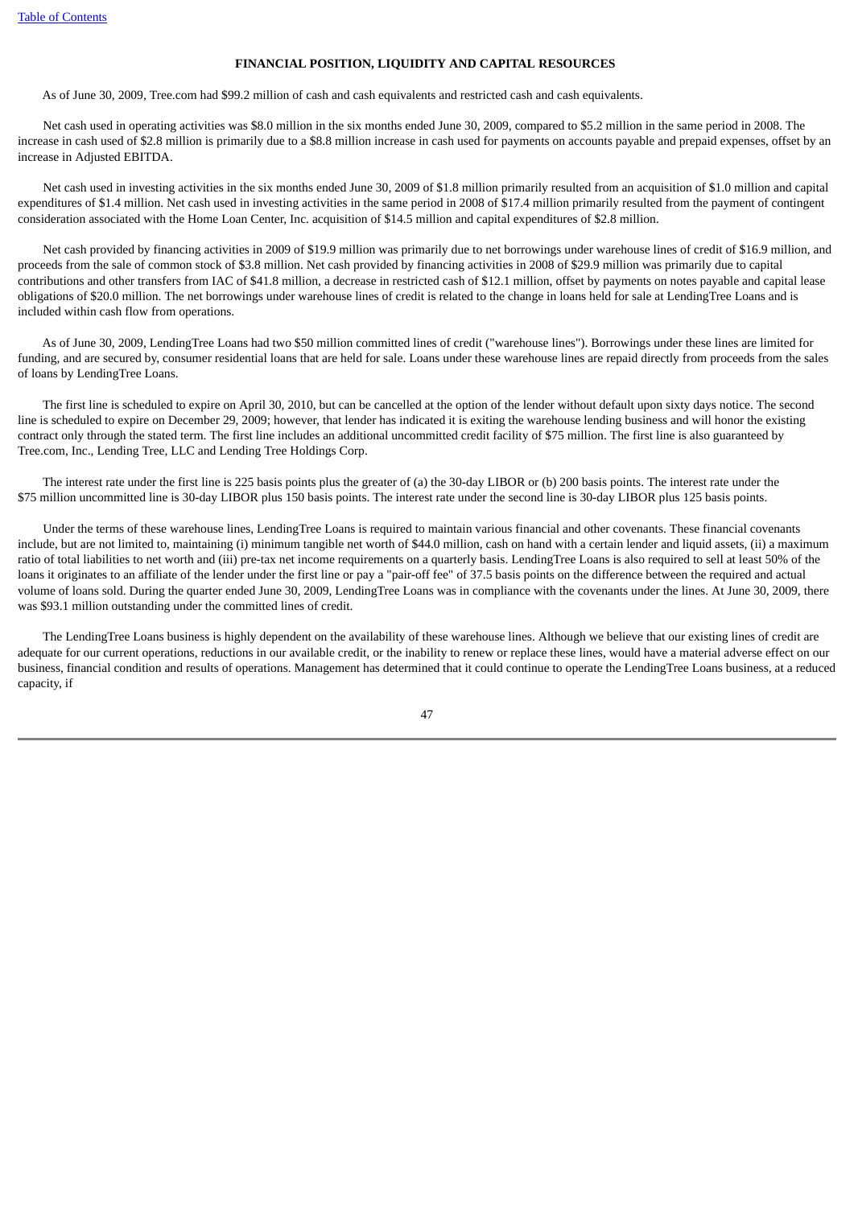## FINANCIAL POSITION, LIQUIDITY AND CAPITAL RESOURCES

As of June 30, 2009, Tree.com had $99.2 million of cash and cash equivalents and restricted cash and cash equivalents.

Net cash used in operating activities was $8.0 million in the six months ended June 30, 2009, compared to $5.2 million in the same period in 2008. The increase in cash used of $2.8 million is primarily due to a $8.8 million increase in cash used for payments on accounts payable and prepaid expenses, offset by an increase in Adjusted EBITDA.

Net cash used in investing activities in the six months ended June 30, 2009 of $1.8 million primarily resulted from an acquisition of $1.0 million and capital expenditures of $1.4 million. Net cash used in investing activities in the same period in 2008 of $17.4 million primarily resulted from the payment of contingent consideration associated with the Home Loan Center, Inc. acquisition of $14.5 million and capital expenditures of $2.8 million.

Net cash provided by financing activities in 2009 of $19.9 million was primarily due to net borrowings under warehouse lines of credit of $16.9 million, and proceeds from the sale of common stock of $3.8 million. Net cash provided by financing activities in 2008 of $29.9 million was primarily due to capital contributions and other transfers from IAC of $41.8 million, a decrease in restricted cash of $12.1 million, offset by payments on notes payable and capital lease obligations of $20.0 million. The net borrowings under warehouse lines of credit is related to the change in loans held for sale at LendingTree Loans and is included within cash flow from operations.

As of June 30, 2009, LendingTree Loans had two $50 million committed lines of credit ("warehouse lines"). Borrowings under these lines are limited for funding, and are secured by, consumer residential loans that are held for sale. Loans under these warehouse lines are repaid directly from proceeds from the sales of loans by LendingTree Loans.

The first line is scheduled to expire on April 30, 2010, but can be cancelled at the option of the lender without default upon sixty days notice. The second line is scheduled to expire on December 29, 2009; however, that lender has indicated it is exiting the warehouse lending business and will honor the existing contract only through the stated term. The first line includes an additional uncommitted credit facility of $75 million. The first line is also guaranteed by Tree.com, Inc., Lending Tree, LLC and Lending Tree Holdings Corp.

The interest rate under the first line is 225 basis points plus the greater of (a) the 30-day LIBOR or (b) 200 basis points. The interest rate under the $75 million uncommitted line is 30-day LIBOR plus 150 basis points. The interest rate under the second line is 30-day LIBOR plus 125 basis points.

Under the terms of these warehouse lines, LendingTree Loans is required to maintain various financial and other covenants. These financial covenants include, but are not limited to, maintaining (i) minimum tangible net worth of $44.0 million, cash on hand with a certain lender and liquid assets, (ii) a maximum ratio of total liabilities to net worth and (iii) pre-tax net income requirements on a quarterly basis. LendingTree Loans is also required to sell at least 50% of the loans it originates to an affiliate of the lender under the first line or pay a "pair-off fee" of 37.5 basis points on the difference between the required and actual volume of loans sold. During the quarter ended June 30, 2009, LendingTree Loans was in compliance with the covenants under the lines. At June 30, 2009, there was $93.1 million outstanding under the committed lines of credit.

The LendingTree Loans business is highly dependent on the availability of these warehouse lines. Although we believe that our existing lines of credit are adequate for our current operations, reductions in our available credit, or the inability to renew or replace these lines, would have a material adverse effect on our business, financial condition and results of operations. Management has determined that it could continue to operate the LendingTree Loans business, at a reduced capacity, if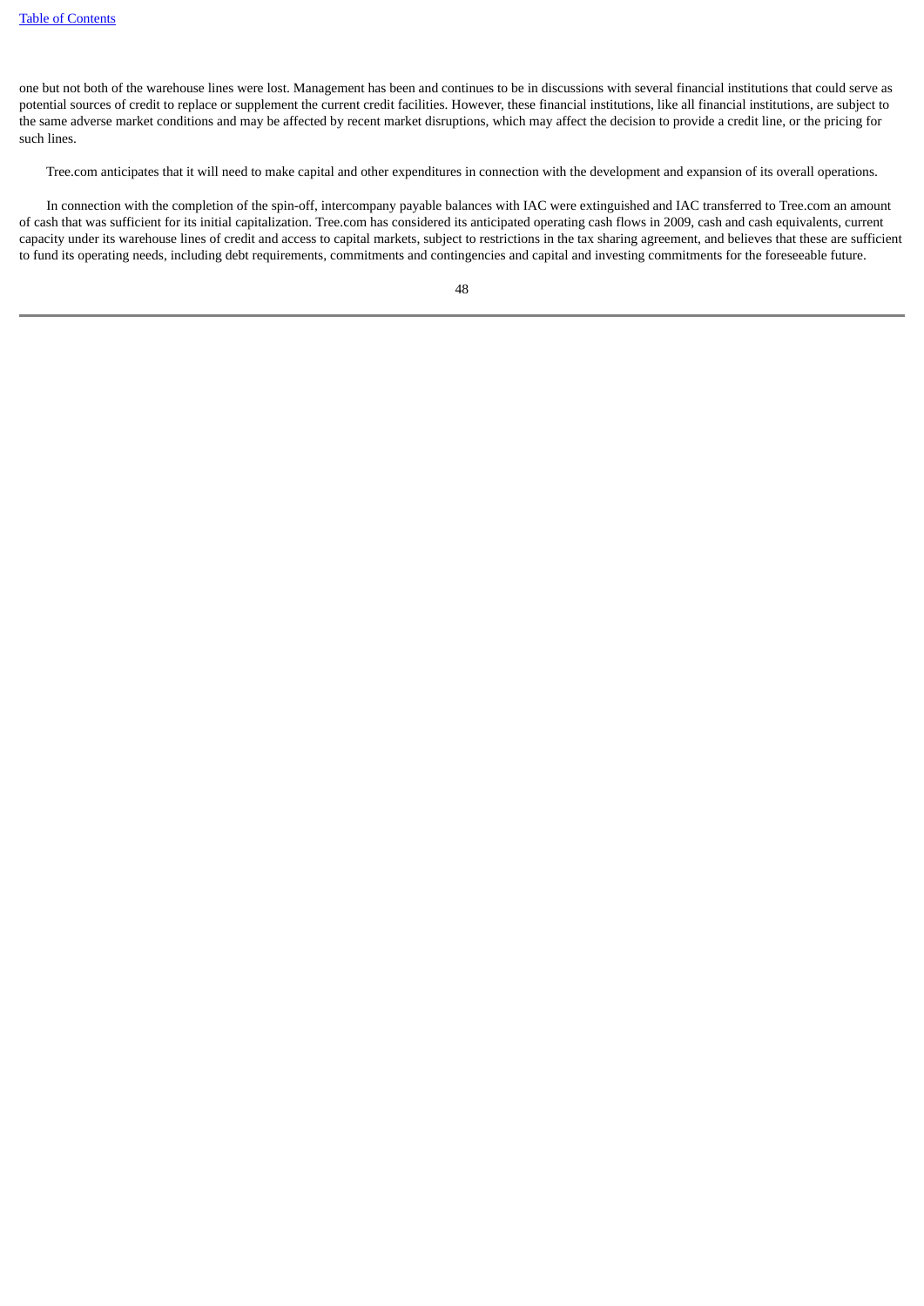one but not both of the warehouse lines were lost. Management has been and continues to be in discussions with several financial institutions that could serve as potential sources of credit to replace or supplement the current credit facilities. However, these financial institutions, like all financial institutions, are subject to the same adverse market conditions and may be affected by recent market disruptions, which may affect the decision to provide a credit line, or the pricing for such lines.

Tree.com anticipates that it will need to make capital and other expenditures in connection with the development and expansion of its overall operations.

In connection with the completion of the spin-off, intercompany payable balances with IAC were extinguished and IAC transferred to Tree.com an amount of cash that was sufficient for its initial capitalization. Tree.com has considered its anticipated operating cash flows in 2009, cash and cash equivalents, current capacity under its warehouse lines of credit and access to capital markets, subject to restrictions in the tax sharing agreement, and believes that these are sufficient to fund its operating needs, including debt requirements, commitments and contingencies and capital and investing commitments for the foreseeable future.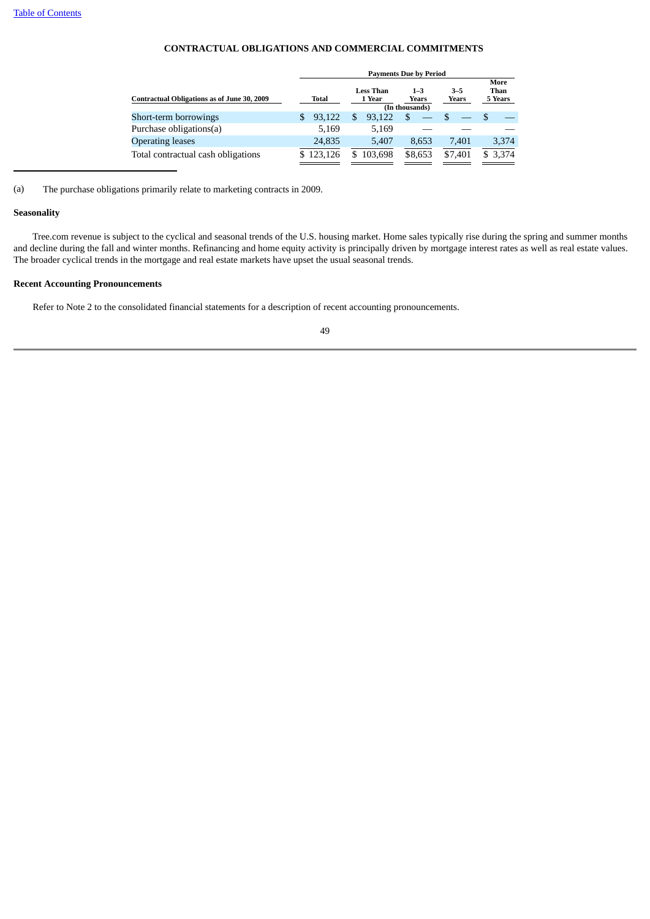**CONTRACTUAL OBLIGATIONS AND COMMERCIAL COMMITMENTS**

| Contractual Obligations as of June 30, 2009 | Payments Due by Period | | | | |
|---|---|---|---|---|---|
| | Total | Less Than 1 Year | 1–3 Years | 3–5 Years | More Than 5 Years |
| | (In thousands) | | | | |
| Short-term borrowings | $ 93,122 | $ 93,122 | $ — | $ — | $ — |
| Purchase obligations(a) | 5,169 | 5,169 | — | — | — |
| Operating leases | 24,835 | 5,407 | 8,653 | 7,401 | 3,374 |
| Total contractual cash obligations | $ 123,126 | $ 103,698 | $8,653 | $7,401 | $ 3,374 |

(a) The purchase obligations primarily relate to marketing contracts in 2009.

**Seasonality**

Tree.com revenue is subject to the cyclical and seasonal trends of the U.S. housing market. Home sales typically rise during the spring and summer months and decline during the fall and winter months. Refinancing and home equity activity is principally driven by mortgage interest rates as well as real estate values. The broader cyclical trends in the mortgage and real estate markets have upset the usual seasonal trends.

**Recent Accounting Pronouncements**

Refer to Note 2 to the consolidated financial statements for a description of recent accounting pronouncements.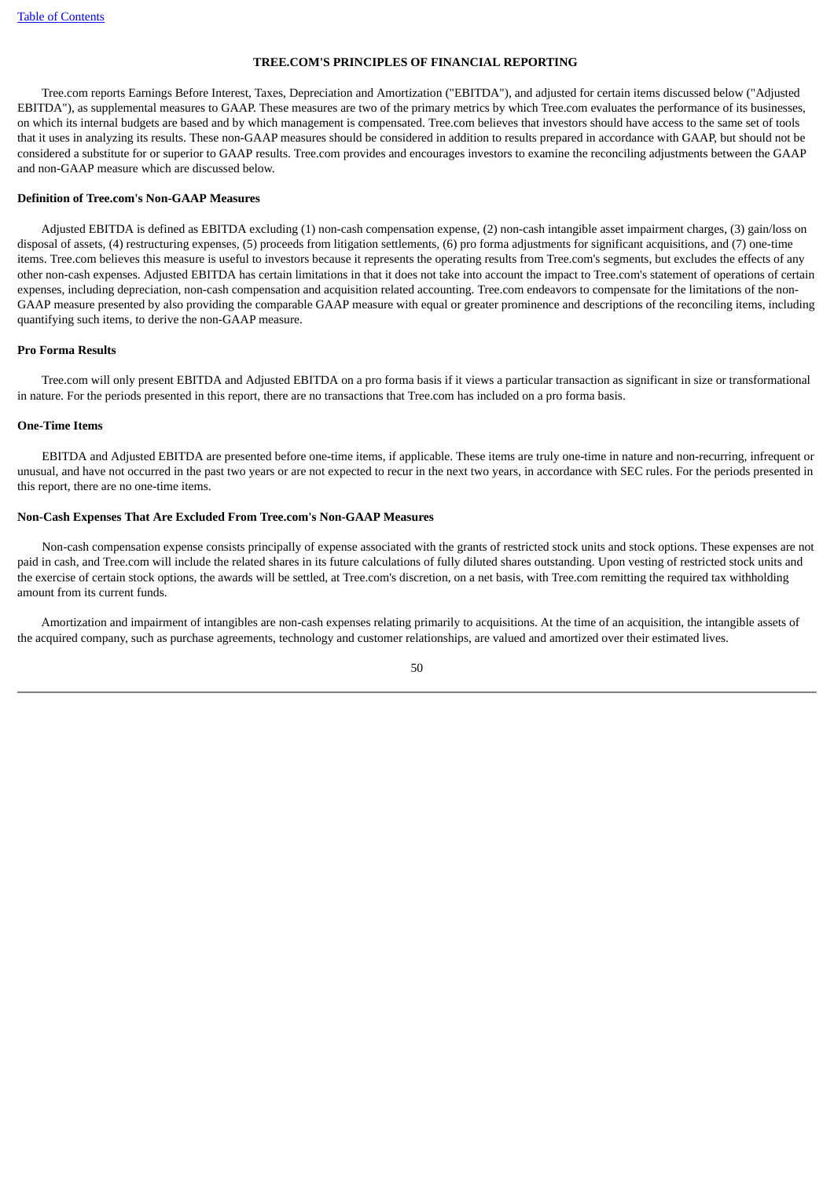## TREE.COM'S PRINCIPLES OF FINANCIAL REPORTING

Tree.com reports Earnings Before Interest, Taxes, Depreciation and Amortization ("EBITDA"), and adjusted for certain items discussed below ("Adjusted EBITDA"), as supplemental measures to GAAP. These measures are two of the primary metrics by which Tree.com evaluates the performance of its businesses, on which its internal budgets are based and by which management is compensated. Tree.com believes that investors should have access to the same set of tools that it uses in analyzing its results. These non-GAAP measures should be considered in addition to results prepared in accordance with GAAP, but should not be considered a substitute for or superior to GAAP results. Tree.com provides and encourages investors to examine the reconciling adjustments between the GAAP and non-GAAP measure which are discussed below.

### Definition of Tree.com's Non-GAAP Measures

Adjusted EBITDA is defined as EBITDA excluding (1) non-cash compensation expense, (2) non-cash intangible asset impairment charges, (3) gain/loss on disposal of assets, (4) restructuring expenses, (5) proceeds from litigation settlements, (6) pro forma adjustments for significant acquisitions, and (7) one-time items. Tree.com believes this measure is useful to investors because it represents the operating results from Tree.com's segments, but excludes the effects of any other non-cash expenses. Adjusted EBITDA has certain limitations in that it does not take into account the impact to Tree.com's statement of operations of certain expenses, including depreciation, non-cash compensation and acquisition related accounting. Tree.com endeavors to compensate for the limitations of the non-GAAP measure presented by also providing the comparable GAAP measure with equal or greater prominence and descriptions of the reconciling items, including quantifying such items, to derive the non-GAAP measure.

### Pro Forma Results

Tree.com will only present EBITDA and Adjusted EBITDA on a pro forma basis if it views a particular transaction as significant in size or transformational in nature. For the periods presented in this report, there are no transactions that Tree.com has included on a pro forma basis.

### One-Time Items

EBITDA and Adjusted EBITDA are presented before one-time items, if applicable. These items are truly one-time in nature and non-recurring, infrequent or unusual, and have not occurred in the past two years or are not expected to recur in the next two years, in accordance with SEC rules. For the periods presented in this report, there are no one-time items.

### Non-Cash Expenses That Are Excluded From Tree.com's Non-GAAP Measures

Non-cash compensation expense consists principally of expense associated with the grants of restricted stock units and stock options. These expenses are not paid in cash, and Tree.com will include the related shares in its future calculations of fully diluted shares outstanding. Upon vesting of restricted stock units and the exercise of certain stock options, the awards will be settled, at Tree.com's discretion, on a net basis, with Tree.com remitting the required tax withholding amount from its current funds.

Amortization and impairment of intangibles are non-cash expenses relating primarily to acquisitions. At the time of an acquisition, the intangible assets of the acquired company, such as purchase agreements, technology and customer relationships, are valued and amortized over their estimated lives.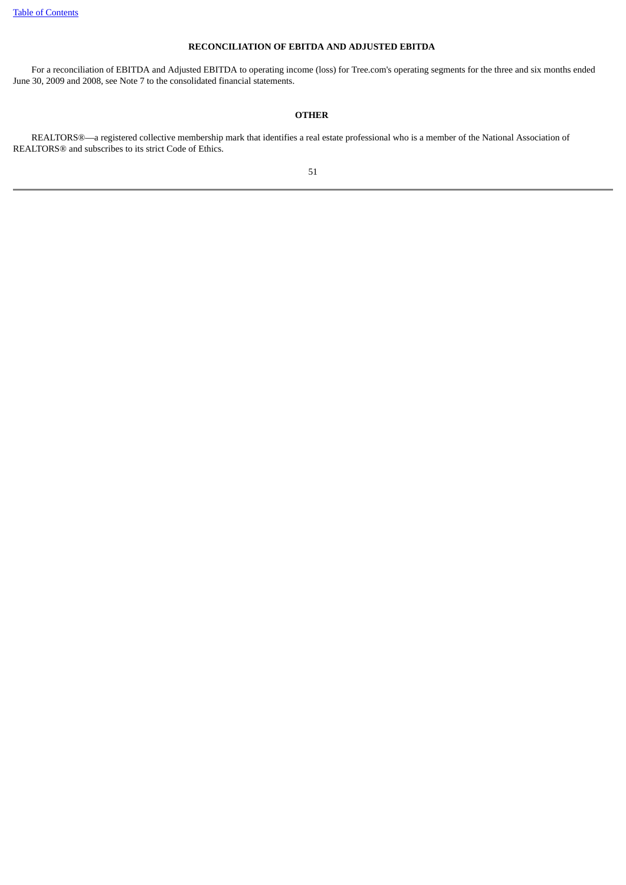## RECONCILIATION OF EBITDA AND ADJUSTED EBITDA

For a reconciliation of EBITDA and Adjusted EBITDA to operating income (loss) for Tree.com's operating segments for the three and six months ended June 30, 2009 and 2008, see Note 7 to the consolidated financial statements.

## OTHER

REALTORS®—a registered collective membership mark that identifies a real estate professional who is a member of the National Association of REALTORS® and subscribes to its strict Code of Ethics.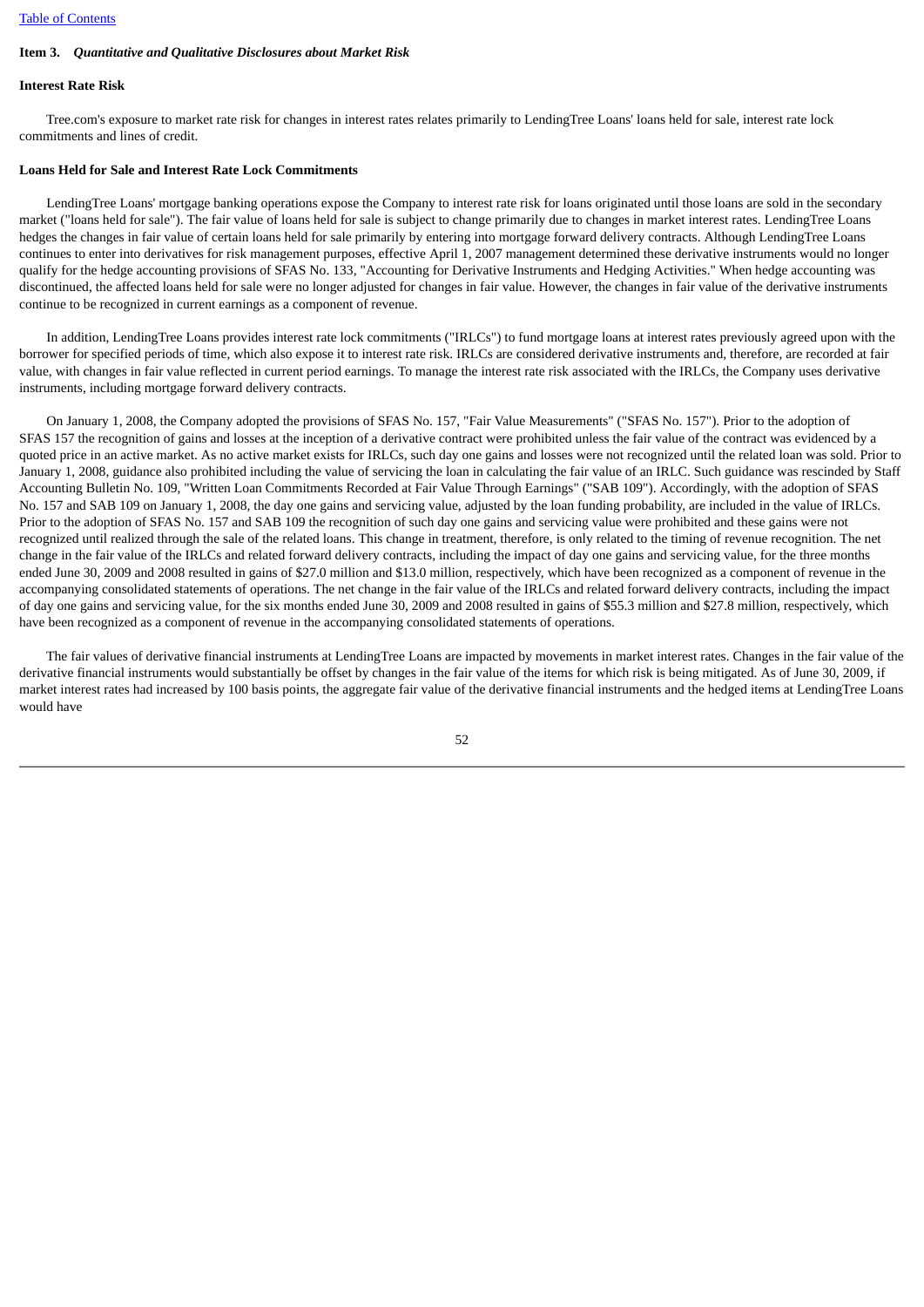**Item 3.** ***Quantitative and Qualitative Disclosures about Market Risk***

**Interest Rate Risk**

Tree.com's exposure to market rate risk for changes in interest rates relates primarily to LendingTree Loans' loans held for sale, interest rate lock commitments and lines of credit.

**Loans Held for Sale and Interest Rate Lock Commitments**

LendingTree Loans' mortgage banking operations expose the Company to interest rate risk for loans originated until those loans are sold in the secondary market ("loans held for sale"). The fair value of loans held for sale is subject to change primarily due to changes in market interest rates. LendingTree Loans hedges the changes in fair value of certain loans held for sale primarily by entering into mortgage forward delivery contracts. Although LendingTree Loans continues to enter into derivatives for risk management purposes, effective April 1, 2007 management determined these derivative instruments would no longer qualify for the hedge accounting provisions of SFAS No. 133, "Accounting for Derivative Instruments and Hedging Activities." When hedge accounting was discontinued, the affected loans held for sale were no longer adjusted for changes in fair value. However, the changes in fair value of the derivative instruments continue to be recognized in current earnings as a component of revenue.

In addition, LendingTree Loans provides interest rate lock commitments ("IRLCs") to fund mortgage loans at interest rates previously agreed upon with the borrower for specified periods of time, which also expose it to interest rate risk. IRLCs are considered derivative instruments and, therefore, are recorded at fair value, with changes in fair value reflected in current period earnings. To manage the interest rate risk associated with the IRLCs, the Company uses derivative instruments, including mortgage forward delivery contracts.

On January 1, 2008, the Company adopted the provisions of SFAS No. 157, "Fair Value Measurements" ("SFAS No. 157"). Prior to the adoption of SFAS 157 the recognition of gains and losses at the inception of a derivative contract were prohibited unless the fair value of the contract was evidenced by a quoted price in an active market. As no active market exists for IRLCs, such day one gains and losses were not recognized until the related loan was sold. Prior to January 1, 2008, guidance also prohibited including the value of servicing the loan in calculating the fair value of an IRLC. Such guidance was rescinded by Staff Accounting Bulletin No. 109, "Written Loan Commitments Recorded at Fair Value Through Earnings" ("SAB 109"). Accordingly, with the adoption of SFAS No. 157 and SAB 109 on January 1, 2008, the day one gains and servicing value, adjusted by the loan funding probability, are included in the value of IRLCs. Prior to the adoption of SFAS No. 157 and SAB 109 the recognition of such day one gains and servicing value were prohibited and these gains were not recognized until realized through the sale of the related loans. This change in treatment, therefore, is only related to the timing of revenue recognition. The net change in the fair value of the IRLCs and related forward delivery contracts, including the impact of day one gains and servicing value, for the three months ended June 30, 2009 and 2008 resulted in gains of $27.0 million and $13.0 million, respectively, which have been recognized as a component of revenue in the accompanying consolidated statements of operations. The net change in the fair value of the IRLCs and related forward delivery contracts, including the impact of day one gains and servicing value, for the six months ended June 30, 2009 and 2008 resulted in gains of $55.3 million and $27.8 million, respectively, which have been recognized as a component of revenue in the accompanying consolidated statements of operations.

The fair values of derivative financial instruments at LendingTree Loans are impacted by movements in market interest rates. Changes in the fair value of the derivative financial instruments would substantially be offset by changes in the fair value of the items for which risk is being mitigated. As of June 30, 2009, if market interest rates had increased by 100 basis points, the aggregate fair value of the derivative financial instruments and the hedged items at LendingTree Loans would have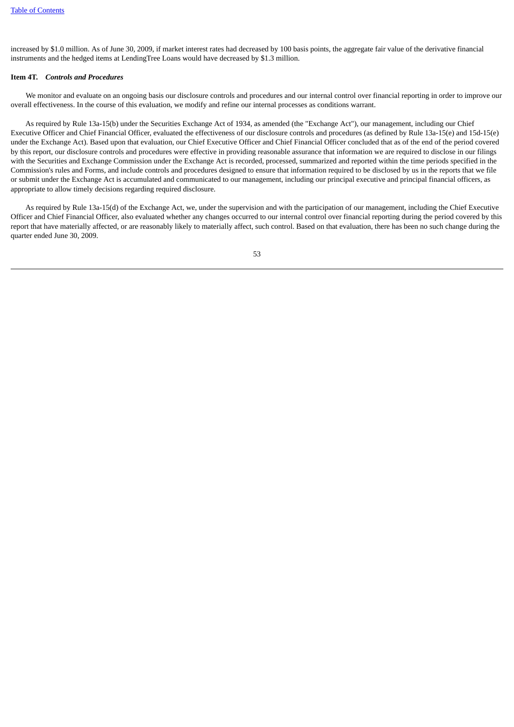increased by $1.0 million. As of June 30, 2009, if market interest rates had decreased by 100 basis points, the aggregate fair value of the derivative financial instruments and the hedged items at LendingTree Loans would have decreased by $1.3 million.

**Item 4T.** ***Controls and Procedures***

We monitor and evaluate on an ongoing basis our disclosure controls and procedures and our internal control over financial reporting in order to improve our overall effectiveness. In the course of this evaluation, we modify and refine our internal processes as conditions warrant.

As required by Rule 13a-15(b) under the Securities Exchange Act of 1934, as amended (the "Exchange Act"), our management, including our Chief Executive Officer and Chief Financial Officer, evaluated the effectiveness of our disclosure controls and procedures (as defined by Rule 13a-15(e) and 15d-15(e) under the Exchange Act). Based upon that evaluation, our Chief Executive Officer and Chief Financial Officer concluded that as of the end of the period covered by this report, our disclosure controls and procedures were effective in providing reasonable assurance that information we are required to disclose in our filings with the Securities and Exchange Commission under the Exchange Act is recorded, processed, summarized and reported within the time periods specified in the Commission's rules and Forms, and include controls and procedures designed to ensure that information required to be disclosed by us in the reports that we file or submit under the Exchange Act is accumulated and communicated to our management, including our principal executive and principal financial officers, as appropriate to allow timely decisions regarding required disclosure.

As required by Rule 13a-15(d) of the Exchange Act, we, under the supervision and with the participation of our management, including the Chief Executive Officer and Chief Financial Officer, also evaluated whether any changes occurred to our internal control over financial reporting during the period covered by this report that have materially affected, or are reasonably likely to materially affect, such control. Based on that evaluation, there has been no such change during the quarter ended June 30, 2009.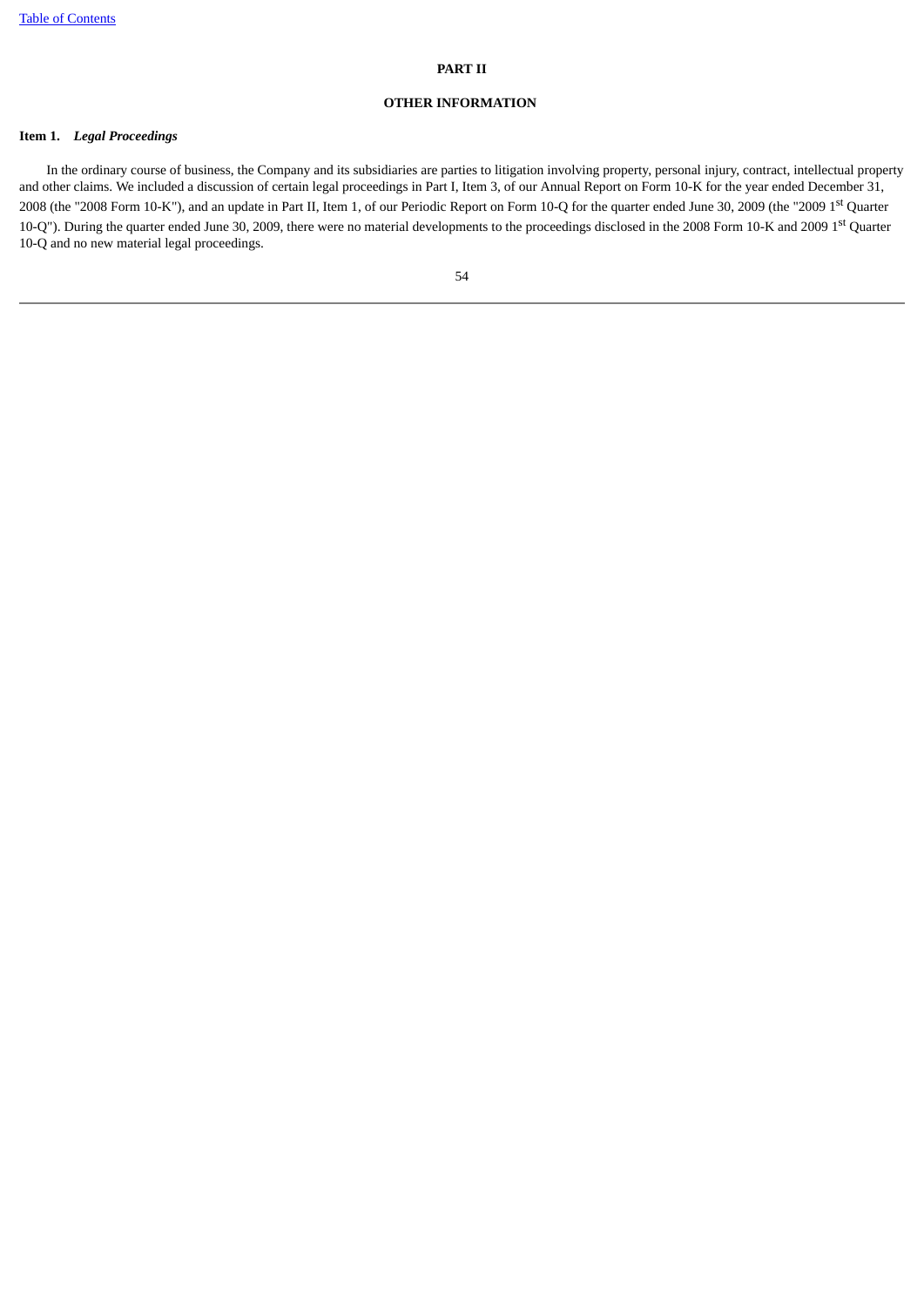# PART II

## OTHER INFORMATION

### Item 1. *Legal Proceedings*

In the ordinary course of business, the Company and its subsidiaries are parties to litigation involving property, personal injury, contract, intellectual property and other claims. We included a discussion of certain legal proceedings in Part I, Item 3, of our Annual Report on Form 10-K for the year ended December 31, 2008 (the "2008 Form 10-K"), and an update in Part II, Item 1, of our Periodic Report on Form 10-Q for the quarter ended June 30, 2009 (the "2009 1st Quarter 10-Q"). During the quarter ended June 30, 2009, there were no material developments to the proceedings disclosed in the 2008 Form 10-K and 2009 1st Quarter 10-Q and no new material legal proceedings.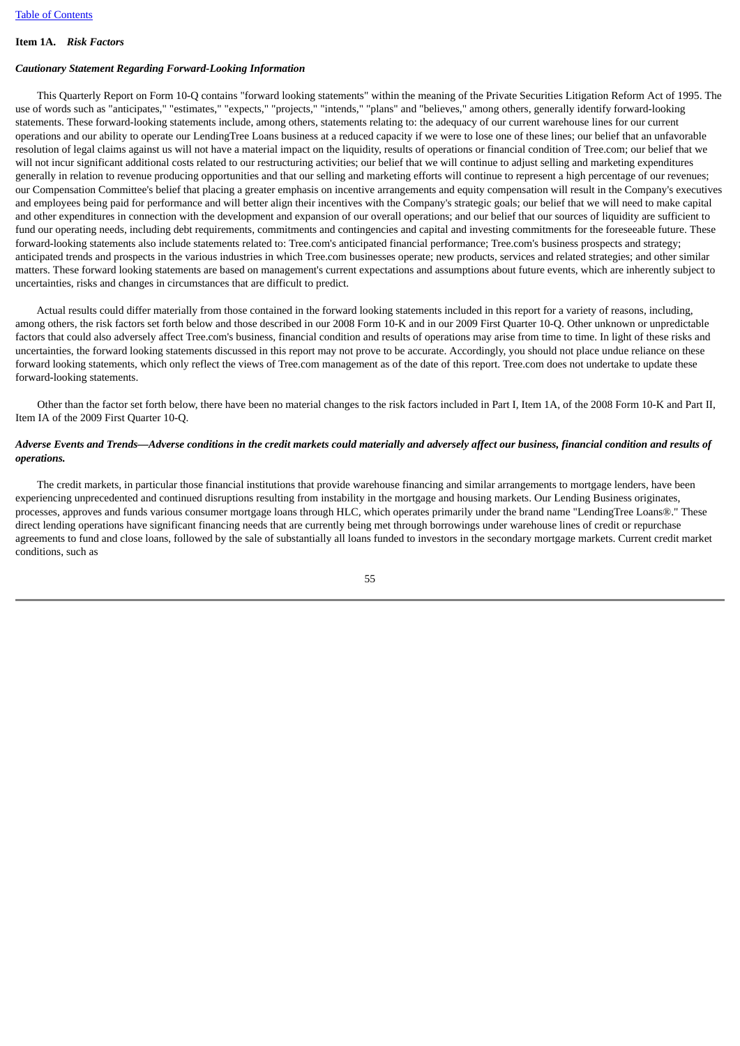### Item 1A. *Risk Factors*

***Cautionary Statement Regarding Forward-Looking Information***

This Quarterly Report on Form 10-Q contains "forward looking statements" within the meaning of the Private Securities Litigation Reform Act of 1995. The use of words such as "anticipates," "estimates," "expects," "projects," "intends," "plans" and "believes," among others, generally identify forward-looking statements. These forward-looking statements include, among others, statements relating to: the adequacy of our current warehouse lines for our current operations and our ability to operate our LendingTree Loans business at a reduced capacity if we were to lose one of these lines; our belief that an unfavorable resolution of legal claims against us will not have a material impact on the liquidity, results of operations or financial condition of Tree.com; our belief that we will not incur significant additional costs related to our restructuring activities; our belief that we will continue to adjust selling and marketing expenditures generally in relation to revenue producing opportunities and that our selling and marketing efforts will continue to represent a high percentage of our revenues; our Compensation Committee's belief that placing a greater emphasis on incentive arrangements and equity compensation will result in the Company's executives and employees being paid for performance and will better align their incentives with the Company's strategic goals; our belief that we will need to make capital and other expenditures in connection with the development and expansion of our overall operations; and our belief that our sources of liquidity are sufficient to fund our operating needs, including debt requirements, commitments and contingencies and capital and investing commitments for the foreseeable future. These forward-looking statements also include statements related to: Tree.com's anticipated financial performance; Tree.com's business prospects and strategy; anticipated trends and prospects in the various industries in which Tree.com businesses operate; new products, services and related strategies; and other similar matters. These forward looking statements are based on management's current expectations and assumptions about future events, which are inherently subject to uncertainties, risks and changes in circumstances that are difficult to predict.

Actual results could differ materially from those contained in the forward looking statements included in this report for a variety of reasons, including, among others, the risk factors set forth below and those described in our 2008 Form 10-K and in our 2009 First Quarter 10-Q. Other unknown or unpredictable factors that could also adversely affect Tree.com's business, financial condition and results of operations may arise from time to time. In light of these risks and uncertainties, the forward looking statements discussed in this report may not prove to be accurate. Accordingly, you should not place undue reliance on these forward looking statements, which only reflect the views of Tree.com management as of the date of this report. Tree.com does not undertake to update these forward-looking statements.

Other than the factor set forth below, there have been no material changes to the risk factors included in Part I, Item 1A, of the 2008 Form 10-K and Part II, Item IA of the 2009 First Quarter 10-Q.

***Adverse Events and Trends—Adverse conditions in the credit markets could materially and adversely affect our business, financial condition and results of operations.***

The credit markets, in particular those financial institutions that provide warehouse financing and similar arrangements to mortgage lenders, have been experiencing unprecedented and continued disruptions resulting from instability in the mortgage and housing markets. Our Lending Business originates, processes, approves and funds various consumer mortgage loans through HLC, which operates primarily under the brand name "LendingTree Loans®." These direct lending operations have significant financing needs that are currently being met through borrowings under warehouse lines of credit or repurchase agreements to fund and close loans, followed by the sale of substantially all loans funded to investors in the secondary mortgage markets. Current credit market conditions, such as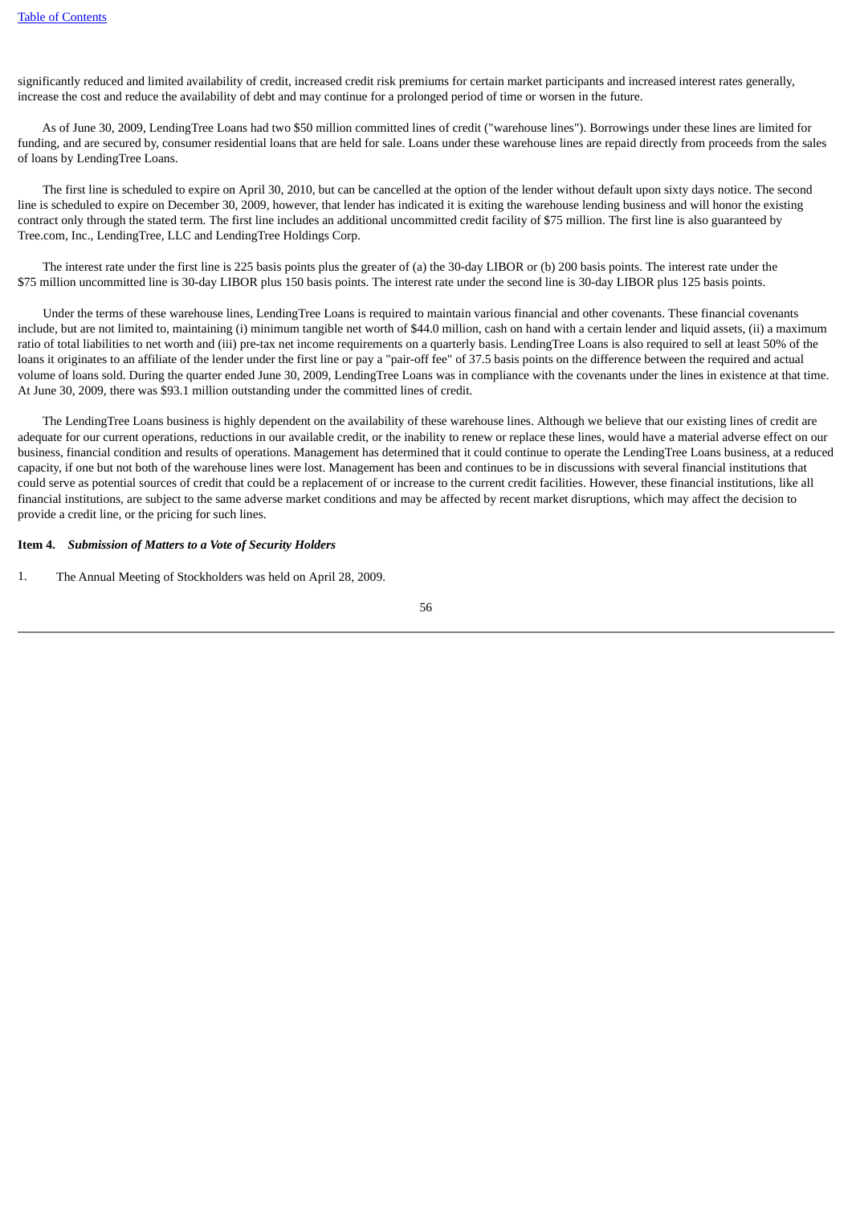significantly reduced and limited availability of credit, increased credit risk premiums for certain market participants and increased interest rates generally, increase the cost and reduce the availability of debt and may continue for a prolonged period of time or worsen in the future.

As of June 30, 2009, LendingTree Loans had two $50 million committed lines of credit ("warehouse lines"). Borrowings under these lines are limited for funding, and are secured by, consumer residential loans that are held for sale. Loans under these warehouse lines are repaid directly from proceeds from the sales of loans by LendingTree Loans.

The first line is scheduled to expire on April 30, 2010, but can be cancelled at the option of the lender without default upon sixty days notice. The second line is scheduled to expire on December 30, 2009, however, that lender has indicated it is exiting the warehouse lending business and will honor the existing contract only through the stated term. The first line includes an additional uncommitted credit facility of $75 million. The first line is also guaranteed by Tree.com, Inc., LendingTree, LLC and LendingTree Holdings Corp.

The interest rate under the first line is 225 basis points plus the greater of (a) the 30-day LIBOR or (b) 200 basis points. The interest rate under the $75 million uncommitted line is 30-day LIBOR plus 150 basis points. The interest rate under the second line is 30-day LIBOR plus 125 basis points.

Under the terms of these warehouse lines, LendingTree Loans is required to maintain various financial and other covenants. These financial covenants include, but are not limited to, maintaining (i) minimum tangible net worth of $44.0 million, cash on hand with a certain lender and liquid assets, (ii) a maximum ratio of total liabilities to net worth and (iii) pre-tax net income requirements on a quarterly basis. LendingTree Loans is also required to sell at least 50% of the loans it originates to an affiliate of the lender under the first line or pay a "pair-off fee" of 37.5 basis points on the difference between the required and actual volume of loans sold. During the quarter ended June 30, 2009, LendingTree Loans was in compliance with the covenants under the lines in existence at that time. At June 30, 2009, there was $93.1 million outstanding under the committed lines of credit.

The LendingTree Loans business is highly dependent on the availability of these warehouse lines. Although we believe that our existing lines of credit are adequate for our current operations, reductions in our available credit, or the inability to renew or replace these lines, would have a material adverse effect on our business, financial condition and results of operations. Management has determined that it could continue to operate the LendingTree Loans business, at a reduced capacity, if one but not both of the warehouse lines were lost. Management has been and continues to be in discussions with several financial institutions that could serve as potential sources of credit that could be a replacement of or increase to the current credit facilities. However, these financial institutions, like all financial institutions, are subject to the same adverse market conditions and may be affected by recent market disruptions, which may affect the decision to provide a credit line, or the pricing for such lines.

**Item 4.** ***Submission of Matters to a Vote of Security Holders***

1. The Annual Meeting of Stockholders was held on April 28, 2009.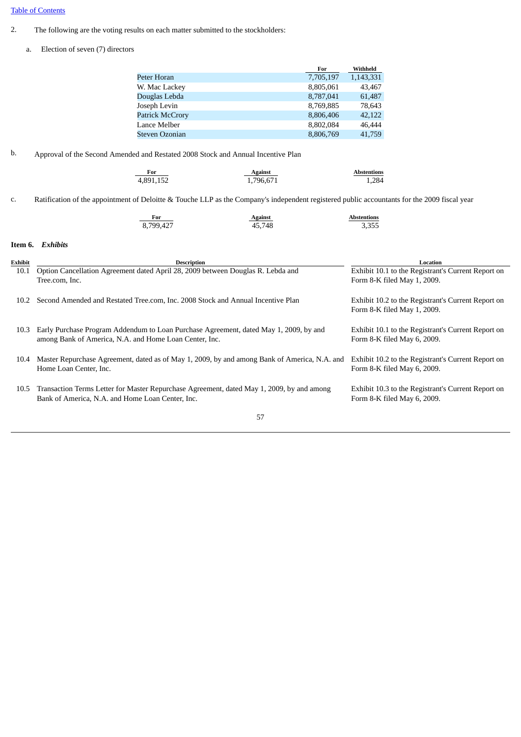2. The following are the voting results on each matter submitted to the stockholders:

a. Election of seven (7) directors

| | For | Withheld |
|---|---|---|
| Peter Horan | 7,705,197 | 1,143,331 |
| W. Mac Lackey | 8,805,061 | 43,467 |
| Douglas Lebda | 8,787,041 | 61,487 |
| Joseph Levin | 8,769,885 | 78,643 |
| Patrick McCrory | 8,806,406 | 42,122 |
| Lance Melber | 8,802,084 | 46,444 |
| Steven Ozonian | 8,806,769 | 41,759 |

b. Approval of the Second Amended and Restated 2008 Stock and Annual Incentive Plan

| For | Against | Abstentions |
|---|---|---|
| 4,891,152 | 1,796,671 | 1,284 |

c. Ratification of the appointment of Deloitte & Touche LLP as the Company's independent registered public accountants for the 2009 fiscal year

| For | Against | Abstentions |
|---|---|---|
| 8,799,427 | 45,748 | 3,355 |

**Item 6.** ***Exhibits***

| Exhibit | Description | Location |
|---|---|---|
| 10.1 | Option Cancellation Agreement dated April 28, 2009 between Douglas R. Lebda and Tree.com, Inc. | Exhibit 10.1 to the Registrant's Current Report on Form 8-K filed May 1, 2009. |
| 10.2 | Second Amended and Restated Tree.com, Inc. 2008 Stock and Annual Incentive Plan | Exhibit 10.2 to the Registrant's Current Report on Form 8-K filed May 1, 2009. |
| 10.3 | Early Purchase Program Addendum to Loan Purchase Agreement, dated May 1, 2009, by and among Bank of America, N.A. and Home Loan Center, Inc. | Exhibit 10.1 to the Registrant's Current Report on Form 8-K filed May 6, 2009. |
| 10.4 | Master Repurchase Agreement, dated as of May 1, 2009, by and among Bank of America, N.A. and Home Loan Center, Inc. | Exhibit 10.2 to the Registrant's Current Report on Form 8-K filed May 6, 2009. |
| 10.5 | Transaction Terms Letter for Master Repurchase Agreement, dated May 1, 2009, by and among Bank of America, N.A. and Home Loan Center, Inc. | Exhibit 10.3 to the Registrant's Current Report on Form 8-K filed May 6, 2009. |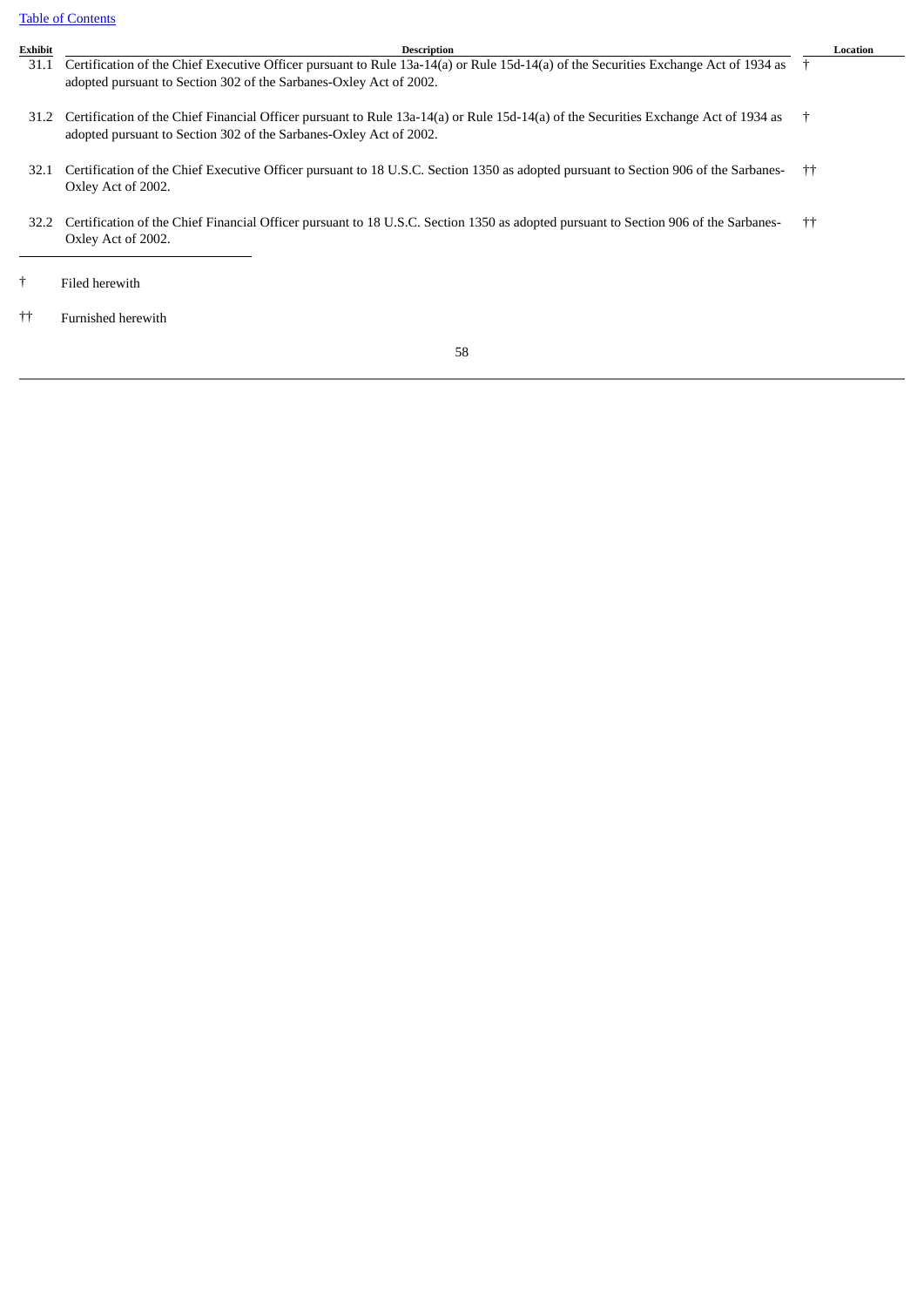| Exhibit | Description | Location |
|---|---|---|
| 31.1 | Certification of the Chief Executive Officer pursuant to Rule 13a-14(a) or Rule 15d-14(a) of the Securities Exchange Act of 1934 as adopted pursuant to Section 302 of the Sarbanes-Oxley Act of 2002. | † |
| 31.2 | Certification of the Chief Financial Officer pursuant to Rule 13a-14(a) or Rule 15d-14(a) of the Securities Exchange Act of 1934 as adopted pursuant to Section 302 of the Sarbanes-Oxley Act of 2002. | † |
| 32.1 | Certification of the Chief Executive Officer pursuant to 18 U.S.C. Section 1350 as adopted pursuant to Section 906 of the Sarbanes-Oxley Act of 2002. | †† |
| 32.2 | Certification of the Chief Financial Officer pursuant to 18 U.S.C. Section 1350 as adopted pursuant to Section 906 of the Sarbanes-Oxley Act of 2002. | †† |

† Filed herewith

†† Furnished herewith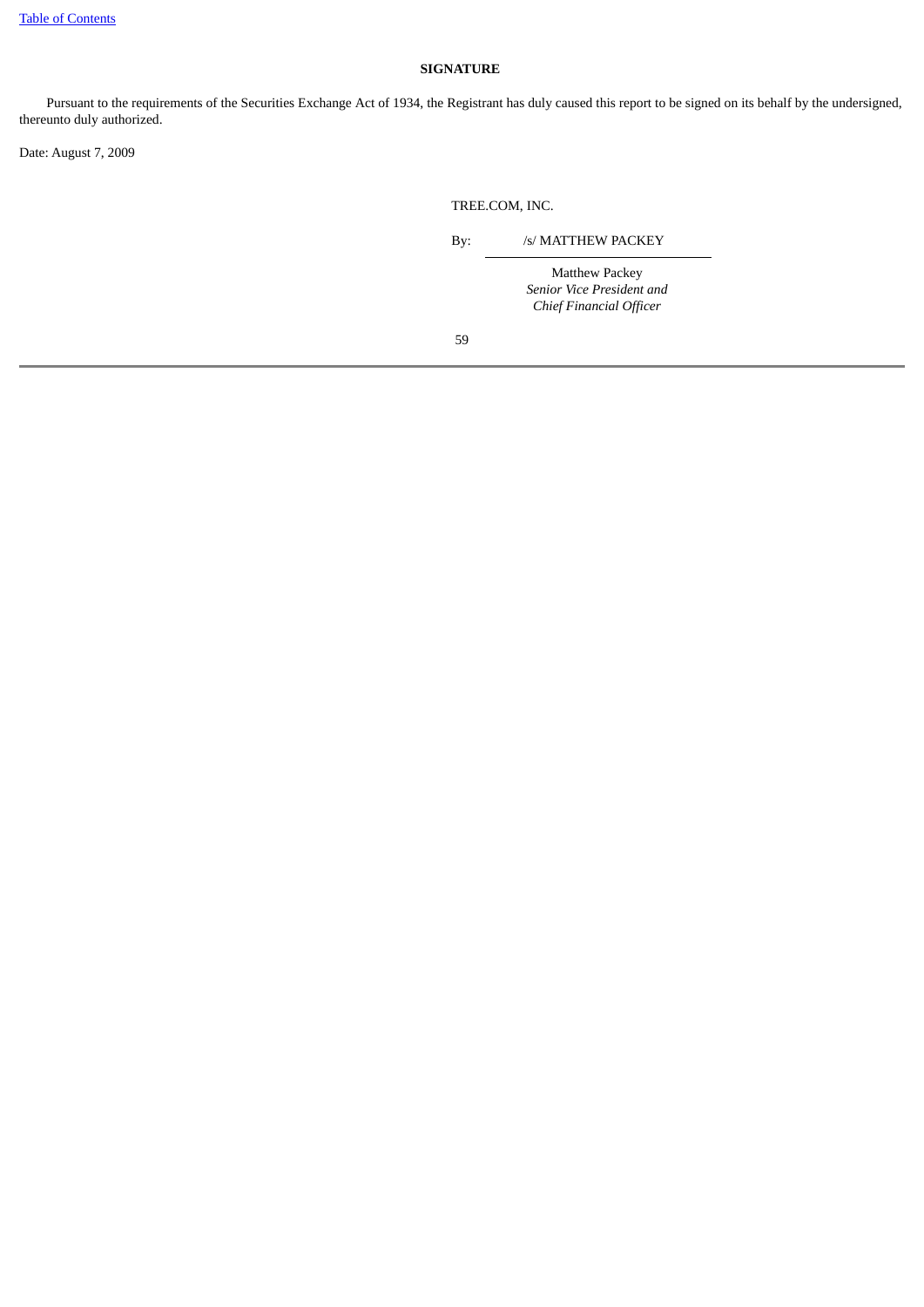## SIGNATURE

Pursuant to the requirements of the Securities Exchange Act of 1934, the Registrant has duly caused this report to be signed on its behalf by the undersigned, thereunto duly authorized.

Date: August 7, 2009

TREE.COM, INC.

By: /s/ MATTHEW PACKEY

Matthew Packey
*Senior Vice President and*
*Chief Financial Officer*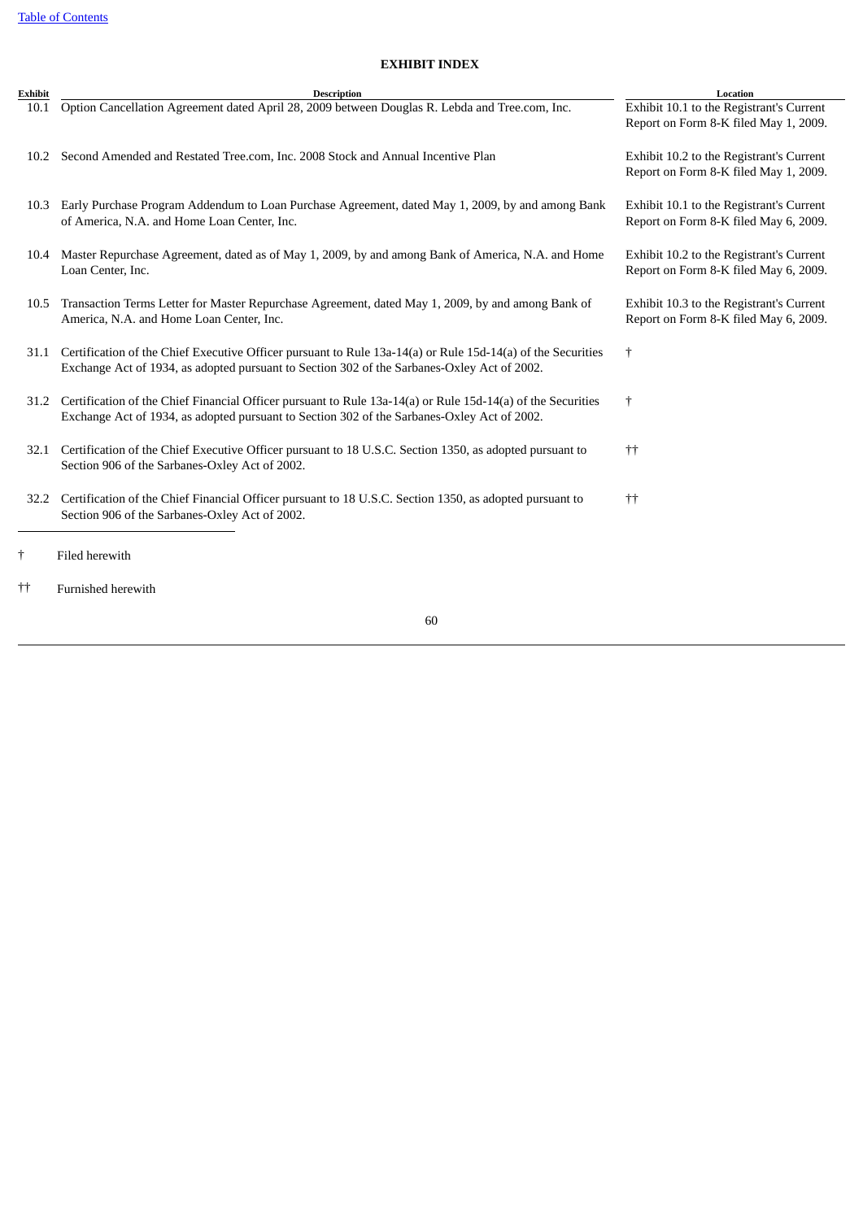# EXHIBIT INDEX

| Exhibit | Description | Location |
|---|---|---|
| 10.1 | Option Cancellation Agreement dated April 28, 2009 between Douglas R. Lebda and Tree.com, Inc. | Exhibit 10.1 to the Registrant's Current Report on Form 8-K filed May 1, 2009. |
| 10.2 | Second Amended and Restated Tree.com, Inc. 2008 Stock and Annual Incentive Plan | Exhibit 10.2 to the Registrant's Current Report on Form 8-K filed May 1, 2009. |
| 10.3 | Early Purchase Program Addendum to Loan Purchase Agreement, dated May 1, 2009, by and among Bank of America, N.A. and Home Loan Center, Inc. | Exhibit 10.1 to the Registrant's Current Report on Form 8-K filed May 6, 2009. |
| 10.4 | Master Repurchase Agreement, dated as of May 1, 2009, by and among Bank of America, N.A. and Home Loan Center, Inc. | Exhibit 10.2 to the Registrant's Current Report on Form 8-K filed May 6, 2009. |
| 10.5 | Transaction Terms Letter for Master Repurchase Agreement, dated May 1, 2009, by and among Bank of America, N.A. and Home Loan Center, Inc. | Exhibit 10.3 to the Registrant's Current Report on Form 8-K filed May 6, 2009. |
| 31.1 | Certification of the Chief Executive Officer pursuant to Rule 13a-14(a) or Rule 15d-14(a) of the Securities Exchange Act of 1934, as adopted pursuant to Section 302 of the Sarbanes-Oxley Act of 2002. | † |
| 31.2 | Certification of the Chief Financial Officer pursuant to Rule 13a-14(a) or Rule 15d-14(a) of the Securities Exchange Act of 1934, as adopted pursuant to Section 302 of the Sarbanes-Oxley Act of 2002. | † |
| 32.1 | Certification of the Chief Executive Officer pursuant to 18 U.S.C. Section 1350, as adopted pursuant to Section 906 of the Sarbanes-Oxley Act of 2002. | †† |
| 32.2 | Certification of the Chief Financial Officer pursuant to 18 U.S.C. Section 1350, as adopted pursuant to Section 906 of the Sarbanes-Oxley Act of 2002. | †† |

† Filed herewith

†† Furnished herewith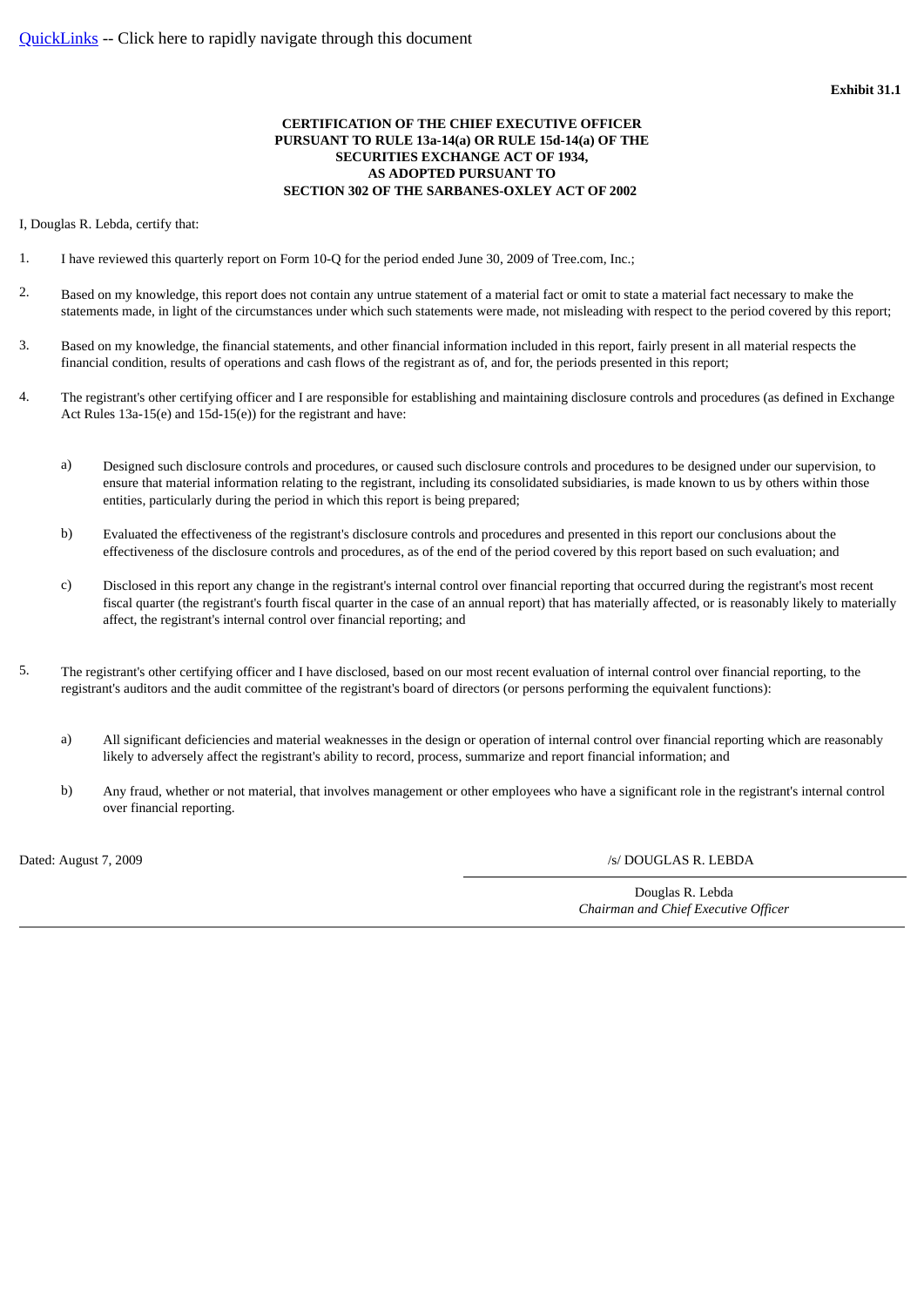QuickLinks -- Click here to rapidly navigate through this document

**Exhibit 31.1**

**CERTIFICATION OF THE CHIEF EXECUTIVE OFFICER PURSUANT TO RULE 13a-14(a) OR RULE 15d-14(a) OF THE SECURITIES EXCHANGE ACT OF 1934, AS ADOPTED PURSUANT TO SECTION 302 OF THE SARBANES-OXLEY ACT OF 2002**

I, Douglas R. Lebda, certify that:

1. I have reviewed this quarterly report on Form 10-Q for the period ended June 30, 2009 of Tree.com, Inc.;

2. Based on my knowledge, this report does not contain any untrue statement of a material fact or omit to state a material fact necessary to make the statements made, in light of the circumstances under which such statements were made, not misleading with respect to the period covered by this report;

3. Based on my knowledge, the financial statements, and other financial information included in this report, fairly present in all material respects the financial condition, results of operations and cash flows of the registrant as of, and for, the periods presented in this report;

4. The registrant's other certifying officer and I are responsible for establishing and maintaining disclosure controls and procedures (as defined in Exchange Act Rules 13a-15(e) and 15d-15(e)) for the registrant and have:

    a) Designed such disclosure controls and procedures, or caused such disclosure controls and procedures to be designed under our supervision, to ensure that material information relating to the registrant, including its consolidated subsidiaries, is made known to us by others within those entities, particularly during the period in which this report is being prepared;

    b) Evaluated the effectiveness of the registrant's disclosure controls and procedures and presented in this report our conclusions about the effectiveness of the disclosure controls and procedures, as of the end of the period covered by this report based on such evaluation; and

    c) Disclosed in this report any change in the registrant's internal control over financial reporting that occurred during the registrant's most recent fiscal quarter (the registrant's fourth fiscal quarter in the case of an annual report) that has materially affected, or is reasonably likely to materially affect, the registrant's internal control over financial reporting; and

5. The registrant's other certifying officer and I have disclosed, based on our most recent evaluation of internal control over financial reporting, to the registrant's auditors and the audit committee of the registrant's board of directors (or persons performing the equivalent functions):

    a) All significant deficiencies and material weaknesses in the design or operation of internal control over financial reporting which are reasonably likely to adversely affect the registrant's ability to record, process, summarize and report financial information; and

    b) Any fraud, whether or not material, that involves management or other employees who have a significant role in the registrant's internal control over financial reporting.

Dated: August 7, 2009

/s/ DOUGLAS R. LEBDA

Douglas R. Lebda
*Chairman and Chief Executive Officer*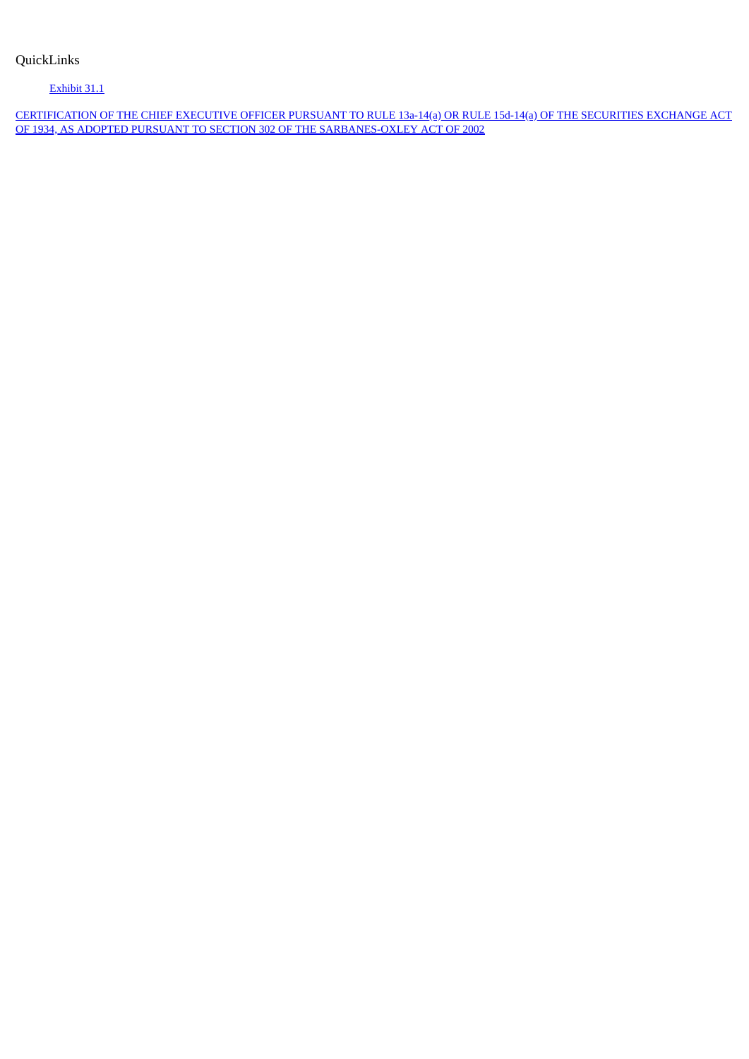QuickLinks

Exhibit 31.1

CERTIFICATION OF THE CHIEF EXECUTIVE OFFICER PURSUANT TO RULE 13a-14(a) OR RULE 15d-14(a) OF THE SECURITIES EXCHANGE ACT OF 1934, AS ADOPTED PURSUANT TO SECTION 302 OF THE SARBANES-OXLEY ACT OF 2002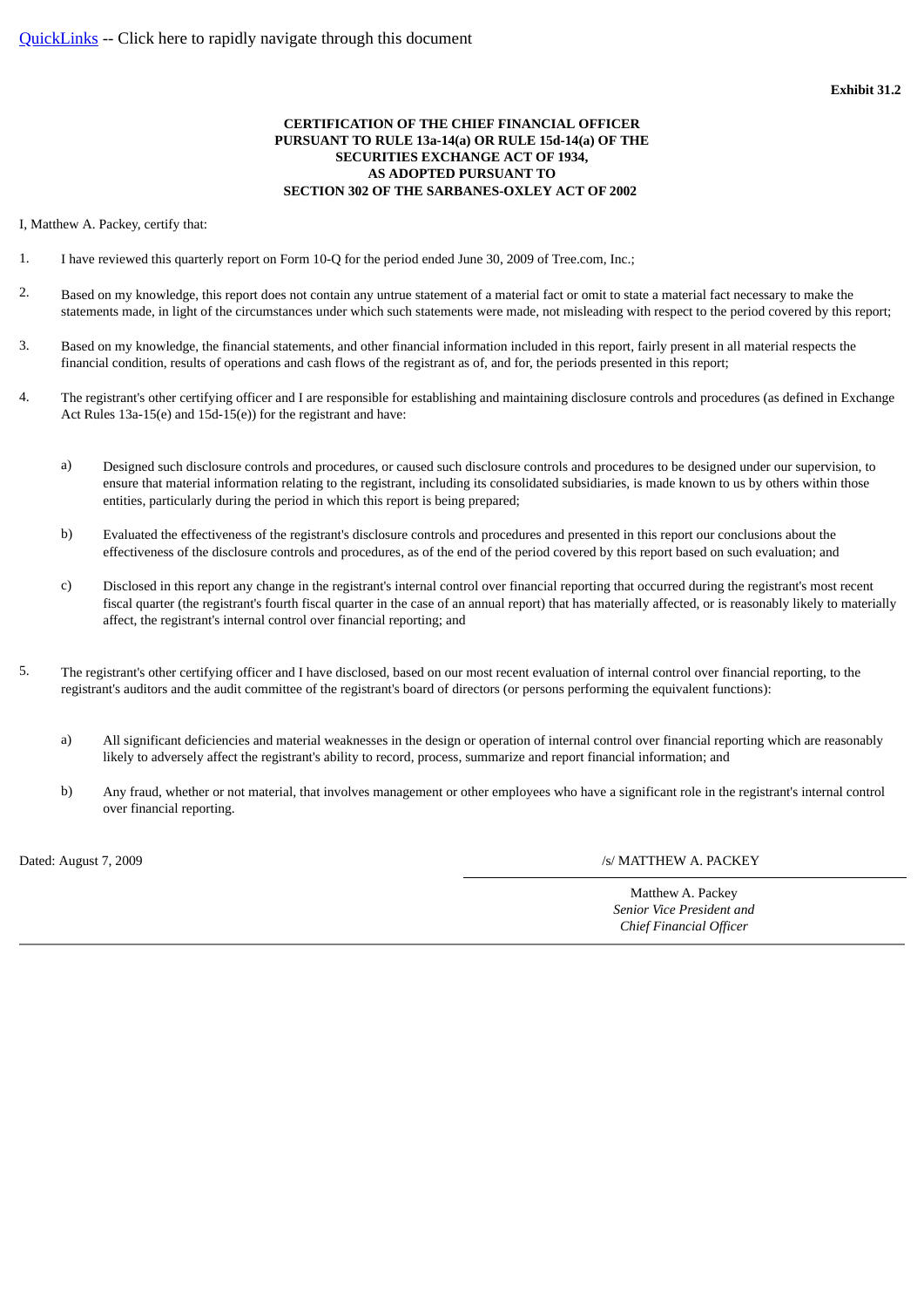QuickLinks -- Click here to rapidly navigate through this document

**Exhibit 31.2**

**CERTIFICATION OF THE CHIEF FINANCIAL OFFICER PURSUANT TO RULE 13a-14(a) OR RULE 15d-14(a) OF THE SECURITIES EXCHANGE ACT OF 1934, AS ADOPTED PURSUANT TO SECTION 302 OF THE SARBANES-OXLEY ACT OF 2002**

I, Matthew A. Packey, certify that:

1. I have reviewed this quarterly report on Form 10-Q for the period ended June 30, 2009 of Tree.com, Inc.;

2. Based on my knowledge, this report does not contain any untrue statement of a material fact or omit to state a material fact necessary to make the statements made, in light of the circumstances under which such statements were made, not misleading with respect to the period covered by this report;

3. Based on my knowledge, the financial statements, and other financial information included in this report, fairly present in all material respects the financial condition, results of operations and cash flows of the registrant as of, and for, the periods presented in this report;

4. The registrant's other certifying officer and I are responsible for establishing and maintaining disclosure controls and procedures (as defined in Exchange Act Rules 13a-15(e) and 15d-15(e)) for the registrant and have:

   a) Designed such disclosure controls and procedures, or caused such disclosure controls and procedures to be designed under our supervision, to ensure that material information relating to the registrant, including its consolidated subsidiaries, is made known to us by others within those entities, particularly during the period in which this report is being prepared;

   b) Evaluated the effectiveness of the registrant's disclosure controls and procedures and presented in this report our conclusions about the effectiveness of the disclosure controls and procedures, as of the end of the period covered by this report based on such evaluation; and

   c) Disclosed in this report any change in the registrant's internal control over financial reporting that occurred during the registrant's most recent fiscal quarter (the registrant's fourth fiscal quarter in the case of an annual report) that has materially affected, or is reasonably likely to materially affect, the registrant's internal control over financial reporting; and

5. The registrant's other certifying officer and I have disclosed, based on our most recent evaluation of internal control over financial reporting, to the registrant's auditors and the audit committee of the registrant's board of directors (or persons performing the equivalent functions):

   a) All significant deficiencies and material weaknesses in the design or operation of internal control over financial reporting which are reasonably likely to adversely affect the registrant's ability to record, process, summarize and report financial information; and

   b) Any fraud, whether or not material, that involves management or other employees who have a significant role in the registrant's internal control over financial reporting.

Dated: August 7, 2009

/s/ MATTHEW A. PACKEY

Matthew A. Packey
*Senior Vice President and*
*Chief Financial Officer*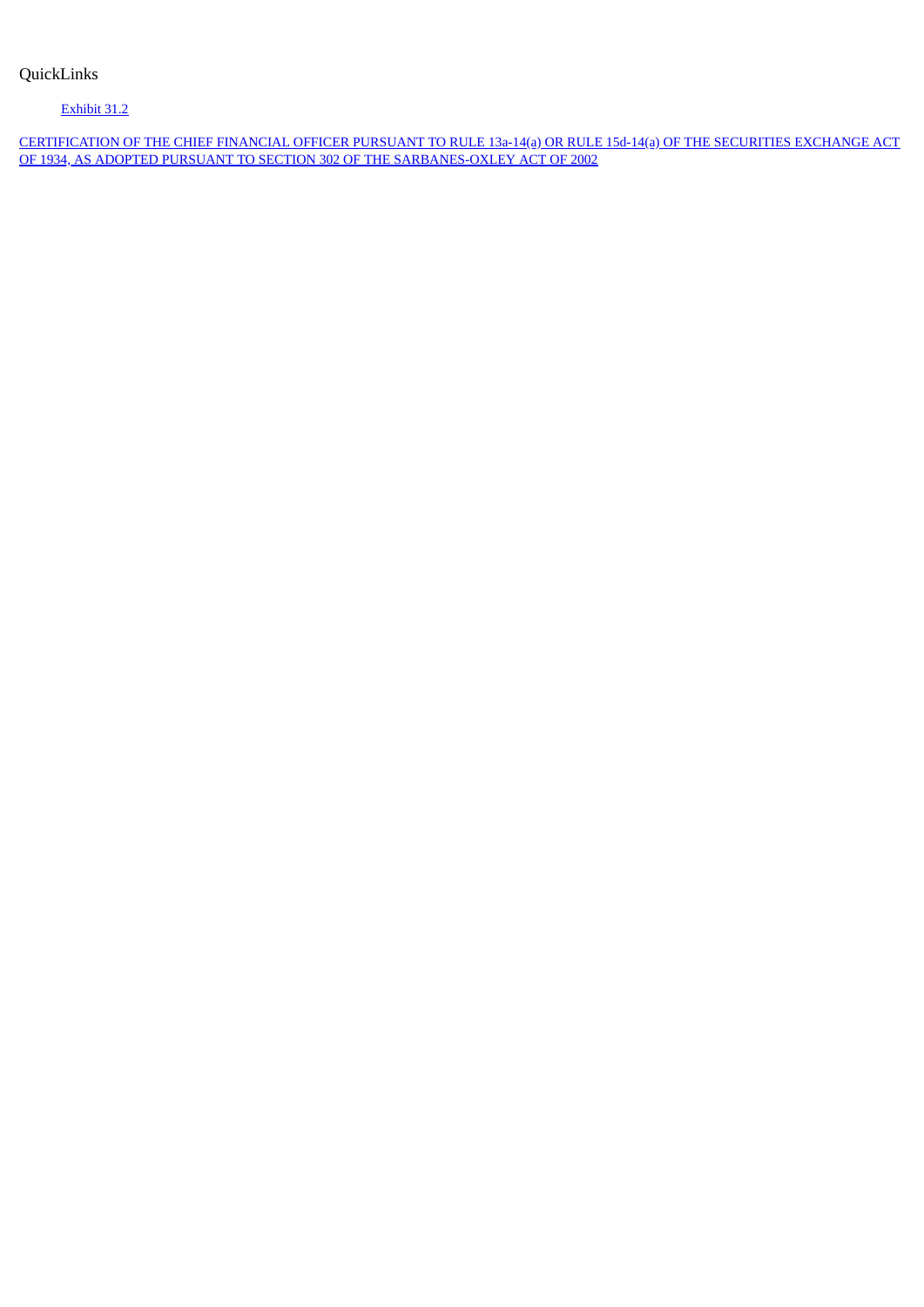QuickLinks

Exhibit 31.2

CERTIFICATION OF THE CHIEF FINANCIAL OFFICER PURSUANT TO RULE 13a-14(a) OR RULE 15d-14(a) OF THE SECURITIES EXCHANGE ACT OF 1934, AS ADOPTED PURSUANT TO SECTION 302 OF THE SARBANES-OXLEY ACT OF 2002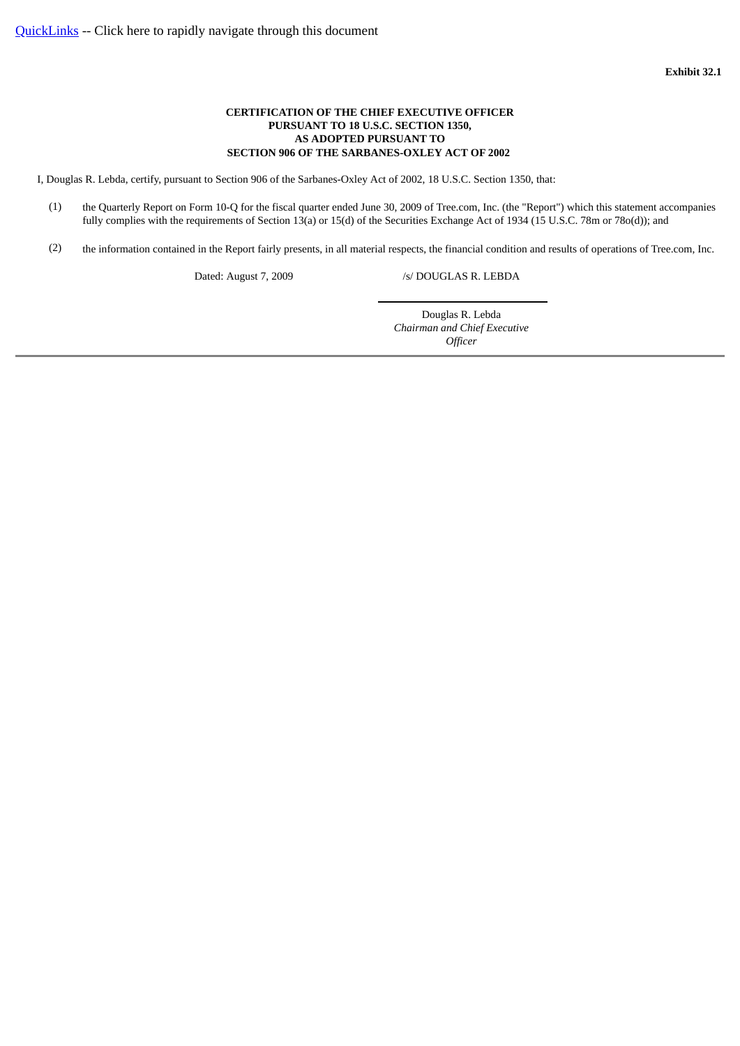QuickLinks -- Click here to rapidly navigate through this document

**Exhibit 32.1**

**CERTIFICATION OF THE CHIEF EXECUTIVE OFFICER PURSUANT TO 18 U.S.C. SECTION 1350, AS ADOPTED PURSUANT TO SECTION 906 OF THE SARBANES-OXLEY ACT OF 2002**

I, Douglas R. Lebda, certify, pursuant to Section 906 of the Sarbanes-Oxley Act of 2002, 18 U.S.C. Section 1350, that:

(1) the Quarterly Report on Form 10-Q for the fiscal quarter ended June 30, 2009 of Tree.com, Inc. (the "Report") which this statement accompanies fully complies with the requirements of Section 13(a) or 15(d) of the Securities Exchange Act of 1934 (15 U.S.C. 78m or 78o(d)); and

(2) the information contained in the Report fairly presents, in all material respects, the financial condition and results of operations of Tree.com, Inc.

Dated: August 7, 2009

/s/ DOUGLAS R. LEBDA

Douglas R. Lebda
*Chairman and Chief Executive Officer*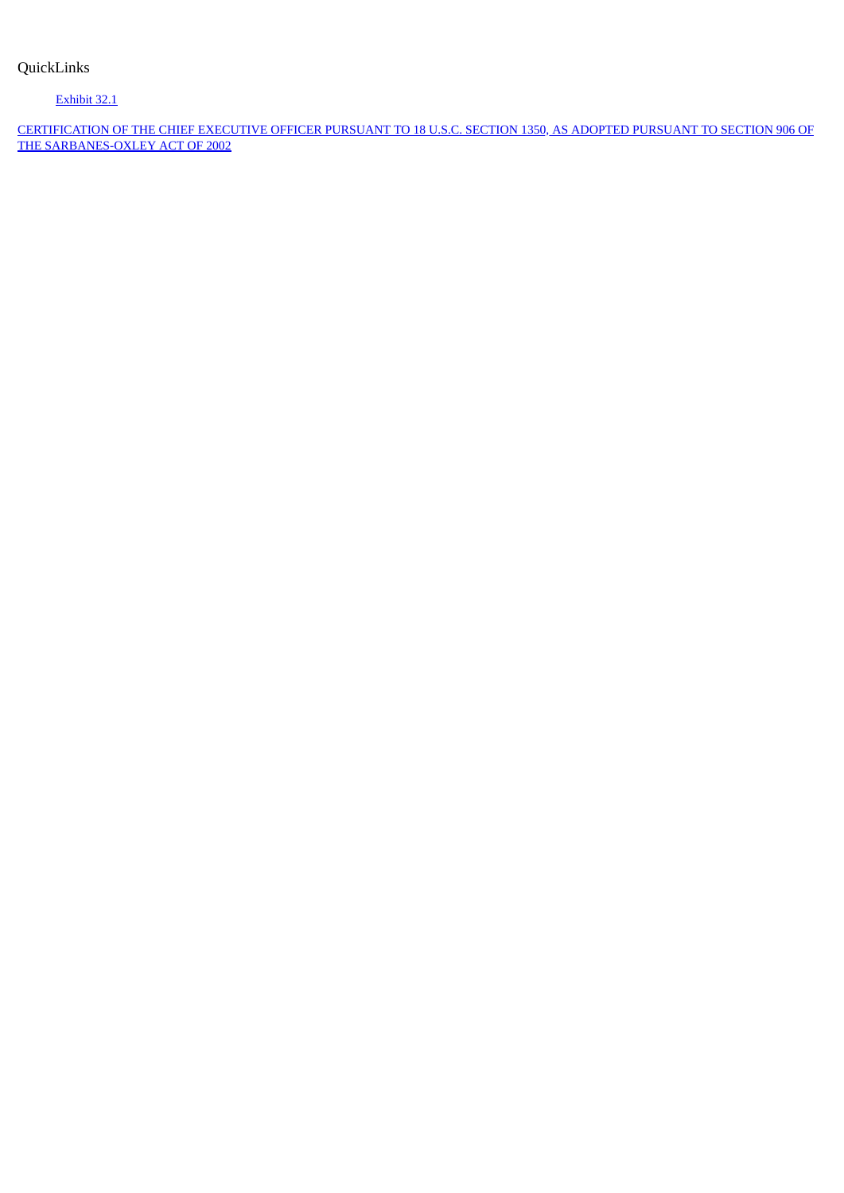QuickLinks

Exhibit 32.1

CERTIFICATION OF THE CHIEF EXECUTIVE OFFICER PURSUANT TO 18 U.S.C. SECTION 1350, AS ADOPTED PURSUANT TO SECTION 906 OF THE SARBANES-OXLEY ACT OF 2002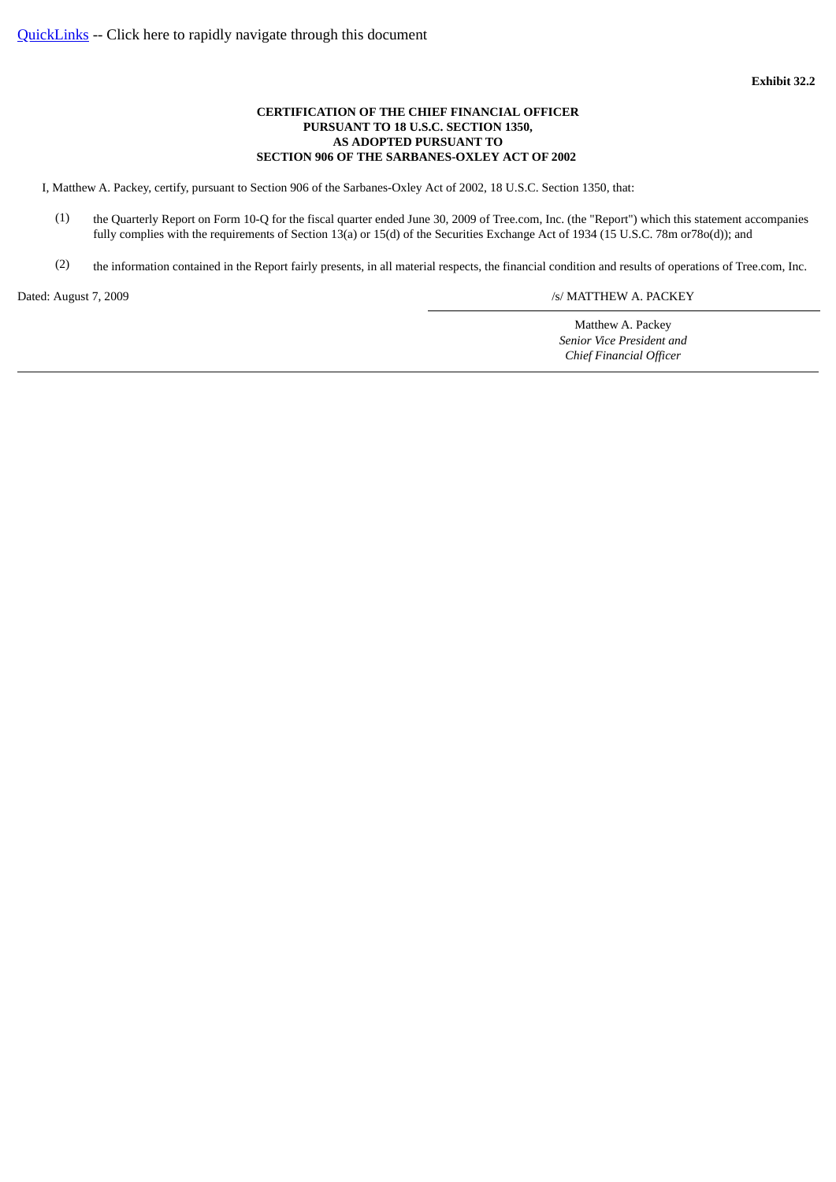[QuickLinks](#) -- Click here to rapidly navigate through this document

**Exhibit 32.2**

**CERTIFICATION OF THE CHIEF FINANCIAL OFFICER PURSUANT TO 18 U.S.C. SECTION 1350, AS ADOPTED PURSUANT TO SECTION 906 OF THE SARBANES-OXLEY ACT OF 2002**

I, Matthew A. Packey, certify, pursuant to Section 906 of the Sarbanes-Oxley Act of 2002, 18 U.S.C. Section 1350, that:

(1) the Quarterly Report on Form 10-Q for the fiscal quarter ended June 30, 2009 of Tree.com, Inc. (the "Report") which this statement accompanies fully complies with the requirements of Section 13(a) or 15(d) of the Securities Exchange Act of 1934 (15 U.S.C. 78m or78o(d)); and

(2) the information contained in the Report fairly presents, in all material respects, the financial condition and results of operations of Tree.com, Inc.

Dated: August 7, 2009

/s/ MATTHEW A. PACKEY

Matthew A. Packey
*Senior Vice President and*
*Chief Financial Officer*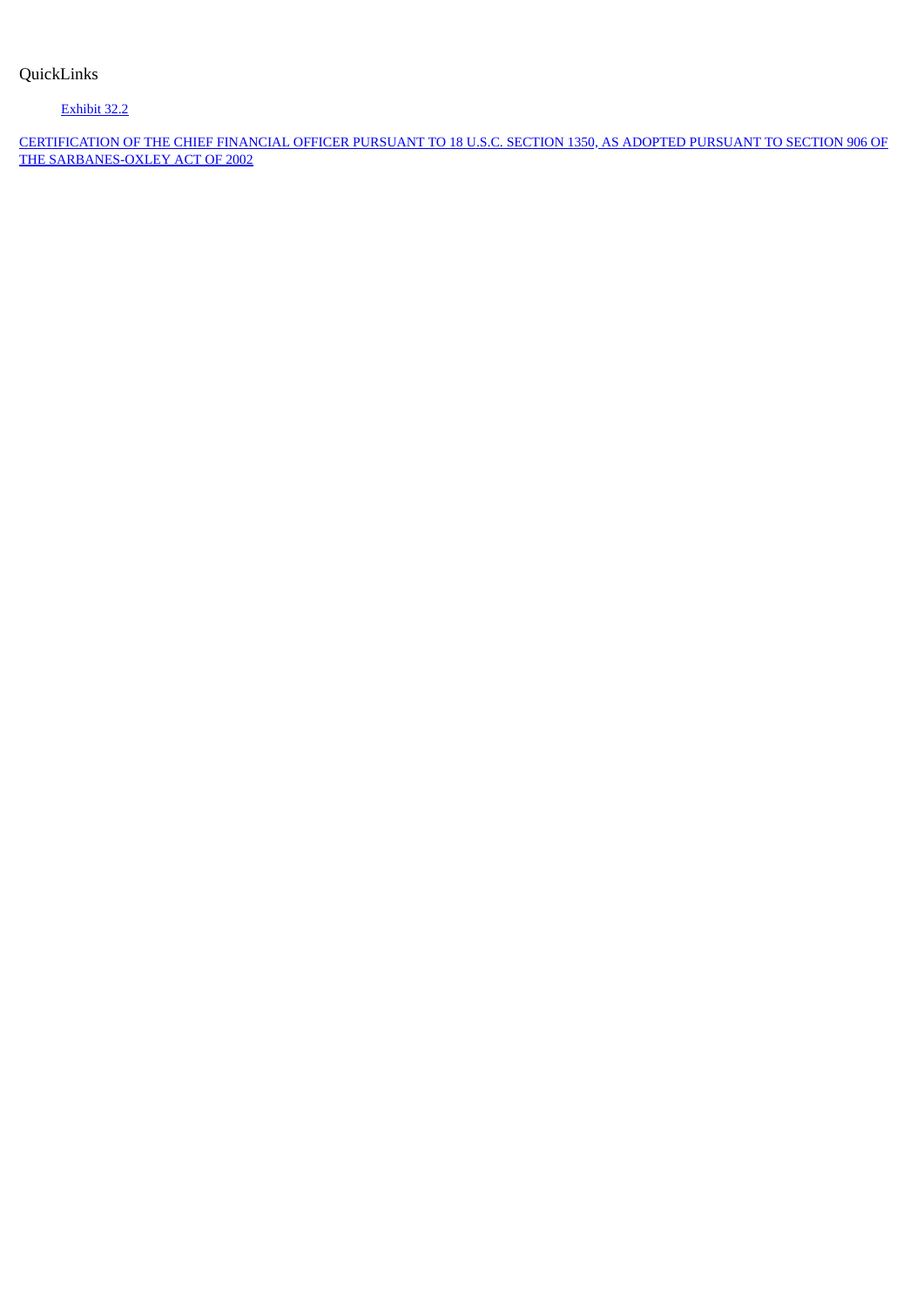QuickLinks

[Exhibit 32.2]

[CERTIFICATION OF THE CHIEF FINANCIAL OFFICER PURSUANT TO 18 U.S.C. SECTION 1350, AS ADOPTED PURSUANT TO SECTION 906 OF THE SARBANES-OXLEY ACT OF 2002]